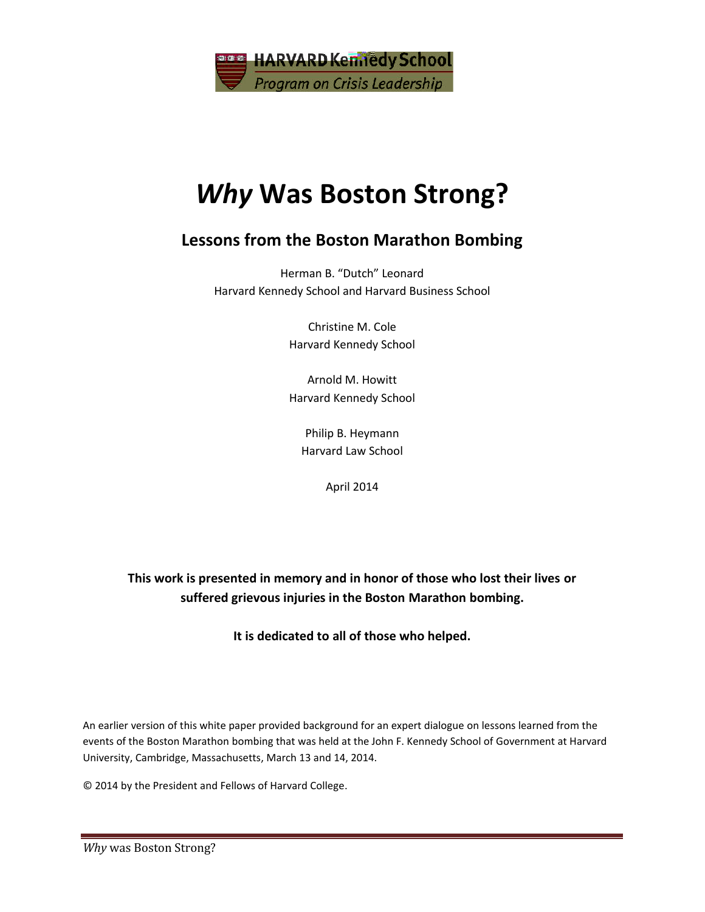HARVARD Kennedy School
Program on Crisis Leadership

# *Why* Was Boston Strong?

## Lessons from the Boston Marathon Bombing

Herman B. "Dutch" Leonard
Harvard Kennedy School and Harvard Business School

Christine M. Cole
Harvard Kennedy School

Arnold M. Howitt
Harvard Kennedy School

Philip B. Heymann
Harvard Law School

April 2014

**This work is presented in memory and in honor of those who lost their lives or suffered grievous injuries in the Boston Marathon bombing.**

**It is dedicated to all of those who helped.**

An earlier version of this white paper provided background for an expert dialogue on lessons learned from the events of the Boston Marathon bombing that was held at the John F. Kennedy School of Government at Harvard University, Cambridge, Massachusetts, March 13 and 14, 2014.

© 2014 by the President and Fellows of Harvard College.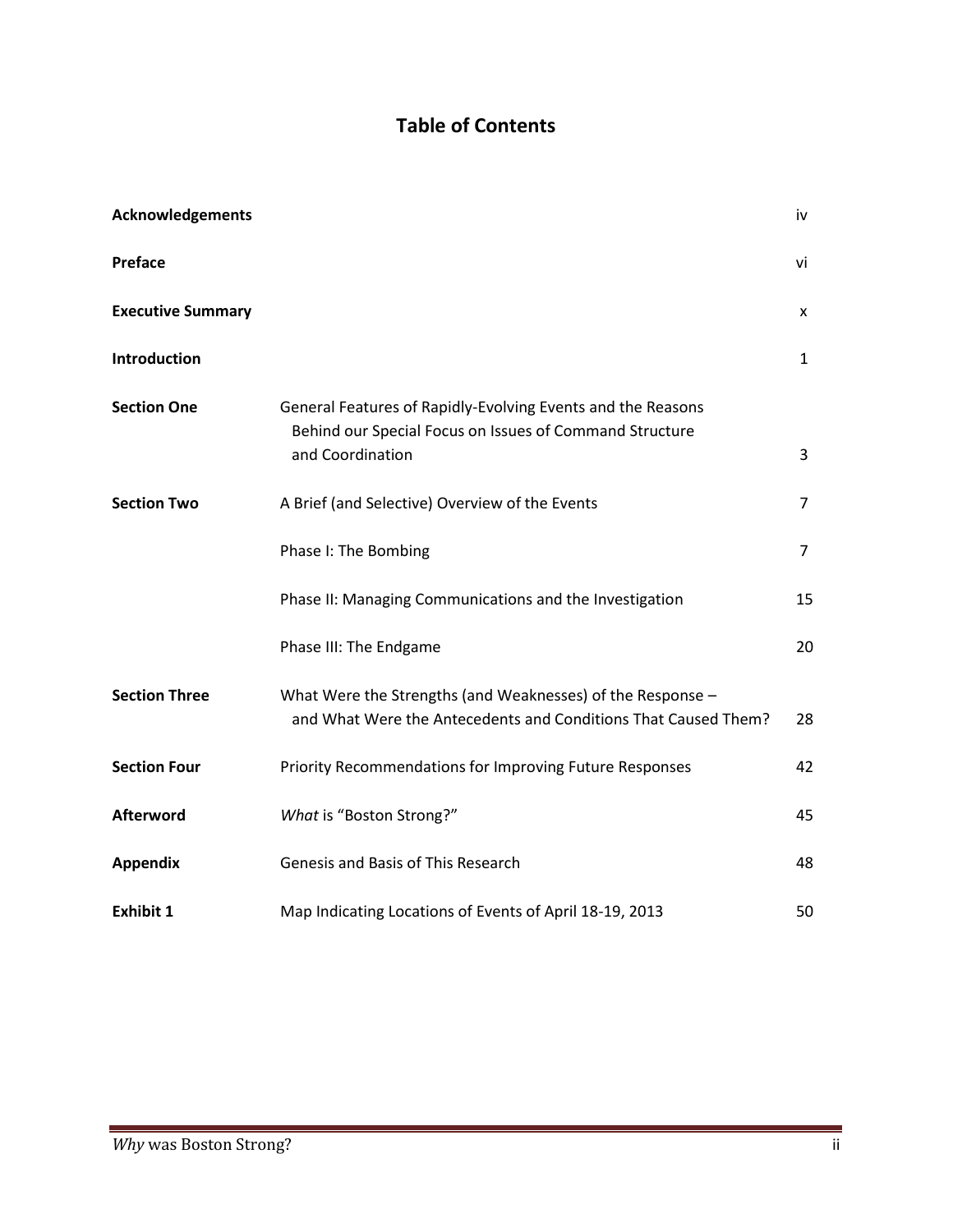# Table of Contents

| | | |
|---|---|---|
| **Acknowledgements** | | iv |
| **Preface** | | vi |
| **Executive Summary** | | x |
| **Introduction** | | 1 |
| **Section One** | General Features of Rapidly-Evolving Events and the Reasons Behind our Special Focus on Issues of Command Structure and Coordination | 3 |
| **Section Two** | A Brief (and Selective) Overview of the Events | 7 |
| | Phase I: The Bombing | 7 |
| | Phase II: Managing Communications and the Investigation | 15 |
| | Phase III: The Endgame | 20 |
| **Section Three** | What Were the Strengths (and Weaknesses) of the Response – and What Were the Antecedents and Conditions That Caused Them? | 28 |
| **Section Four** | Priority Recommendations for Improving Future Responses | 42 |
| **Afterword** | *What* is "Boston Strong?" | 45 |
| **Appendix** | Genesis and Basis of This Research | 48 |
| **Exhibit 1** | Map Indicating Locations of Events of April 18-19, 2013 | 50 |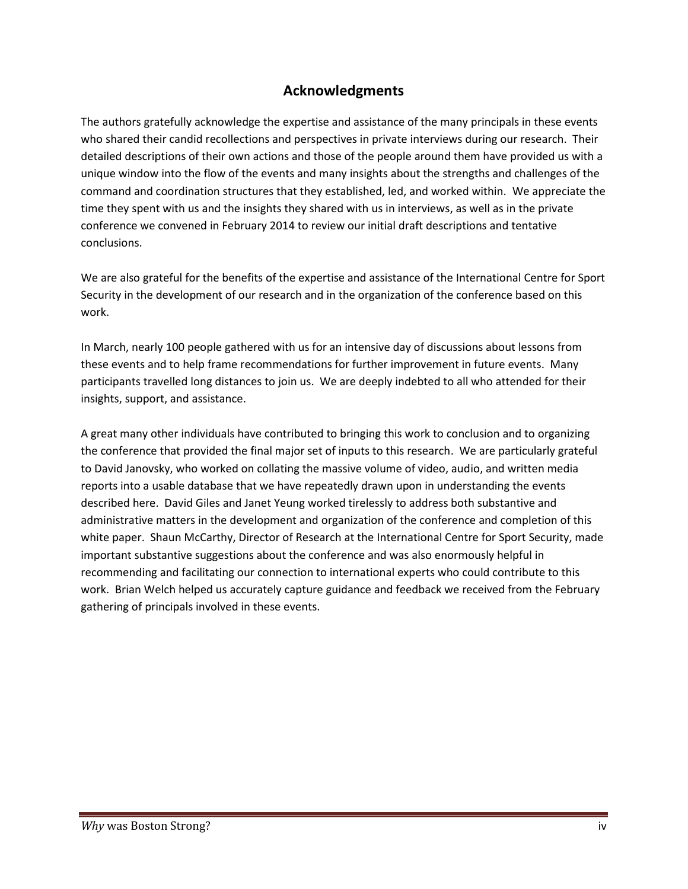## Acknowledgments

The authors gratefully acknowledge the expertise and assistance of the many principals in these events who shared their candid recollections and perspectives in private interviews during our research. Their detailed descriptions of their own actions and those of the people around them have provided us with a unique window into the flow of the events and many insights about the strengths and challenges of the command and coordination structures that they established, led, and worked within. We appreciate the time they spent with us and the insights they shared with us in interviews, as well as in the private conference we convened in February 2014 to review our initial draft descriptions and tentative conclusions.

We are also grateful for the benefits of the expertise and assistance of the International Centre for Sport Security in the development of our research and in the organization of the conference based on this work.

In March, nearly 100 people gathered with us for an intensive day of discussions about lessons from these events and to help frame recommendations for further improvement in future events. Many participants travelled long distances to join us. We are deeply indebted to all who attended for their insights, support, and assistance.

A great many other individuals have contributed to bringing this work to conclusion and to organizing the conference that provided the final major set of inputs to this research. We are particularly grateful to David Janovsky, who worked on collating the massive volume of video, audio, and written media reports into a usable database that we have repeatedly drawn upon in understanding the events described here. David Giles and Janet Yeung worked tirelessly to address both substantive and administrative matters in the development and organization of the conference and completion of this white paper. Shaun McCarthy, Director of Research at the International Centre for Sport Security, made important substantive suggestions about the conference and was also enormously helpful in recommending and facilitating our connection to international experts who could contribute to this work. Brian Welch helped us accurately capture guidance and feedback we received from the February gathering of principals involved in these events.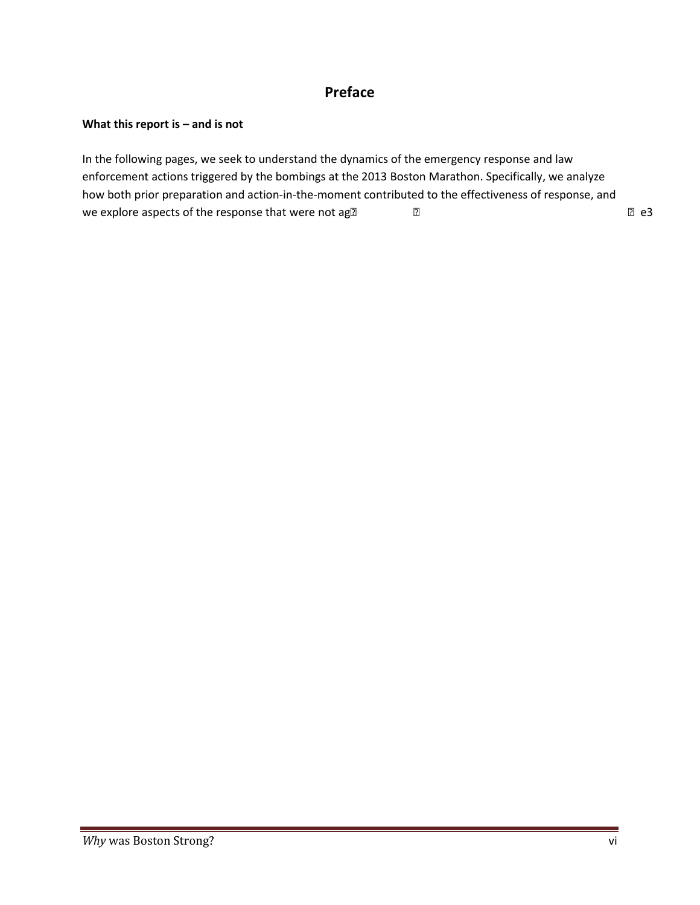# Preface

**What this report is – and is not**

In the following pages, we seek to understand the dynamics of the emergency response and law enforcement actions triggered by the bombings at the 2013 Boston Marathon. Specifically, we analyze how both prior preparation and action-in-the-moment contributed to the effectiveness of response, and we explore aspects of the response that were not ag e3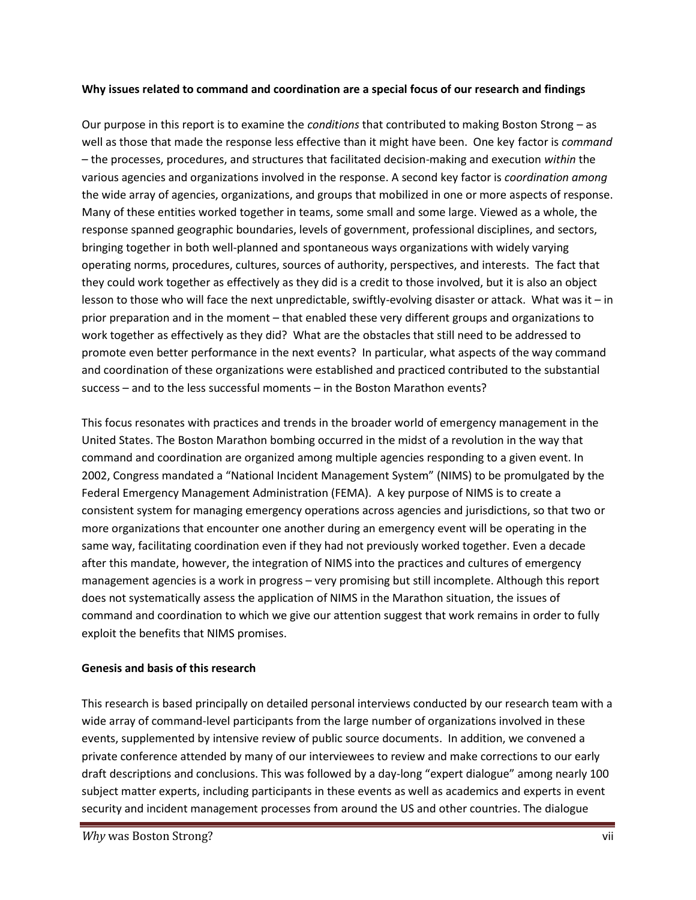**Why issues related to command and coordination are a special focus of our research and findings**

Our purpose in this report is to examine the *conditions* that contributed to making Boston Strong – as well as those that made the response less effective than it might have been. One key factor is *command* – the processes, procedures, and structures that facilitated decision-making and execution *within* the various agencies and organizations involved in the response. A second key factor is *coordination among* the wide array of agencies, organizations, and groups that mobilized in one or more aspects of response. Many of these entities worked together in teams, some small and some large. Viewed as a whole, the response spanned geographic boundaries, levels of government, professional disciplines, and sectors, bringing together in both well-planned and spontaneous ways organizations with widely varying operating norms, procedures, cultures, sources of authority, perspectives, and interests. The fact that they could work together as effectively as they did is a credit to those involved, but it is also an object lesson to those who will face the next unpredictable, swiftly-evolving disaster or attack. What was it – in prior preparation and in the moment – that enabled these very different groups and organizations to work together as effectively as they did? What are the obstacles that still need to be addressed to promote even better performance in the next events? In particular, what aspects of the way command and coordination of these organizations were established and practiced contributed to the substantial success – and to the less successful moments – in the Boston Marathon events?

This focus resonates with practices and trends in the broader world of emergency management in the United States. The Boston Marathon bombing occurred in the midst of a revolution in the way that command and coordination are organized among multiple agencies responding to a given event. In 2002, Congress mandated a "National Incident Management System" (NIMS) to be promulgated by the Federal Emergency Management Administration (FEMA). A key purpose of NIMS is to create a consistent system for managing emergency operations across agencies and jurisdictions, so that two or more organizations that encounter one another during an emergency event will be operating in the same way, facilitating coordination even if they had not previously worked together. Even a decade after this mandate, however, the integration of NIMS into the practices and cultures of emergency management agencies is a work in progress – very promising but still incomplete. Although this report does not systematically assess the application of NIMS in the Marathon situation, the issues of command and coordination to which we give our attention suggest that work remains in order to fully exploit the benefits that NIMS promises.

**Genesis and basis of this research**

This research is based principally on detailed personal interviews conducted by our research team with a wide array of command-level participants from the large number of organizations involved in these events, supplemented by intensive review of public source documents. In addition, we convened a private conference attended by many of our interviewees to review and make corrections to our early draft descriptions and conclusions. This was followed by a day-long "expert dialogue" among nearly 100 subject matter experts, including participants in these events as well as academics and experts in event security and incident management processes from around the US and other countries. The dialogue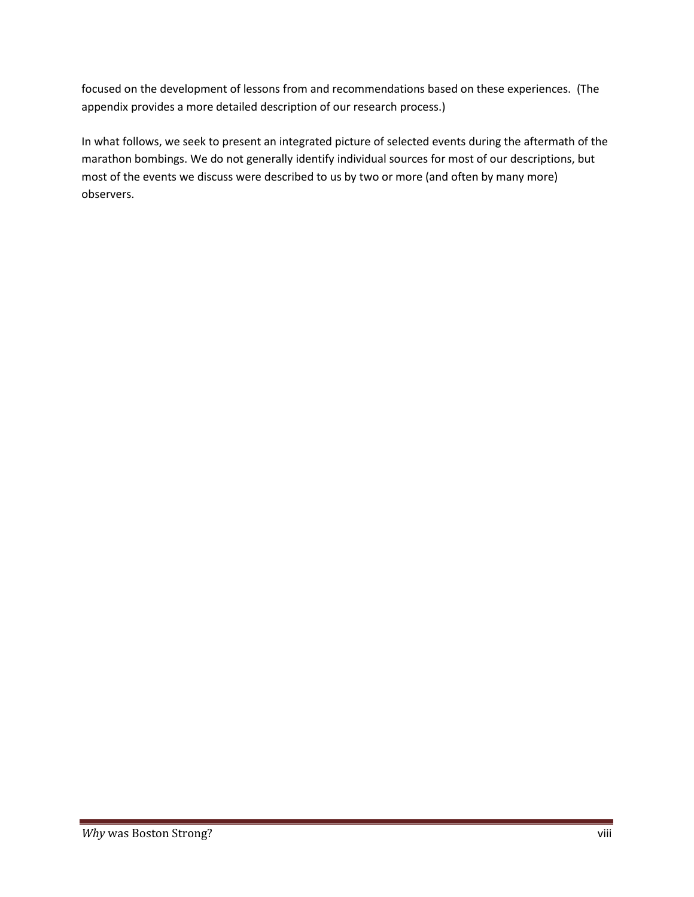focused on the development of lessons from and recommendations based on these experiences. (The appendix provides a more detailed description of our research process.)

In what follows, we seek to present an integrated picture of selected events during the aftermath of the marathon bombings. We do not generally identify individual sources for most of our descriptions, but most of the events we discuss were described to us by two or more (and often by many more) observers.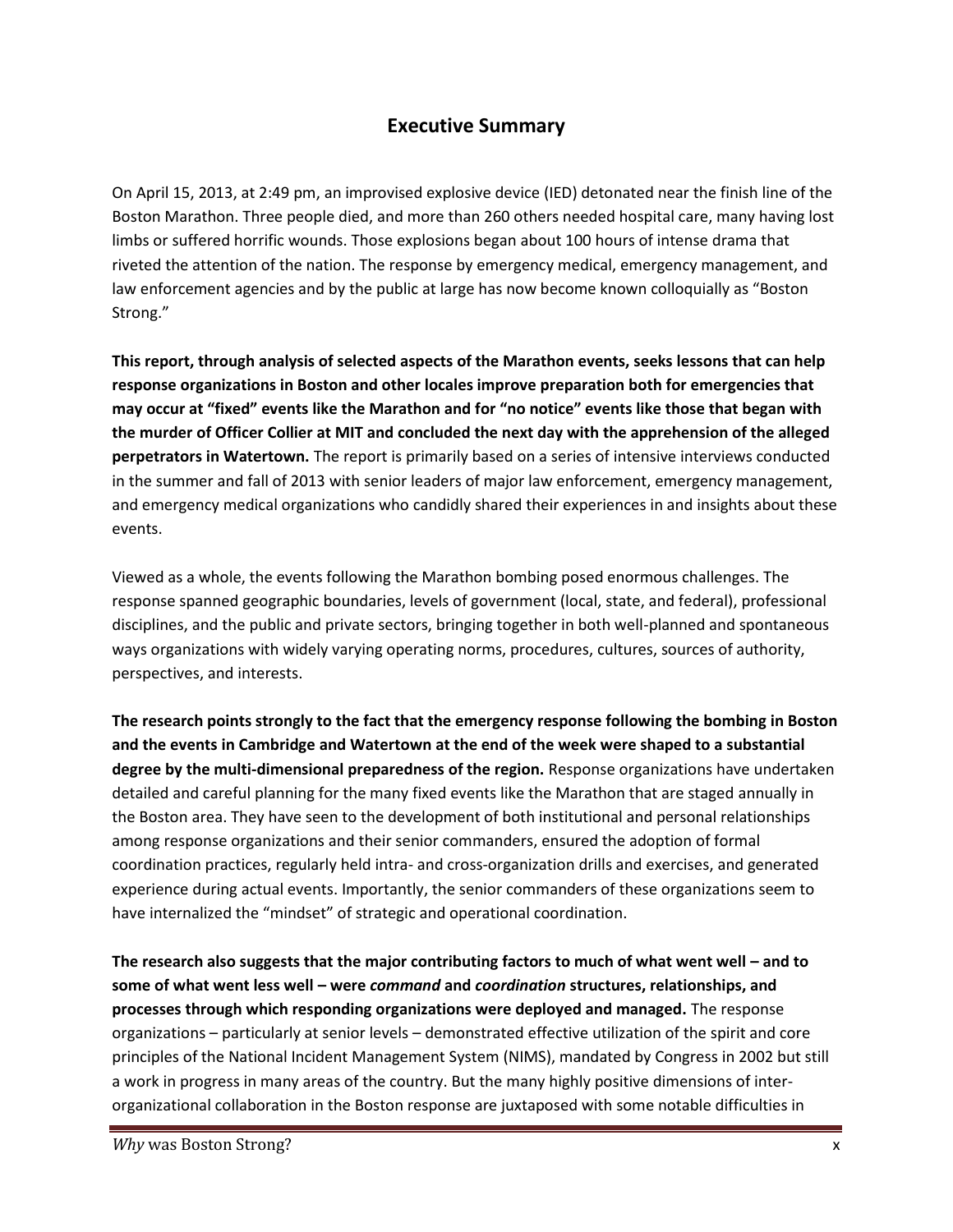## Executive Summary

On April 15, 2013, at 2:49 pm, an improvised explosive device (IED) detonated near the finish line of the Boston Marathon. Three people died, and more than 260 others needed hospital care, many having lost limbs or suffered horrific wounds. Those explosions began about 100 hours of intense drama that riveted the attention of the nation. The response by emergency medical, emergency management, and law enforcement agencies and by the public at large has now become known colloquially as "Boston Strong."

**This report, through analysis of selected aspects of the Marathon events, seeks lessons that can help response organizations in Boston and other locales improve preparation both for emergencies that may occur at "fixed" events like the Marathon and for "no notice" events like those that began with the murder of Officer Collier at MIT and concluded the next day with the apprehension of the alleged perpetrators in Watertown.** The report is primarily based on a series of intensive interviews conducted in the summer and fall of 2013 with senior leaders of major law enforcement, emergency management, and emergency medical organizations who candidly shared their experiences in and insights about these events.

Viewed as a whole, the events following the Marathon bombing posed enormous challenges. The response spanned geographic boundaries, levels of government (local, state, and federal), professional disciplines, and the public and private sectors, bringing together in both well-planned and spontaneous ways organizations with widely varying operating norms, procedures, cultures, sources of authority, perspectives, and interests.

**The research points strongly to the fact that the emergency response following the bombing in Boston and the events in Cambridge and Watertown at the end of the week were shaped to a substantial degree by the multi-dimensional preparedness of the region.** Response organizations have undertaken detailed and careful planning for the many fixed events like the Marathon that are staged annually in the Boston area. They have seen to the development of both institutional and personal relationships among response organizations and their senior commanders, ensured the adoption of formal coordination practices, regularly held intra- and cross-organization drills and exercises, and generated experience during actual events. Importantly, the senior commanders of these organizations seem to have internalized the "mindset" of strategic and operational coordination.

**The research also suggests that the major contributing factors to much of what went well – and to some of what went less well – were *command* and *coordination* structures, relationships, and processes through which responding organizations were deployed and managed.** The response organizations – particularly at senior levels – demonstrated effective utilization of the spirit and core principles of the National Incident Management System (NIMS), mandated by Congress in 2002 but still a work in progress in many areas of the country. But the many highly positive dimensions of inter-organizational collaboration in the Boston response are juxtaposed with some notable difficulties in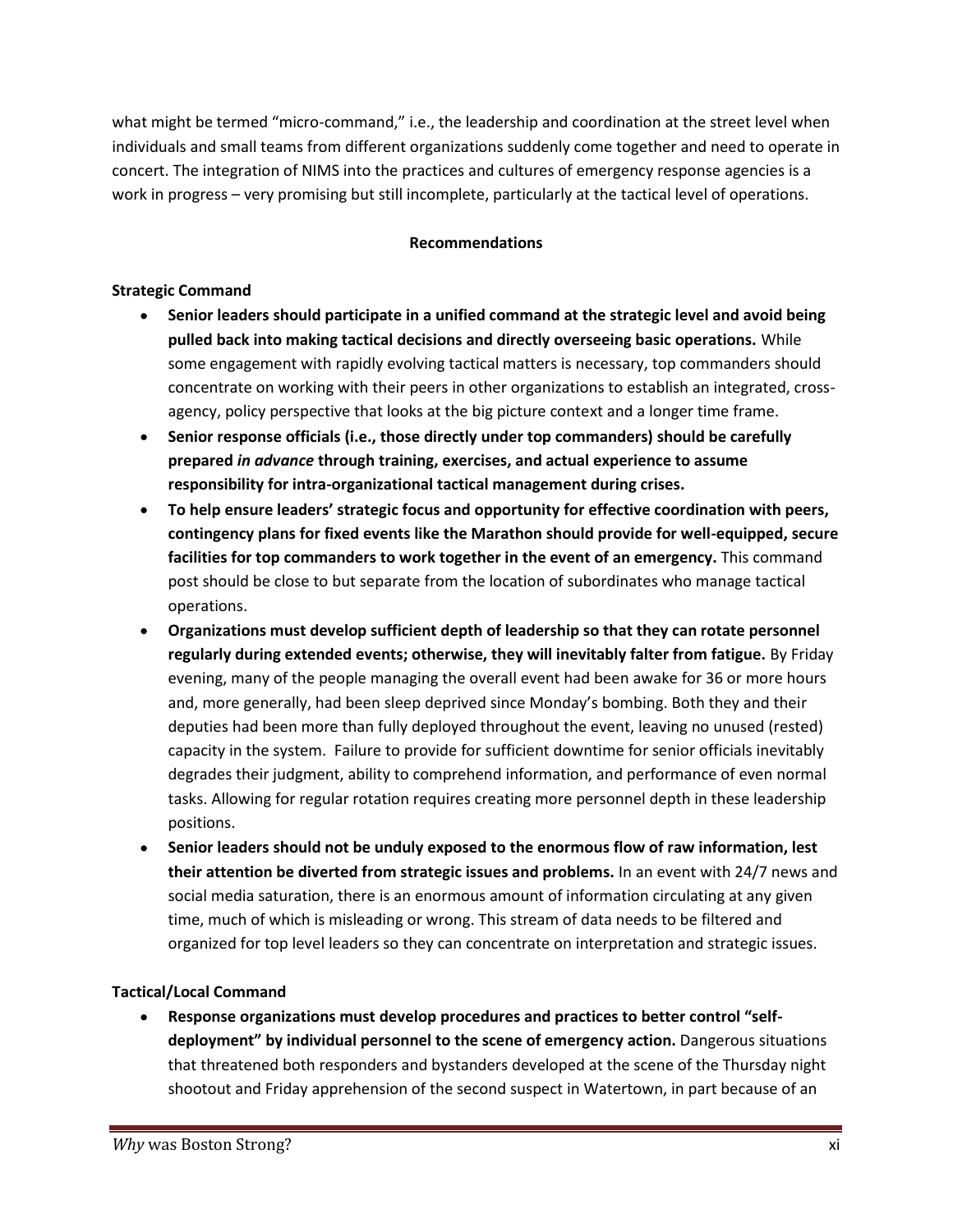what might be termed "micro-command," i.e., the leadership and coordination at the street level when individuals and small teams from different organizations suddenly come together and need to operate in concert. The integration of NIMS into the practices and cultures of emergency response agencies is a work in progress – very promising but still incomplete, particularly at the tactical level of operations.

## Recommendations

### Strategic Command

- **Senior leaders should participate in a unified command at the strategic level and avoid being pulled back into making tactical decisions and directly overseeing basic operations.** While some engagement with rapidly evolving tactical matters is necessary, top commanders should concentrate on working with their peers in other organizations to establish an integrated, cross-agency, policy perspective that looks at the big picture context and a longer time frame.
- **Senior response officials (i.e., those directly under top commanders) should be carefully prepared *in advance* through training, exercises, and actual experience to assume responsibility for intra-organizational tactical management during crises.**
- **To help ensure leaders' strategic focus and opportunity for effective coordination with peers, contingency plans for fixed events like the Marathon should provide for well-equipped, secure facilities for top commanders to work together in the event of an emergency.** This command post should be close to but separate from the location of subordinates who manage tactical operations.
- **Organizations must develop sufficient depth of leadership so that they can rotate personnel regularly during extended events; otherwise, they will inevitably falter from fatigue.** By Friday evening, many of the people managing the overall event had been awake for 36 or more hours and, more generally, had been sleep deprived since Monday's bombing. Both they and their deputies had been more than fully deployed throughout the event, leaving no unused (rested) capacity in the system. Failure to provide for sufficient downtime for senior officials inevitably degrades their judgment, ability to comprehend information, and performance of even normal tasks. Allowing for regular rotation requires creating more personnel depth in these leadership positions.
- **Senior leaders should not be unduly exposed to the enormous flow of raw information, lest their attention be diverted from strategic issues and problems.** In an event with 24/7 news and social media saturation, there is an enormous amount of information circulating at any given time, much of which is misleading or wrong. This stream of data needs to be filtered and organized for top level leaders so they can concentrate on interpretation and strategic issues.

### Tactical/Local Command

- **Response organizations must develop procedures and practices to better control "self-deployment" by individual personnel to the scene of emergency action.** Dangerous situations that threatened both responders and bystanders developed at the scene of the Thursday night shootout and Friday apprehension of the second suspect in Watertown, in part because of an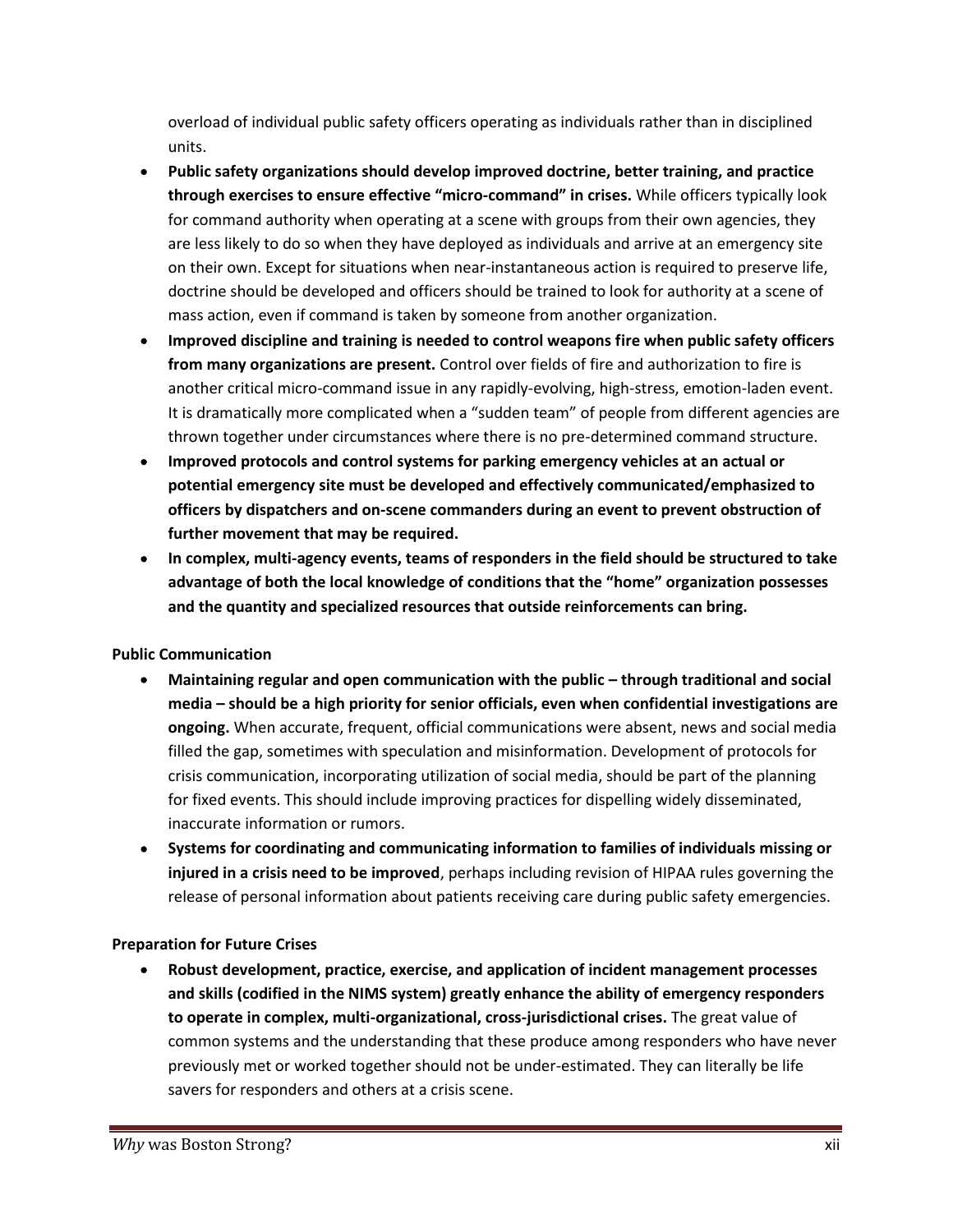overload of individual public safety officers operating as individuals rather than in disciplined units.

- **Public safety organizations should develop improved doctrine, better training, and practice through exercises to ensure effective "micro-command" in crises.** While officers typically look for command authority when operating at a scene with groups from their own agencies, they are less likely to do so when they have deployed as individuals and arrive at an emergency site on their own. Except for situations when near-instantaneous action is required to preserve life, doctrine should be developed and officers should be trained to look for authority at a scene of mass action, even if command is taken by someone from another organization.
- **Improved discipline and training is needed to control weapons fire when public safety officers from many organizations are present.** Control over fields of fire and authorization to fire is another critical micro-command issue in any rapidly-evolving, high-stress, emotion-laden event. It is dramatically more complicated when a "sudden team" of people from different agencies are thrown together under circumstances where there is no pre-determined command structure.
- **Improved protocols and control systems for parking emergency vehicles at an actual or potential emergency site must be developed and effectively communicated/emphasized to officers by dispatchers and on-scene commanders during an event to prevent obstruction of further movement that may be required.**
- **In complex, multi-agency events, teams of responders in the field should be structured to take advantage of both the local knowledge of conditions that the "home" organization possesses and the quantity and specialized resources that outside reinforcements can bring.**

**Public Communication**

- **Maintaining regular and open communication with the public – through traditional and social media – should be a high priority for senior officials, even when confidential investigations are ongoing.** When accurate, frequent, official communications were absent, news and social media filled the gap, sometimes with speculation and misinformation. Development of protocols for crisis communication, incorporating utilization of social media, should be part of the planning for fixed events. This should include improving practices for dispelling widely disseminated, inaccurate information or rumors.
- **Systems for coordinating and communicating information to families of individuals missing or injured in a crisis need to be improved**, perhaps including revision of HIPAA rules governing the release of personal information about patients receiving care during public safety emergencies.

**Preparation for Future Crises**

- **Robust development, practice, exercise, and application of incident management processes and skills (codified in the NIMS system) greatly enhance the ability of emergency responders to operate in complex, multi-organizational, cross-jurisdictional crises.** The great value of common systems and the understanding that these produce among responders who have never previously met or worked together should not be under-estimated. They can literally be life savers for responders and others at a crisis scene.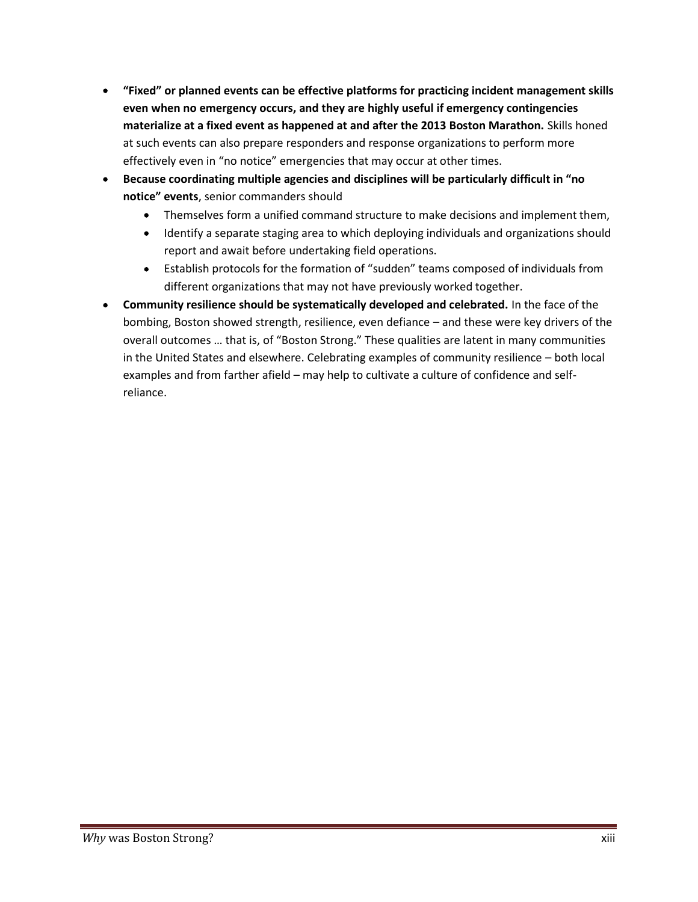- **"Fixed" or planned events can be effective platforms for practicing incident management skills even when no emergency occurs, and they are highly useful if emergency contingencies materialize at a fixed event as happened at and after the 2013 Boston Marathon.** Skills honed at such events can also prepare responders and response organizations to perform more effectively even in "no notice" emergencies that may occur at other times.
- **Because coordinating multiple agencies and disciplines will be particularly difficult in "no notice" events**, senior commanders should
    - Themselves form a unified command structure to make decisions and implement them,
    - Identify a separate staging area to which deploying individuals and organizations should report and await before undertaking field operations.
    - Establish protocols for the formation of "sudden" teams composed of individuals from different organizations that may not have previously worked together.
- **Community resilience should be systematically developed and celebrated.** In the face of the bombing, Boston showed strength, resilience, even defiance – and these were key drivers of the overall outcomes … that is, of "Boston Strong." These qualities are latent in many communities in the United States and elsewhere. Celebrating examples of community resilience – both local examples and from farther afield – may help to cultivate a culture of confidence and self-reliance.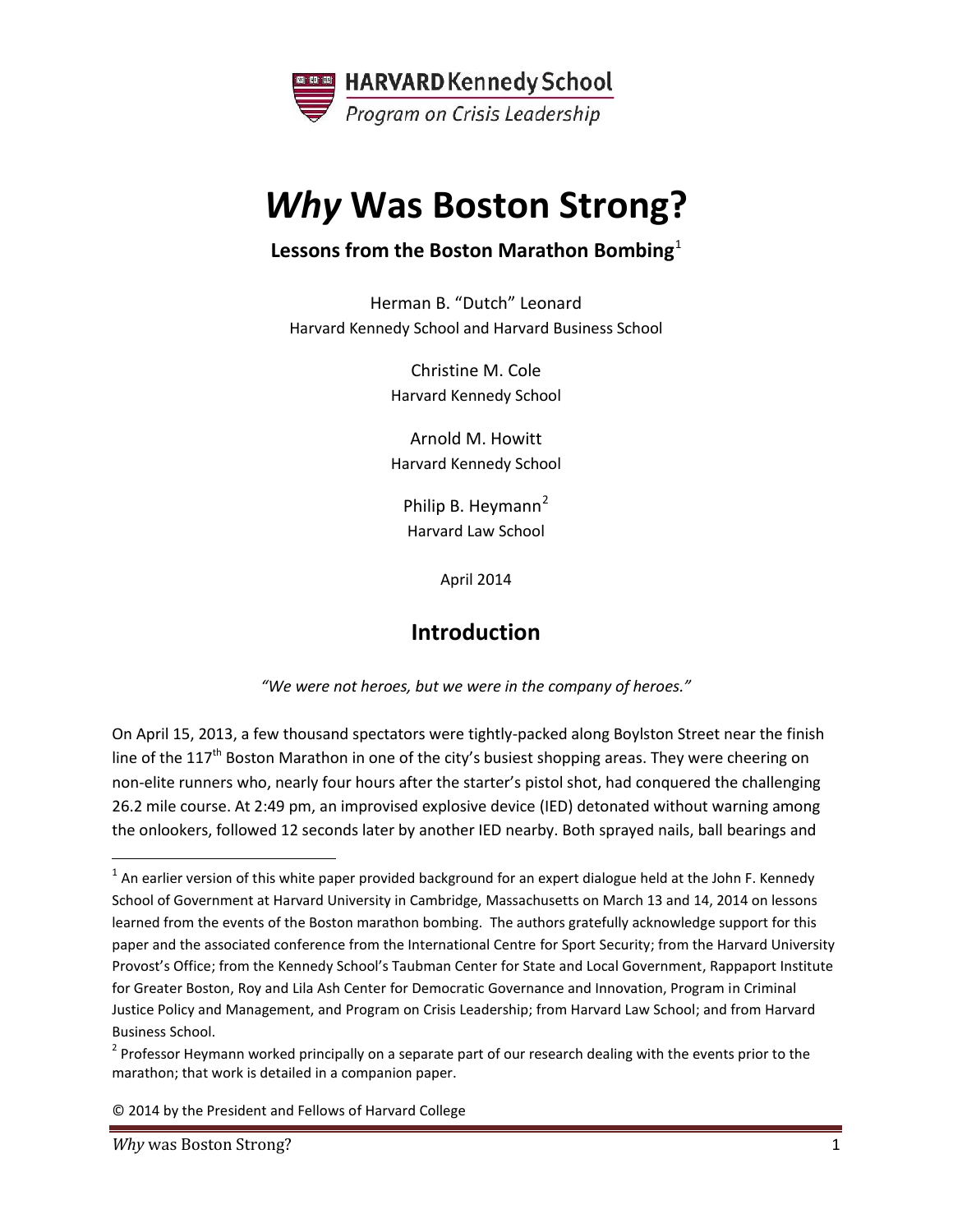# *Why* Was Boston Strong?

**Lessons from the Boston Marathon Bombing**[1]

Herman B. "Dutch" Leonard
Harvard Kennedy School and Harvard Business School

Christine M. Cole
Harvard Kennedy School

Arnold M. Howitt
Harvard Kennedy School

Philip B. Heymann[2]
Harvard Law School

April 2014

## Introduction

*"We were not heroes, but we were in the company of heroes."*

On April 15, 2013, a few thousand spectators were tightly-packed along Boylston Street near the finish line of the 117th Boston Marathon in one of the city's busiest shopping areas. They were cheering on non-elite runners who, nearly four hours after the starter's pistol shot, had conquered the challenging 26.2 mile course. At 2:49 pm, an improvised explosive device (IED) detonated without warning among the onlookers, followed 12 seconds later by another IED nearby. Both sprayed nails, ball bearings and

---

[1] An earlier version of this white paper provided background for an expert dialogue held at the John F. Kennedy School of Government at Harvard University in Cambridge, Massachusetts on March 13 and 14, 2014 on lessons learned from the events of the Boston marathon bombing. The authors gratefully acknowledge support for this paper and the associated conference from the International Centre for Sport Security; from the Harvard University Provost's Office; from the Kennedy School's Taubman Center for State and Local Government, Rappaport Institute for Greater Boston, Roy and Lila Ash Center for Democratic Governance and Innovation, Program in Criminal Justice Policy and Management, and Program on Crisis Leadership; from Harvard Law School; and from Harvard Business School.

[2] Professor Heymann worked principally on a separate part of our research dealing with the events prior to the marathon; that work is detailed in a companion paper.

© 2014 by the President and Fellows of Harvard College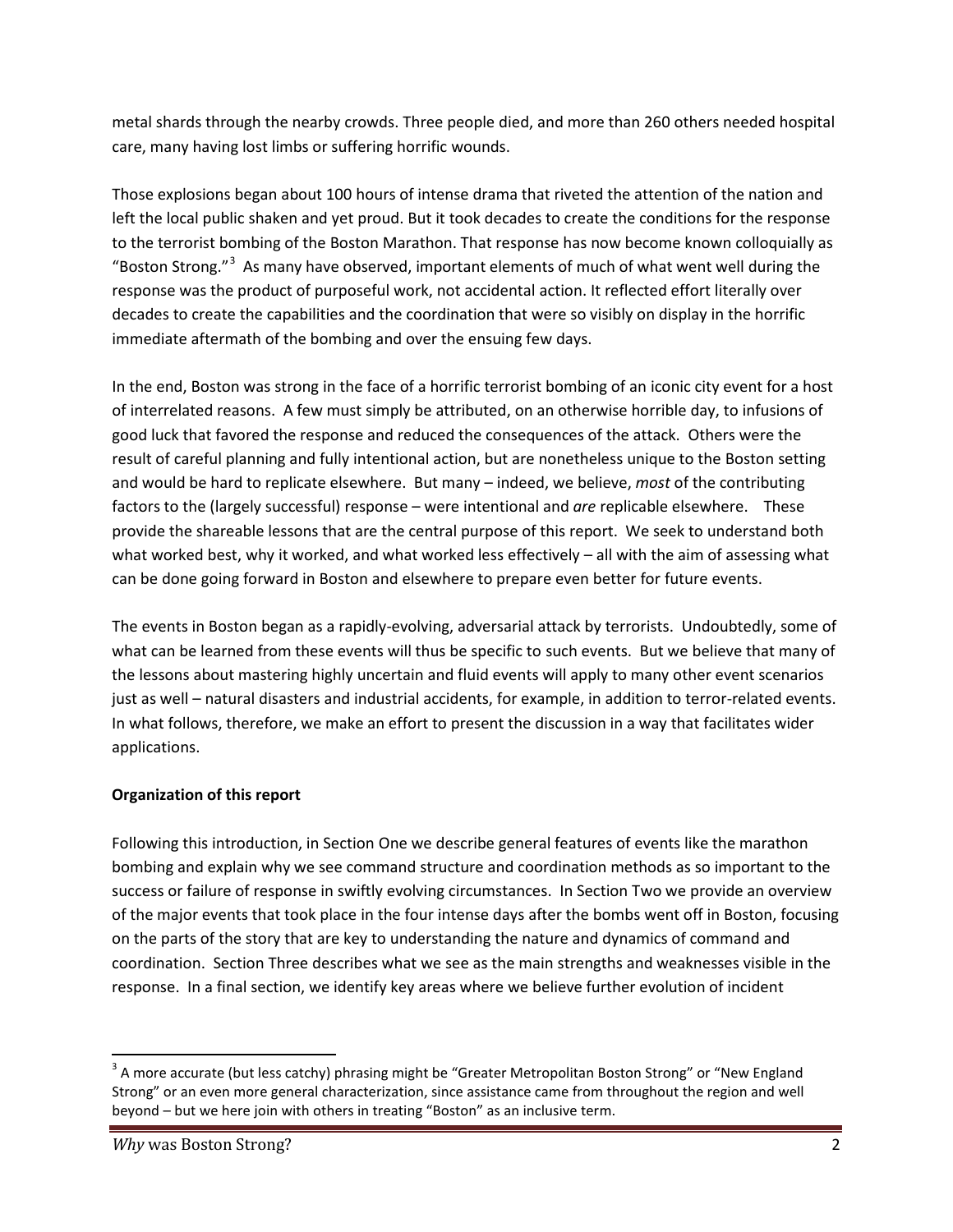metal shards through the nearby crowds. Three people died, and more than 260 others needed hospital care, many having lost limbs or suffering horrific wounds.

Those explosions began about 100 hours of intense drama that riveted the attention of the nation and left the local public shaken and yet proud. But it took decades to create the conditions for the response to the terrorist bombing of the Boston Marathon. That response has now become known colloquially as "Boston Strong."[3] As many have observed, important elements of much of what went well during the response was the product of purposeful work, not accidental action. It reflected effort literally over decades to create the capabilities and the coordination that were so visibly on display in the horrific immediate aftermath of the bombing and over the ensuing few days.

In the end, Boston was strong in the face of a horrific terrorist bombing of an iconic city event for a host of interrelated reasons. A few must simply be attributed, on an otherwise horrible day, to infusions of good luck that favored the response and reduced the consequences of the attack. Others were the result of careful planning and fully intentional action, but are nonetheless unique to the Boston setting and would be hard to replicate elsewhere. But many – indeed, we believe, *most* of the contributing factors to the (largely successful) response – were intentional and *are* replicable elsewhere. These provide the shareable lessons that are the central purpose of this report. We seek to understand both what worked best, why it worked, and what worked less effectively – all with the aim of assessing what can be done going forward in Boston and elsewhere to prepare even better for future events.

The events in Boston began as a rapidly-evolving, adversarial attack by terrorists. Undoubtedly, some of what can be learned from these events will thus be specific to such events. But we believe that many of the lessons about mastering highly uncertain and fluid events will apply to many other event scenarios just as well – natural disasters and industrial accidents, for example, in addition to terror-related events. In what follows, therefore, we make an effort to present the discussion in a way that facilitates wider applications.

**Organization of this report**

Following this introduction, in Section One we describe general features of events like the marathon bombing and explain why we see command structure and coordination methods as so important to the success or failure of response in swiftly evolving circumstances. In Section Two we provide an overview of the major events that took place in the four intense days after the bombs went off in Boston, focusing on the parts of the story that are key to understanding the nature and dynamics of command and coordination. Section Three describes what we see as the main strengths and weaknesses visible in the response. In a final section, we identify key areas where we believe further evolution of incident

[3] A more accurate (but less catchy) phrasing might be "Greater Metropolitan Boston Strong" or "New England Strong" or an even more general characterization, since assistance came from throughout the region and well beyond – but we here join with others in treating "Boston" as an inclusive term.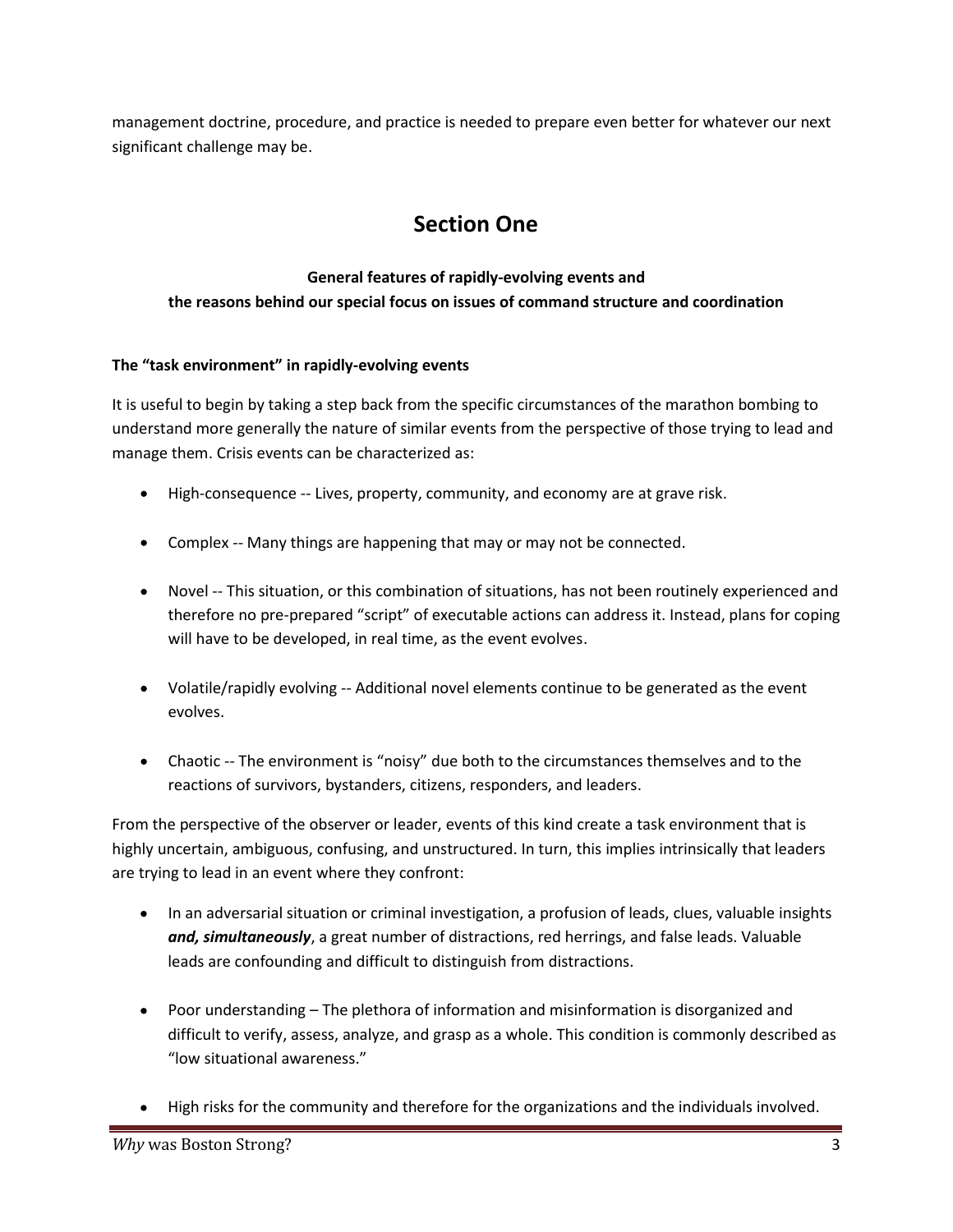management doctrine, procedure, and practice is needed to prepare even better for whatever our next significant challenge may be.

# Section One

**General features of rapidly-evolving events and the reasons behind our special focus on issues of command structure and coordination**

**The "task environment" in rapidly-evolving events**

It is useful to begin by taking a step back from the specific circumstances of the marathon bombing to understand more generally the nature of similar events from the perspective of those trying to lead and manage them. Crisis events can be characterized as:

- High-consequence -- Lives, property, community, and economy are at grave risk.
- Complex -- Many things are happening that may or may not be connected.
- Novel -- This situation, or this combination of situations, has not been routinely experienced and therefore no pre-prepared "script" of executable actions can address it. Instead, plans for coping will have to be developed, in real time, as the event evolves.
- Volatile/rapidly evolving -- Additional novel elements continue to be generated as the event evolves.
- Chaotic -- The environment is "noisy" due both to the circumstances themselves and to the reactions of survivors, bystanders, citizens, responders, and leaders.

From the perspective of the observer or leader, events of this kind create a task environment that is highly uncertain, ambiguous, confusing, and unstructured. In turn, this implies intrinsically that leaders are trying to lead in an event where they confront:

- In an adversarial situation or criminal investigation, a profusion of leads, clues, valuable insights ***and, simultaneously***, a great number of distractions, red herrings, and false leads. Valuable leads are confounding and difficult to distinguish from distractions.
- Poor understanding – The plethora of information and misinformation is disorganized and difficult to verify, assess, analyze, and grasp as a whole. This condition is commonly described as "low situational awareness."
- High risks for the community and therefore for the organizations and the individuals involved.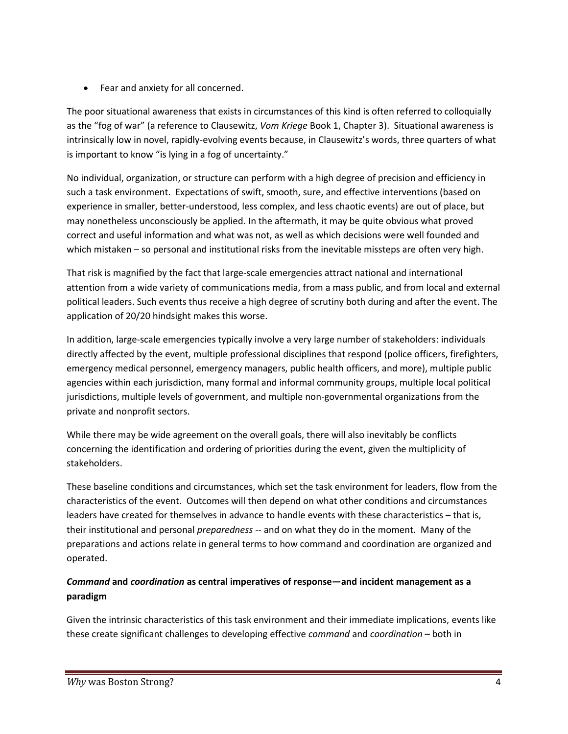- Fear and anxiety for all concerned.

The poor situational awareness that exists in circumstances of this kind is often referred to colloquially as the "fog of war" (a reference to Clausewitz, *Vom Kriege* Book 1, Chapter 3). Situational awareness is intrinsically low in novel, rapidly-evolving events because, in Clausewitz's words, three quarters of what is important to know "is lying in a fog of uncertainty."

No individual, organization, or structure can perform with a high degree of precision and efficiency in such a task environment. Expectations of swift, smooth, sure, and effective interventions (based on experience in smaller, better-understood, less complex, and less chaotic events) are out of place, but may nonetheless unconsciously be applied. In the aftermath, it may be quite obvious what proved correct and useful information and what was not, as well as which decisions were well founded and which mistaken – so personal and institutional risks from the inevitable missteps are often very high.

That risk is magnified by the fact that large-scale emergencies attract national and international attention from a wide variety of communications media, from a mass public, and from local and external political leaders. Such events thus receive a high degree of scrutiny both during and after the event. The application of 20/20 hindsight makes this worse.

In addition, large-scale emergencies typically involve a very large number of stakeholders: individuals directly affected by the event, multiple professional disciplines that respond (police officers, firefighters, emergency medical personnel, emergency managers, public health officers, and more), multiple public agencies within each jurisdiction, many formal and informal community groups, multiple local political jurisdictions, multiple levels of government, and multiple non-governmental organizations from the private and nonprofit sectors.

While there may be wide agreement on the overall goals, there will also inevitably be conflicts concerning the identification and ordering of priorities during the event, given the multiplicity of stakeholders.

These baseline conditions and circumstances, which set the task environment for leaders, flow from the characteristics of the event. Outcomes will then depend on what other conditions and circumstances leaders have created for themselves in advance to handle events with these characteristics – that is, their institutional and personal *preparedness* -- and on what they do in the moment. Many of the preparations and actions relate in general terms to how command and coordination are organized and operated.

### ***Command*** **and** ***coordination*** **as central imperatives of response—and incident management as a paradigm**

Given the intrinsic characteristics of this task environment and their immediate implications, events like these create significant challenges to developing effective *command* and *coordination* – both in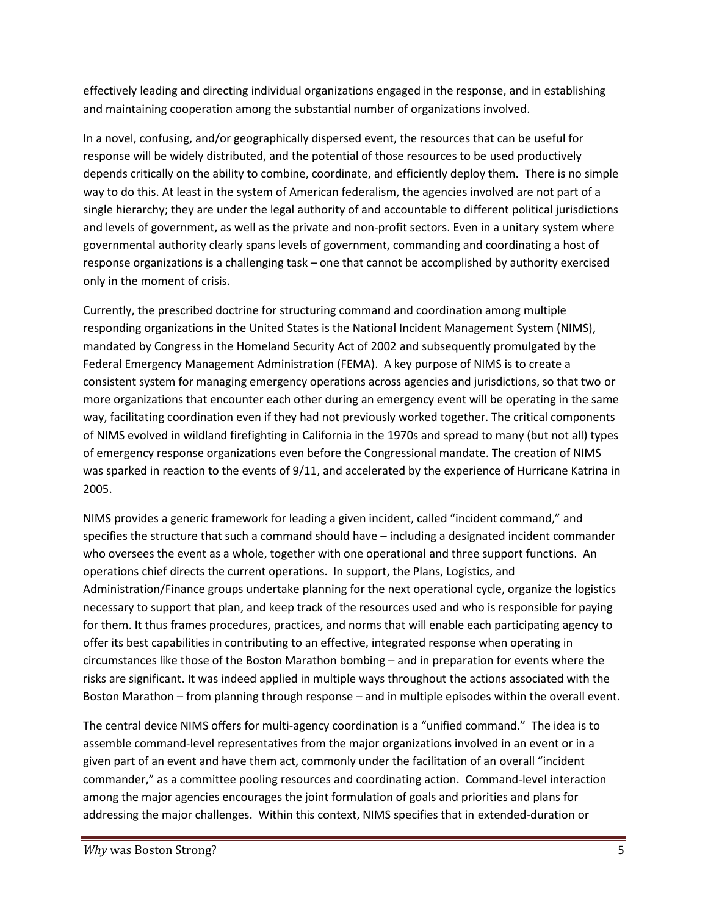effectively leading and directing individual organizations engaged in the response, and in establishing and maintaining cooperation among the substantial number of organizations involved.

In a novel, confusing, and/or geographically dispersed event, the resources that can be useful for response will be widely distributed, and the potential of those resources to be used productively depends critically on the ability to combine, coordinate, and efficiently deploy them. There is no simple way to do this. At least in the system of American federalism, the agencies involved are not part of a single hierarchy; they are under the legal authority of and accountable to different political jurisdictions and levels of government, as well as the private and non-profit sectors. Even in a unitary system where governmental authority clearly spans levels of government, commanding and coordinating a host of response organizations is a challenging task – one that cannot be accomplished by authority exercised only in the moment of crisis.

Currently, the prescribed doctrine for structuring command and coordination among multiple responding organizations in the United States is the National Incident Management System (NIMS), mandated by Congress in the Homeland Security Act of 2002 and subsequently promulgated by the Federal Emergency Management Administration (FEMA). A key purpose of NIMS is to create a consistent system for managing emergency operations across agencies and jurisdictions, so that two or more organizations that encounter each other during an emergency event will be operating in the same way, facilitating coordination even if they had not previously worked together. The critical components of NIMS evolved in wildland firefighting in California in the 1970s and spread to many (but not all) types of emergency response organizations even before the Congressional mandate. The creation of NIMS was sparked in reaction to the events of 9/11, and accelerated by the experience of Hurricane Katrina in 2005.

NIMS provides a generic framework for leading a given incident, called "incident command," and specifies the structure that such a command should have – including a designated incident commander who oversees the event as a whole, together with one operational and three support functions. An operations chief directs the current operations. In support, the Plans, Logistics, and Administration/Finance groups undertake planning for the next operational cycle, organize the logistics necessary to support that plan, and keep track of the resources used and who is responsible for paying for them. It thus frames procedures, practices, and norms that will enable each participating agency to offer its best capabilities in contributing to an effective, integrated response when operating in circumstances like those of the Boston Marathon bombing – and in preparation for events where the risks are significant. It was indeed applied in multiple ways throughout the actions associated with the Boston Marathon – from planning through response – and in multiple episodes within the overall event.

The central device NIMS offers for multi-agency coordination is a "unified command." The idea is to assemble command-level representatives from the major organizations involved in an event or in a given part of an event and have them act, commonly under the facilitation of an overall "incident commander," as a committee pooling resources and coordinating action. Command-level interaction among the major agencies encourages the joint formulation of goals and priorities and plans for addressing the major challenges. Within this context, NIMS specifies that in extended-duration or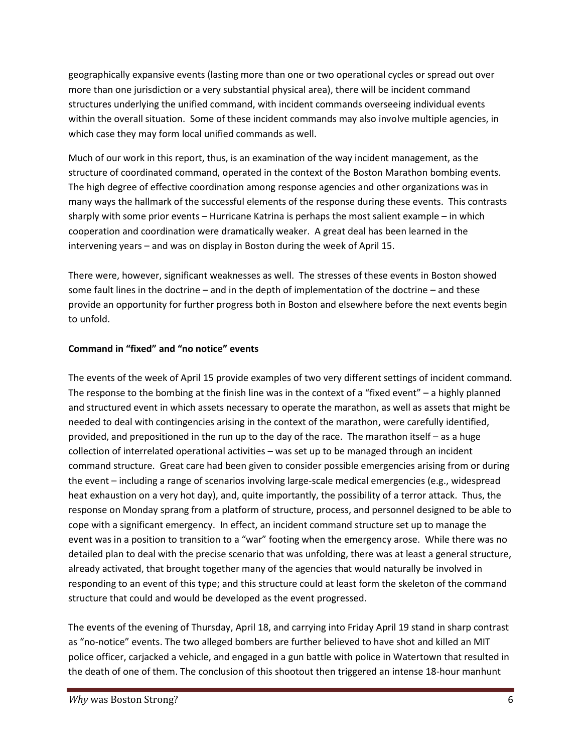geographically expansive events (lasting more than one or two operational cycles or spread out over more than one jurisdiction or a very substantial physical area), there will be incident command structures underlying the unified command, with incident commands overseeing individual events within the overall situation. Some of these incident commands may also involve multiple agencies, in which case they may form local unified commands as well.

Much of our work in this report, thus, is an examination of the way incident management, as the structure of coordinated command, operated in the context of the Boston Marathon bombing events. The high degree of effective coordination among response agencies and other organizations was in many ways the hallmark of the successful elements of the response during these events. This contrasts sharply with some prior events – Hurricane Katrina is perhaps the most salient example – in which cooperation and coordination were dramatically weaker. A great deal has been learned in the intervening years – and was on display in Boston during the week of April 15.

There were, however, significant weaknesses as well. The stresses of these events in Boston showed some fault lines in the doctrine – and in the depth of implementation of the doctrine – and these provide an opportunity for further progress both in Boston and elsewhere before the next events begin to unfold.

**Command in "fixed" and "no notice" events**

The events of the week of April 15 provide examples of two very different settings of incident command. The response to the bombing at the finish line was in the context of a "fixed event" – a highly planned and structured event in which assets necessary to operate the marathon, as well as assets that might be needed to deal with contingencies arising in the context of the marathon, were carefully identified, provided, and prepositioned in the run up to the day of the race. The marathon itself – as a huge collection of interrelated operational activities – was set up to be managed through an incident command structure. Great care had been given to consider possible emergencies arising from or during the event – including a range of scenarios involving large-scale medical emergencies (e.g., widespread heat exhaustion on a very hot day), and, quite importantly, the possibility of a terror attack. Thus, the response on Monday sprang from a platform of structure, process, and personnel designed to be able to cope with a significant emergency. In effect, an incident command structure set up to manage the event was in a position to transition to a "war" footing when the emergency arose. While there was no detailed plan to deal with the precise scenario that was unfolding, there was at least a general structure, already activated, that brought together many of the agencies that would naturally be involved in responding to an event of this type; and this structure could at least form the skeleton of the command structure that could and would be developed as the event progressed.

The events of the evening of Thursday, April 18, and carrying into Friday April 19 stand in sharp contrast as "no-notice" events. The two alleged bombers are further believed to have shot and killed an MIT police officer, carjacked a vehicle, and engaged in a gun battle with police in Watertown that resulted in the death of one of them. The conclusion of this shootout then triggered an intense 18-hour manhunt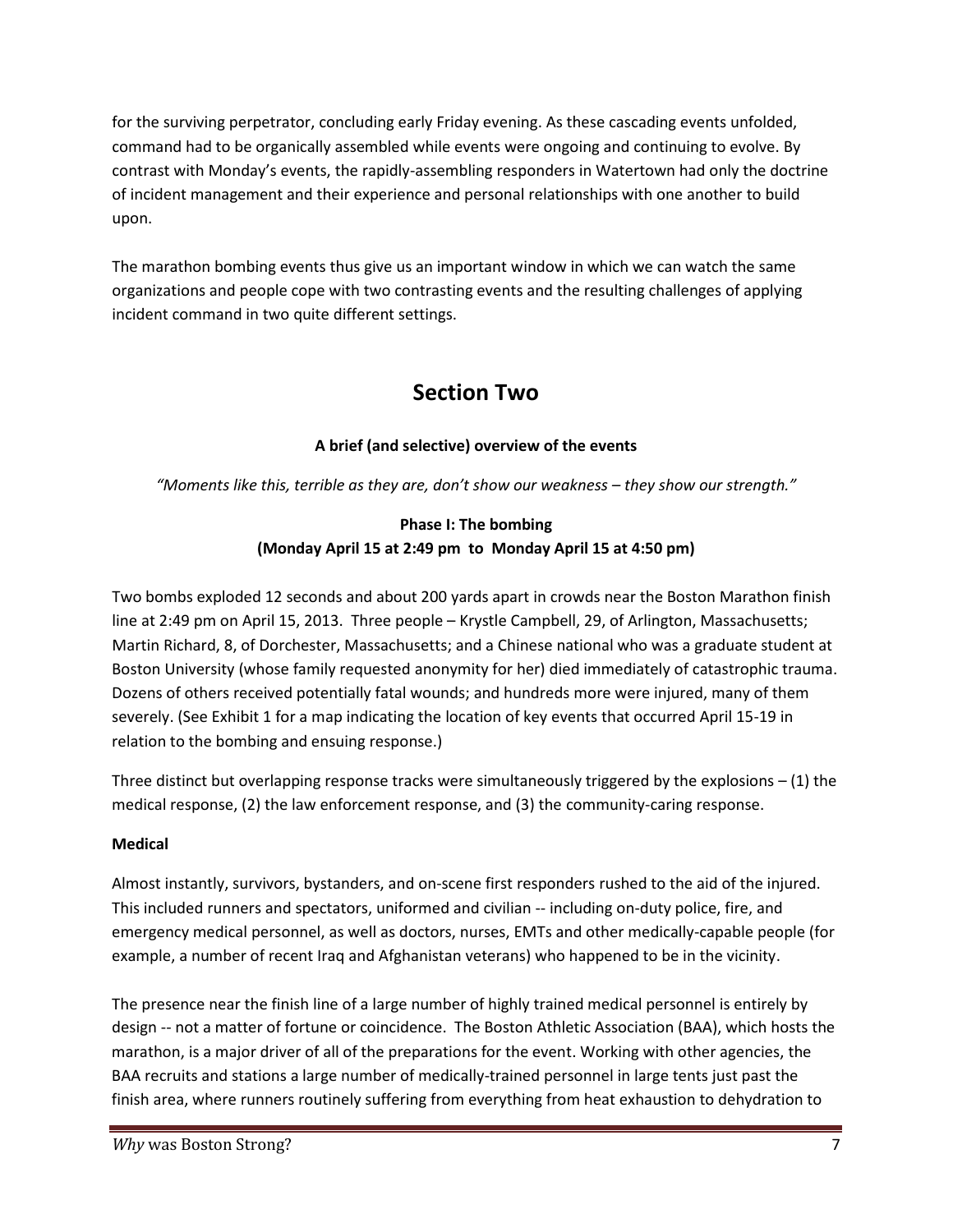for the surviving perpetrator, concluding early Friday evening. As these cascading events unfolded, command had to be organically assembled while events were ongoing and continuing to evolve. By contrast with Monday's events, the rapidly-assembling responders in Watertown had only the doctrine of incident management and their experience and personal relationships with one another to build upon.

The marathon bombing events thus give us an important window in which we can watch the same organizations and people cope with two contrasting events and the resulting challenges of applying incident command in two quite different settings.

# Section Two

**A brief (and selective) overview of the events**

*"Moments like this, terrible as they are, don't show our weakness – they show our strength."*

### Phase I: The bombing (Monday April 15 at 2:49 pm to Monday April 15 at 4:50 pm)

Two bombs exploded 12 seconds and about 200 yards apart in crowds near the Boston Marathon finish line at 2:49 pm on April 15, 2013. Three people – Krystle Campbell, 29, of Arlington, Massachusetts; Martin Richard, 8, of Dorchester, Massachusetts; and a Chinese national who was a graduate student at Boston University (whose family requested anonymity for her) died immediately of catastrophic trauma. Dozens of others received potentially fatal wounds; and hundreds more were injured, many of them severely. (See Exhibit 1 for a map indicating the location of key events that occurred April 15-19 in relation to the bombing and ensuing response.)

Three distinct but overlapping response tracks were simultaneously triggered by the explosions – (1) the medical response, (2) the law enforcement response, and (3) the community-caring response.

**Medical**

Almost instantly, survivors, bystanders, and on-scene first responders rushed to the aid of the injured. This included runners and spectators, uniformed and civilian -- including on-duty police, fire, and emergency medical personnel, as well as doctors, nurses, EMTs and other medically-capable people (for example, a number of recent Iraq and Afghanistan veterans) who happened to be in the vicinity.

The presence near the finish line of a large number of highly trained medical personnel is entirely by design -- not a matter of fortune or coincidence. The Boston Athletic Association (BAA), which hosts the marathon, is a major driver of all of the preparations for the event. Working with other agencies, the BAA recruits and stations a large number of medically-trained personnel in large tents just past the finish area, where runners routinely suffering from everything from heat exhaustion to dehydration to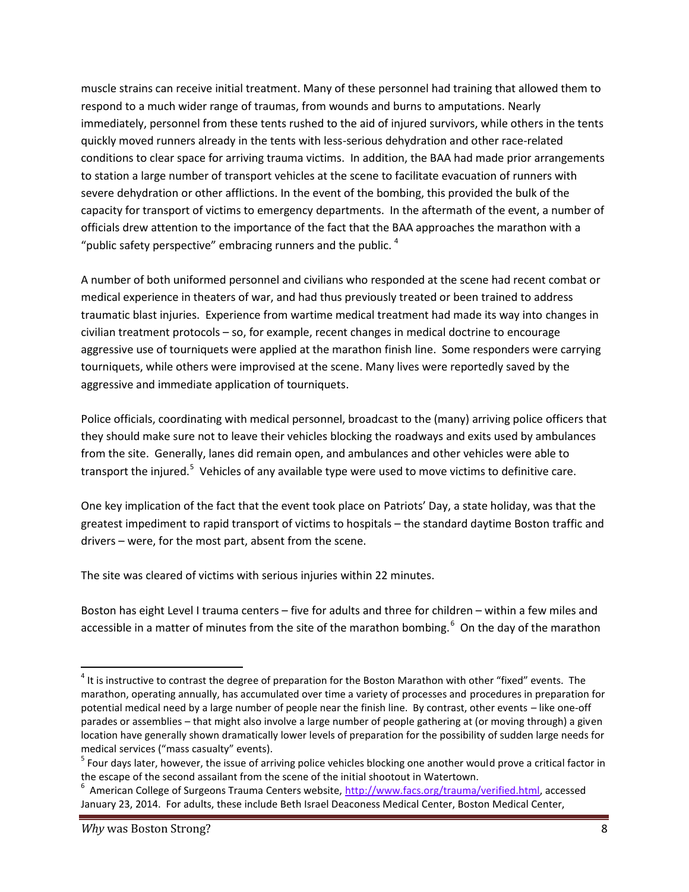muscle strains can receive initial treatment. Many of these personnel had training that allowed them to respond to a much wider range of traumas, from wounds and burns to amputations. Nearly immediately, personnel from these tents rushed to the aid of injured survivors, while others in the tents quickly moved runners already in the tents with less-serious dehydration and other race-related conditions to clear space for arriving trauma victims. In addition, the BAA had made prior arrangements to station a large number of transport vehicles at the scene to facilitate evacuation of runners with severe dehydration or other afflictions. In the event of the bombing, this provided the bulk of the capacity for transport of victims to emergency departments. In the aftermath of the event, a number of officials drew attention to the importance of the fact that the BAA approaches the marathon with a "public safety perspective" embracing runners and the public. [4]

A number of both uniformed personnel and civilians who responded at the scene had recent combat or medical experience in theaters of war, and had thus previously treated or been trained to address traumatic blast injuries. Experience from wartime medical treatment had made its way into changes in civilian treatment protocols – so, for example, recent changes in medical doctrine to encourage aggressive use of tourniquets were applied at the marathon finish line. Some responders were carrying tourniquets, while others were improvised at the scene. Many lives were reportedly saved by the aggressive and immediate application of tourniquets.

Police officials, coordinating with medical personnel, broadcast to the (many) arriving police officers that they should make sure not to leave their vehicles blocking the roadways and exits used by ambulances from the site. Generally, lanes did remain open, and ambulances and other vehicles were able to transport the injured.[5] Vehicles of any available type were used to move victims to definitive care.

One key implication of the fact that the event took place on Patriots' Day, a state holiday, was that the greatest impediment to rapid transport of victims to hospitals – the standard daytime Boston traffic and drivers – were, for the most part, absent from the scene.

The site was cleared of victims with serious injuries within 22 minutes.

Boston has eight Level I trauma centers – five for adults and three for children – within a few miles and accessible in a matter of minutes from the site of the marathon bombing.[6] On the day of the marathon

---

[4] It is instructive to contrast the degree of preparation for the Boston Marathon with other "fixed" events. The marathon, operating annually, has accumulated over time a variety of processes and procedures in preparation for potential medical need by a large number of people near the finish line. By contrast, other events – like one-off parades or assemblies – that might also involve a large number of people gathering at (or moving through) a given location have generally shown dramatically lower levels of preparation for the possibility of sudden large needs for medical services ("mass casualty" events).

[5] Four days later, however, the issue of arriving police vehicles blocking one another would prove a critical factor in the escape of the second assailant from the scene of the initial shootout in Watertown.

[6] American College of Surgeons Trauma Centers website, http://www.facs.org/trauma/verified.html, accessed January 23, 2014. For adults, these include Beth Israel Deaconess Medical Center, Boston Medical Center,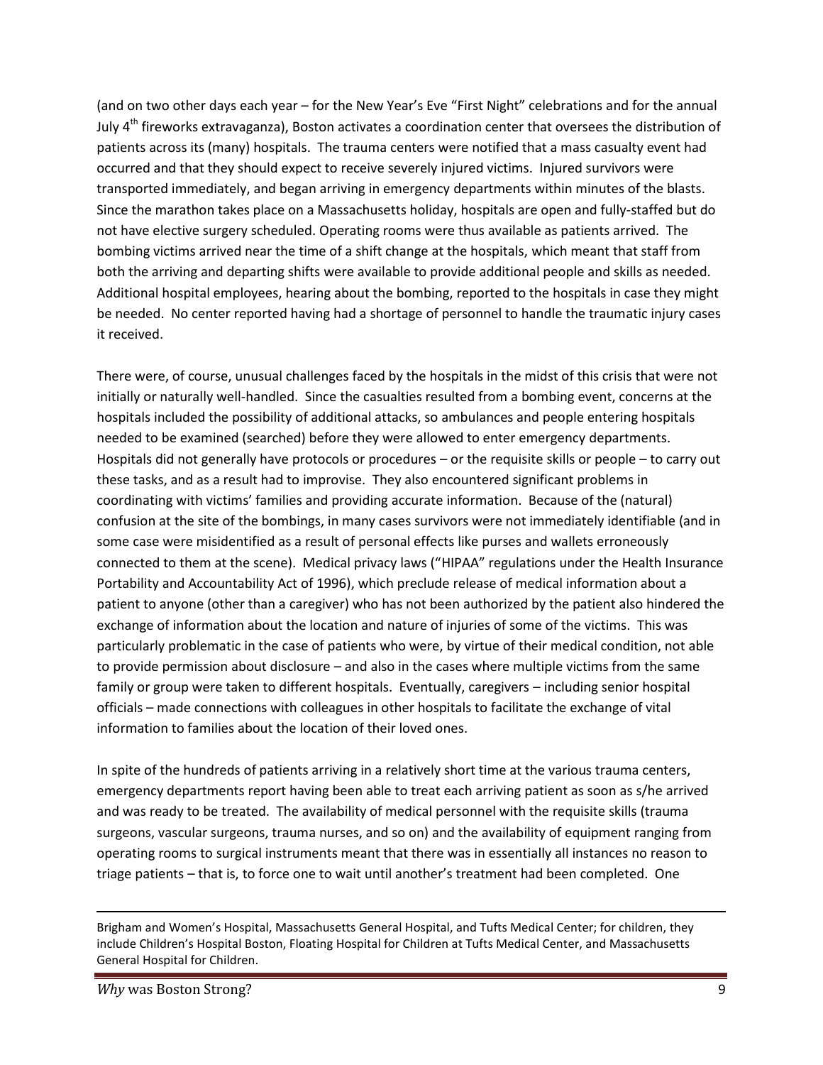(and on two other days each year – for the New Year's Eve "First Night" celebrations and for the annual July 4th fireworks extravaganza), Boston activates a coordination center that oversees the distribution of patients across its (many) hospitals. The trauma centers were notified that a mass casualty event had occurred and that they should expect to receive severely injured victims. Injured survivors were transported immediately, and began arriving in emergency departments within minutes of the blasts. Since the marathon takes place on a Massachusetts holiday, hospitals are open and fully-staffed but do not have elective surgery scheduled. Operating rooms were thus available as patients arrived. The bombing victims arrived near the time of a shift change at the hospitals, which meant that staff from both the arriving and departing shifts were available to provide additional people and skills as needed. Additional hospital employees, hearing about the bombing, reported to the hospitals in case they might be needed. No center reported having had a shortage of personnel to handle the traumatic injury cases it received.

There were, of course, unusual challenges faced by the hospitals in the midst of this crisis that were not initially or naturally well-handled. Since the casualties resulted from a bombing event, concerns at the hospitals included the possibility of additional attacks, so ambulances and people entering hospitals needed to be examined (searched) before they were allowed to enter emergency departments. Hospitals did not generally have protocols or procedures – or the requisite skills or people – to carry out these tasks, and as a result had to improvise. They also encountered significant problems in coordinating with victims' families and providing accurate information. Because of the (natural) confusion at the site of the bombings, in many cases survivors were not immediately identifiable (and in some case were misidentified as a result of personal effects like purses and wallets erroneously connected to them at the scene). Medical privacy laws ("HIPAA" regulations under the Health Insurance Portability and Accountability Act of 1996), which preclude release of medical information about a patient to anyone (other than a caregiver) who has not been authorized by the patient also hindered the exchange of information about the location and nature of injuries of some of the victims. This was particularly problematic in the case of patients who were, by virtue of their medical condition, not able to provide permission about disclosure – and also in the cases where multiple victims from the same family or group were taken to different hospitals. Eventually, caregivers – including senior hospital officials – made connections with colleagues in other hospitals to facilitate the exchange of vital information to families about the location of their loved ones.

In spite of the hundreds of patients arriving in a relatively short time at the various trauma centers, emergency departments report having been able to treat each arriving patient as soon as s/he arrived and was ready to be treated. The availability of medical personnel with the requisite skills (trauma surgeons, vascular surgeons, trauma nurses, and so on) and the availability of equipment ranging from operating rooms to surgical instruments meant that there was in essentially all instances no reason to triage patients – that is, to force one to wait until another's treatment had been completed. One

---

Brigham and Women's Hospital, Massachusetts General Hospital, and Tufts Medical Center; for children, they include Children's Hospital Boston, Floating Hospital for Children at Tufts Medical Center, and Massachusetts General Hospital for Children.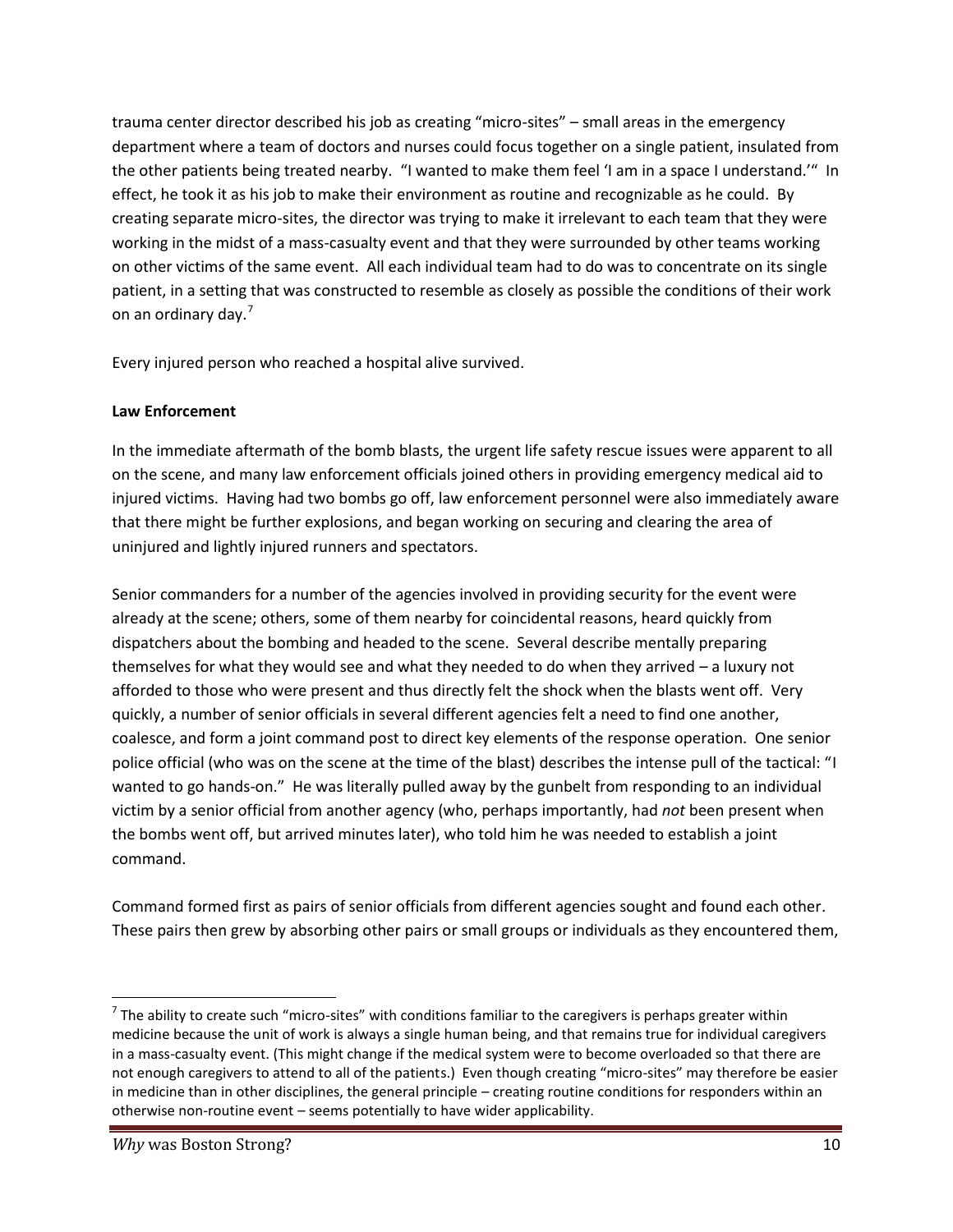trauma center director described his job as creating "micro-sites" – small areas in the emergency department where a team of doctors and nurses could focus together on a single patient, insulated from the other patients being treated nearby. "I wanted to make them feel 'I am in a space I understand.'" In effect, he took it as his job to make their environment as routine and recognizable as he could. By creating separate micro-sites, the director was trying to make it irrelevant to each team that they were working in the midst of a mass-casualty event and that they were surrounded by other teams working on other victims of the same event. All each individual team had to do was to concentrate on its single patient, in a setting that was constructed to resemble as closely as possible the conditions of their work on an ordinary day.[7]

Every injured person who reached a hospital alive survived.

**Law Enforcement**

In the immediate aftermath of the bomb blasts, the urgent life safety rescue issues were apparent to all on the scene, and many law enforcement officials joined others in providing emergency medical aid to injured victims. Having had two bombs go off, law enforcement personnel were also immediately aware that there might be further explosions, and began working on securing and clearing the area of uninjured and lightly injured runners and spectators.

Senior commanders for a number of the agencies involved in providing security for the event were already at the scene; others, some of them nearby for coincidental reasons, heard quickly from dispatchers about the bombing and headed to the scene. Several describe mentally preparing themselves for what they would see and what they needed to do when they arrived – a luxury not afforded to those who were present and thus directly felt the shock when the blasts went off. Very quickly, a number of senior officials in several different agencies felt a need to find one another, coalesce, and form a joint command post to direct key elements of the response operation. One senior police official (who was on the scene at the time of the blast) describes the intense pull of the tactical: "I wanted to go hands-on." He was literally pulled away by the gunbelt from responding to an individual victim by a senior official from another agency (who, perhaps importantly, had *not* been present when the bombs went off, but arrived minutes later), who told him he was needed to establish a joint command.

Command formed first as pairs of senior officials from different agencies sought and found each other. These pairs then grew by absorbing other pairs or small groups or individuals as they encountered them,

[7] The ability to create such "micro-sites" with conditions familiar to the caregivers is perhaps greater within medicine because the unit of work is always a single human being, and that remains true for individual caregivers in a mass-casualty event. (This might change if the medical system were to become overloaded so that there are not enough caregivers to attend to all of the patients.) Even though creating "micro-sites" may therefore be easier in medicine than in other disciplines, the general principle – creating routine conditions for responders within an otherwise non-routine event – seems potentially to have wider applicability.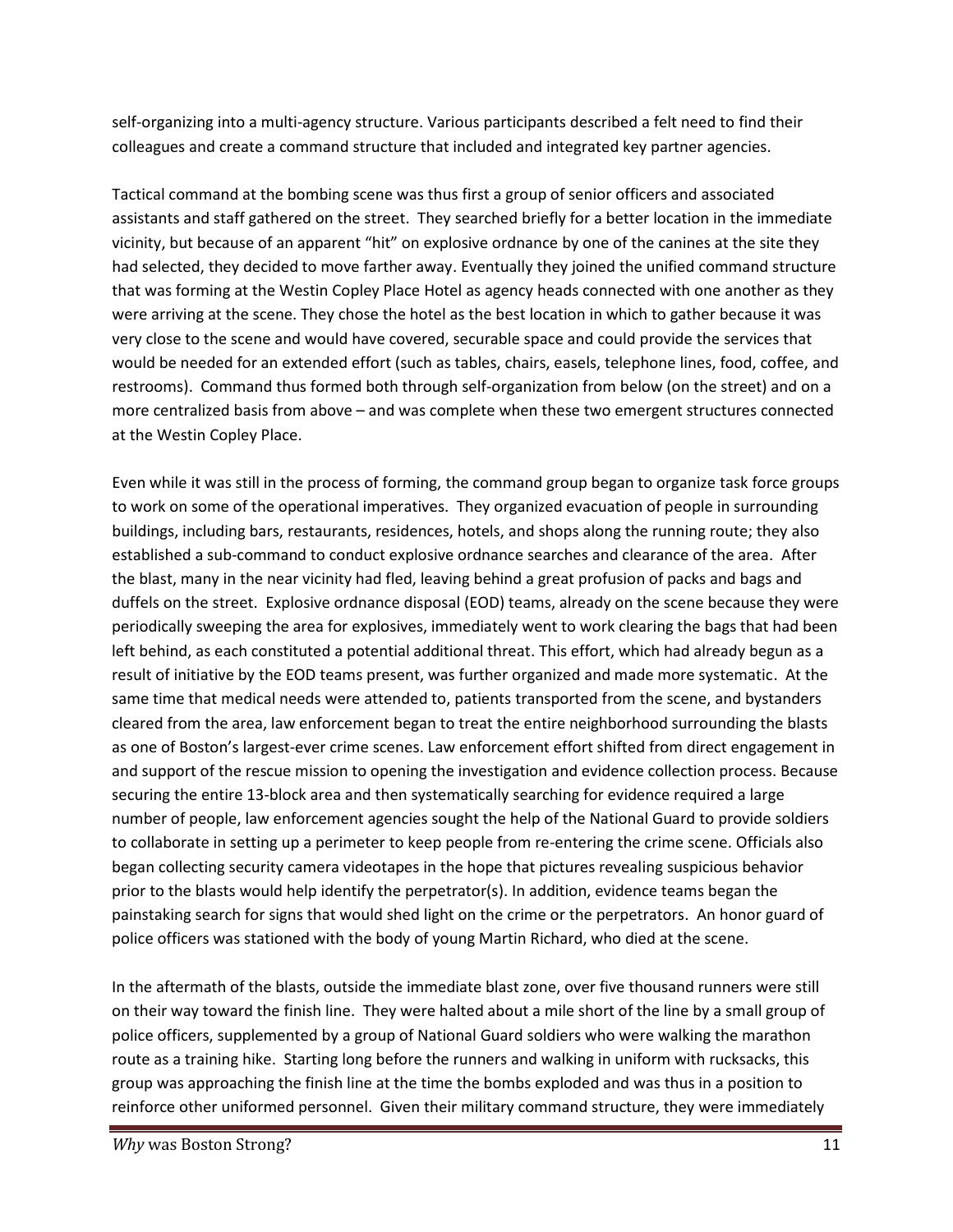self-organizing into a multi-agency structure. Various participants described a felt need to find their colleagues and create a command structure that included and integrated key partner agencies.

Tactical command at the bombing scene was thus first a group of senior officers and associated assistants and staff gathered on the street. They searched briefly for a better location in the immediate vicinity, but because of an apparent "hit" on explosive ordnance by one of the canines at the site they had selected, they decided to move farther away. Eventually they joined the unified command structure that was forming at the Westin Copley Place Hotel as agency heads connected with one another as they were arriving at the scene. They chose the hotel as the best location in which to gather because it was very close to the scene and would have covered, securable space and could provide the services that would be needed for an extended effort (such as tables, chairs, easels, telephone lines, food, coffee, and restrooms). Command thus formed both through self-organization from below (on the street) and on a more centralized basis from above – and was complete when these two emergent structures connected at the Westin Copley Place.

Even while it was still in the process of forming, the command group began to organize task force groups to work on some of the operational imperatives. They organized evacuation of people in surrounding buildings, including bars, restaurants, residences, hotels, and shops along the running route; they also established a sub-command to conduct explosive ordnance searches and clearance of the area. After the blast, many in the near vicinity had fled, leaving behind a great profusion of packs and bags and duffels on the street. Explosive ordnance disposal (EOD) teams, already on the scene because they were periodically sweeping the area for explosives, immediately went to work clearing the bags that had been left behind, as each constituted a potential additional threat. This effort, which had already begun as a result of initiative by the EOD teams present, was further organized and made more systematic. At the same time that medical needs were attended to, patients transported from the scene, and bystanders cleared from the area, law enforcement began to treat the entire neighborhood surrounding the blasts as one of Boston's largest-ever crime scenes. Law enforcement effort shifted from direct engagement in and support of the rescue mission to opening the investigation and evidence collection process. Because securing the entire 13-block area and then systematically searching for evidence required a large number of people, law enforcement agencies sought the help of the National Guard to provide soldiers to collaborate in setting up a perimeter to keep people from re-entering the crime scene. Officials also began collecting security camera videotapes in the hope that pictures revealing suspicious behavior prior to the blasts would help identify the perpetrator(s). In addition, evidence teams began the painstaking search for signs that would shed light on the crime or the perpetrators. An honor guard of police officers was stationed with the body of young Martin Richard, who died at the scene.

In the aftermath of the blasts, outside the immediate blast zone, over five thousand runners were still on their way toward the finish line. They were halted about a mile short of the line by a small group of police officers, supplemented by a group of National Guard soldiers who were walking the marathon route as a training hike. Starting long before the runners and walking in uniform with rucksacks, this group was approaching the finish line at the time the bombs exploded and was thus in a position to reinforce other uniformed personnel. Given their military command structure, they were immediately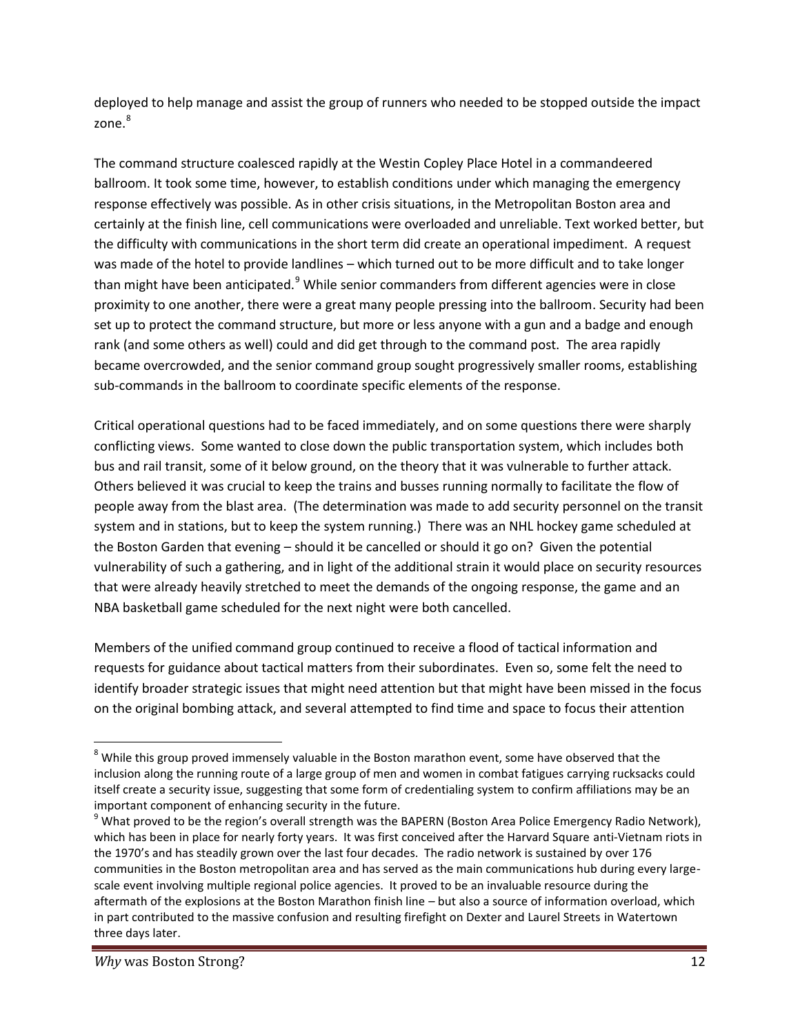deployed to help manage and assist the group of runners who needed to be stopped outside the impact zone.[8]

The command structure coalesced rapidly at the Westin Copley Place Hotel in a commandeered ballroom. It took some time, however, to establish conditions under which managing the emergency response effectively was possible. As in other crisis situations, in the Metropolitan Boston area and certainly at the finish line, cell communications were overloaded and unreliable. Text worked better, but the difficulty with communications in the short term did create an operational impediment. A request was made of the hotel to provide landlines – which turned out to be more difficult and to take longer than might have been anticipated.[9] While senior commanders from different agencies were in close proximity to one another, there were a great many people pressing into the ballroom. Security had been set up to protect the command structure, but more or less anyone with a gun and a badge and enough rank (and some others as well) could and did get through to the command post. The area rapidly became overcrowded, and the senior command group sought progressively smaller rooms, establishing sub-commands in the ballroom to coordinate specific elements of the response.

Critical operational questions had to be faced immediately, and on some questions there were sharply conflicting views. Some wanted to close down the public transportation system, which includes both bus and rail transit, some of it below ground, on the theory that it was vulnerable to further attack. Others believed it was crucial to keep the trains and busses running normally to facilitate the flow of people away from the blast area. (The determination was made to add security personnel on the transit system and in stations, but to keep the system running.) There was an NHL hockey game scheduled at the Boston Garden that evening – should it be cancelled or should it go on? Given the potential vulnerability of such a gathering, and in light of the additional strain it would place on security resources that were already heavily stretched to meet the demands of the ongoing response, the game and an NBA basketball game scheduled for the next night were both cancelled.

Members of the unified command group continued to receive a flood of tactical information and requests for guidance about tactical matters from their subordinates. Even so, some felt the need to identify broader strategic issues that might need attention but that might have been missed in the focus on the original bombing attack, and several attempted to find time and space to focus their attention

---

[8] While this group proved immensely valuable in the Boston marathon event, some have observed that the inclusion along the running route of a large group of men and women in combat fatigues carrying rucksacks could itself create a security issue, suggesting that some form of credentialing system to confirm affiliations may be an important component of enhancing security in the future.

[9] What proved to be the region's overall strength was the BAPERN (Boston Area Police Emergency Radio Network), which has been in place for nearly forty years. It was first conceived after the Harvard Square anti-Vietnam riots in the 1970's and has steadily grown over the last four decades. The radio network is sustained by over 176 communities in the Boston metropolitan area and has served as the main communications hub during every large-scale event involving multiple regional police agencies. It proved to be an invaluable resource during the aftermath of the explosions at the Boston Marathon finish line – but also a source of information overload, which in part contributed to the massive confusion and resulting firefight on Dexter and Laurel Streets in Watertown three days later.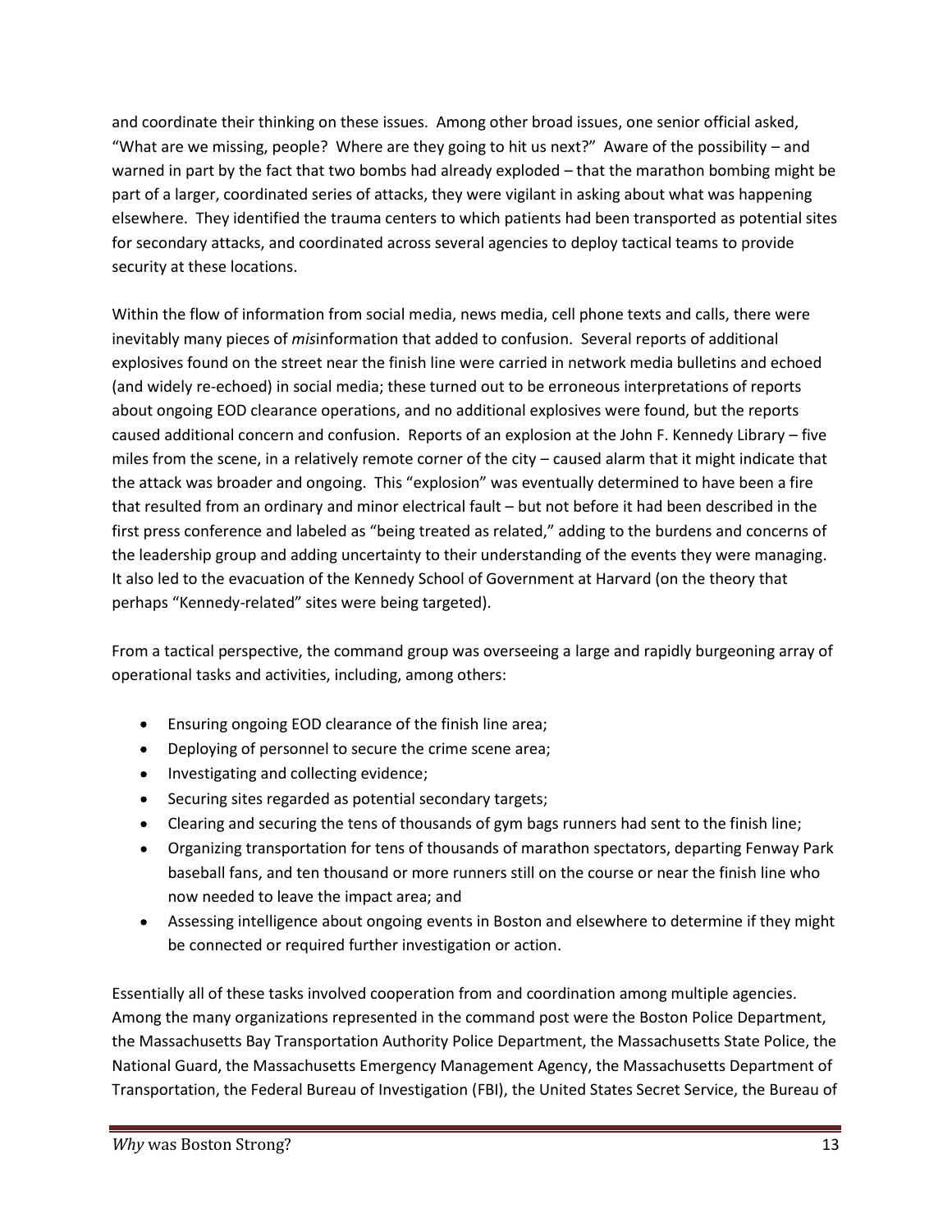and coordinate their thinking on these issues. Among other broad issues, one senior official asked, "What are we missing, people? Where are they going to hit us next?" Aware of the possibility – and warned in part by the fact that two bombs had already exploded – that the marathon bombing might be part of a larger, coordinated series of attacks, they were vigilant in asking about what was happening elsewhere. They identified the trauma centers to which patients had been transported as potential sites for secondary attacks, and coordinated across several agencies to deploy tactical teams to provide security at these locations.

Within the flow of information from social media, news media, cell phone texts and calls, there were inevitably many pieces of *mis*information that added to confusion. Several reports of additional explosives found on the street near the finish line were carried in network media bulletins and echoed (and widely re-echoed) in social media; these turned out to be erroneous interpretations of reports about ongoing EOD clearance operations, and no additional explosives were found, but the reports caused additional concern and confusion. Reports of an explosion at the John F. Kennedy Library – five miles from the scene, in a relatively remote corner of the city – caused alarm that it might indicate that the attack was broader and ongoing. This "explosion" was eventually determined to have been a fire that resulted from an ordinary and minor electrical fault – but not before it had been described in the first press conference and labeled as "being treated as related," adding to the burdens and concerns of the leadership group and adding uncertainty to their understanding of the events they were managing. It also led to the evacuation of the Kennedy School of Government at Harvard (on the theory that perhaps "Kennedy-related" sites were being targeted).

From a tactical perspective, the command group was overseeing a large and rapidly burgeoning array of operational tasks and activities, including, among others:

- Ensuring ongoing EOD clearance of the finish line area;
- Deploying of personnel to secure the crime scene area;
- Investigating and collecting evidence;
- Securing sites regarded as potential secondary targets;
- Clearing and securing the tens of thousands of gym bags runners had sent to the finish line;
- Organizing transportation for tens of thousands of marathon spectators, departing Fenway Park baseball fans, and ten thousand or more runners still on the course or near the finish line who now needed to leave the impact area; and
- Assessing intelligence about ongoing events in Boston and elsewhere to determine if they might be connected or required further investigation or action.

Essentially all of these tasks involved cooperation from and coordination among multiple agencies. Among the many organizations represented in the command post were the Boston Police Department, the Massachusetts Bay Transportation Authority Police Department, the Massachusetts State Police, the National Guard, the Massachusetts Emergency Management Agency, the Massachusetts Department of Transportation, the Federal Bureau of Investigation (FBI), the United States Secret Service, the Bureau of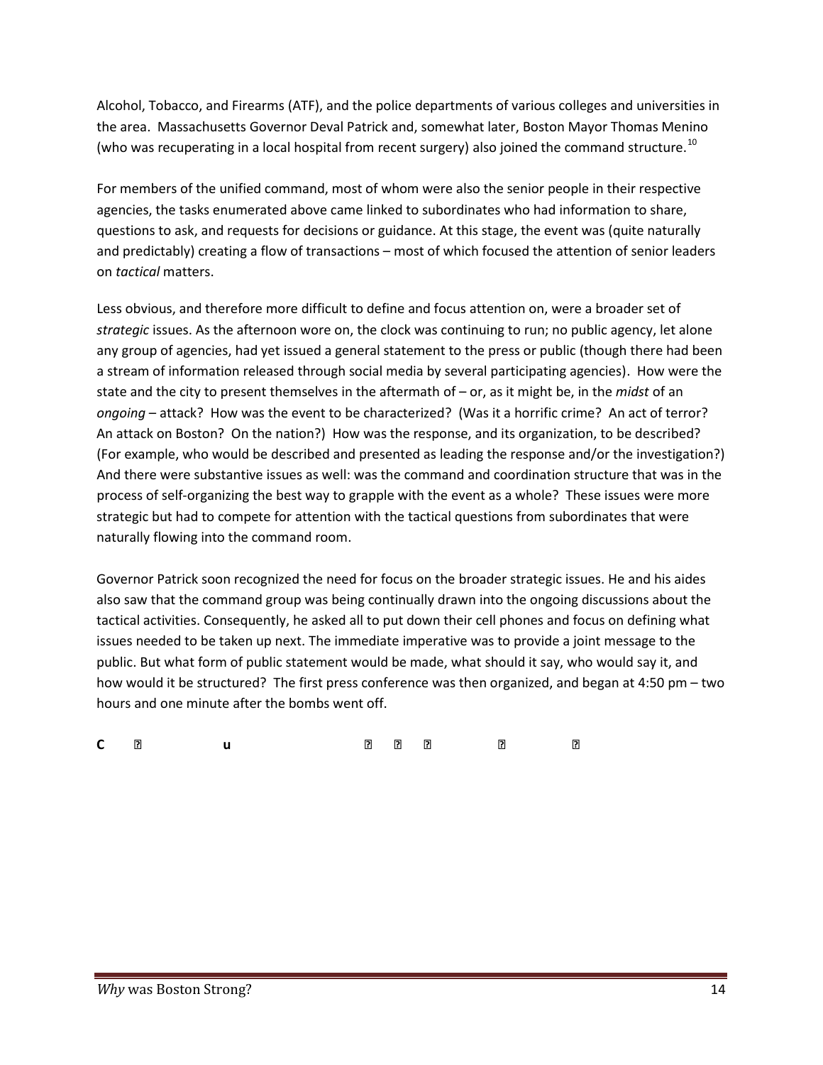Alcohol, Tobacco, and Firearms (ATF), and the police departments of various colleges and universities in the area. Massachusetts Governor Deval Patrick and, somewhat later, Boston Mayor Thomas Menino (who was recuperating in a local hospital from recent surgery) also joined the command structure.[10]

For members of the unified command, most of whom were also the senior people in their respective agencies, the tasks enumerated above came linked to subordinates who had information to share, questions to ask, and requests for decisions or guidance. At this stage, the event was (quite naturally and predictably) creating a flow of transactions – most of which focused the attention of senior leaders on *tactical* matters.

Less obvious, and therefore more difficult to define and focus attention on, were a broader set of *strategic* issues. As the afternoon wore on, the clock was continuing to run; no public agency, let alone any group of agencies, had yet issued a general statement to the press or public (though there had been a stream of information released through social media by several participating agencies). How were the state and the city to present themselves in the aftermath of – or, as it might be, in the *midst* of an *ongoing* – attack? How was the event to be characterized? (Was it a horrific crime? An act of terror? An attack on Boston? On the nation?) How was the response, and its organization, to be described? (For example, who would be described and presented as leading the response and/or the investigation?) And there were substantive issues as well: was the command and coordination structure that was in the process of self-organizing the best way to grapple with the event as a whole? These issues were more strategic but had to compete for attention with the tactical questions from subordinates that were naturally flowing into the command room.

Governor Patrick soon recognized the need for focus on the broader strategic issues. He and his aides also saw that the command group was being continually drawn into the ongoing discussions about the tactical activities. Consequently, he asked all to put down their cell phones and focus on defining what issues needed to be taken up next. The immediate imperative was to provide a joint message to the public. But what form of public statement would be made, what should it say, who would say it, and how would it be structured? The first press conference was then organized, and began at 4:50 pm – two hours and one minute after the bombs went off.

**C ? u ? ? ? ? ?**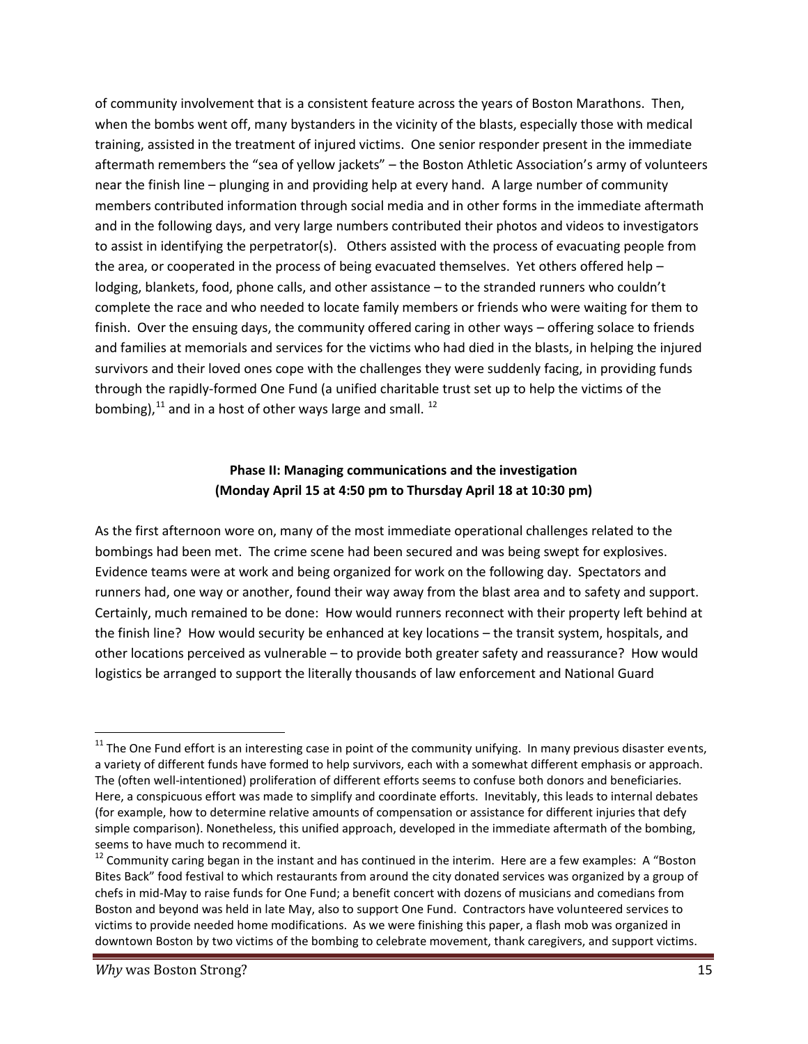of community involvement that is a consistent feature across the years of Boston Marathons. Then, when the bombs went off, many bystanders in the vicinity of the blasts, especially those with medical training, assisted in the treatment of injured victims. One senior responder present in the immediate aftermath remembers the "sea of yellow jackets" – the Boston Athletic Association's army of volunteers near the finish line – plunging in and providing help at every hand. A large number of community members contributed information through social media and in other forms in the immediate aftermath and in the following days, and very large numbers contributed their photos and videos to investigators to assist in identifying the perpetrator(s). Others assisted with the process of evacuating people from the area, or cooperated in the process of being evacuated themselves. Yet others offered help – lodging, blankets, food, phone calls, and other assistance – to the stranded runners who couldn't complete the race and who needed to locate family members or friends who were waiting for them to finish. Over the ensuing days, the community offered caring in other ways – offering solace to friends and families at memorials and services for the victims who had died in the blasts, in helping the injured survivors and their loved ones cope with the challenges they were suddenly facing, in providing funds through the rapidly-formed One Fund (a unified charitable trust set up to help the victims of the bombing),[11] and in a host of other ways large and small. [12]

### Phase II: Managing communications and the investigation (Monday April 15 at 4:50 pm to Thursday April 18 at 10:30 pm)

As the first afternoon wore on, many of the most immediate operational challenges related to the bombings had been met. The crime scene had been secured and was being swept for explosives. Evidence teams were at work and being organized for work on the following day. Spectators and runners had, one way or another, found their way away from the blast area and to safety and support. Certainly, much remained to be done: How would runners reconnect with their property left behind at the finish line? How would security be enhanced at key locations – the transit system, hospitals, and other locations perceived as vulnerable – to provide both greater safety and reassurance? How would logistics be arranged to support the literally thousands of law enforcement and National Guard

---

[11] The One Fund effort is an interesting case in point of the community unifying. In many previous disaster events, a variety of different funds have formed to help survivors, each with a somewhat different emphasis or approach. The (often well-intentioned) proliferation of different efforts seems to confuse both donors and beneficiaries. Here, a conspicuous effort was made to simplify and coordinate efforts. Inevitably, this leads to internal debates (for example, how to determine relative amounts of compensation or assistance for different injuries that defy simple comparison). Nonetheless, this unified approach, developed in the immediate aftermath of the bombing, seems to have much to recommend it.

[12] Community caring began in the instant and has continued in the interim. Here are a few examples: A "Boston Bites Back" food festival to which restaurants from around the city donated services was organized by a group of chefs in mid-May to raise funds for One Fund; a benefit concert with dozens of musicians and comedians from Boston and beyond was held in late May, also to support One Fund. Contractors have volunteered services to victims to provide needed home modifications. As we were finishing this paper, a flash mob was organized in downtown Boston by two victims of the bombing to celebrate movement, thank caregivers, and support victims.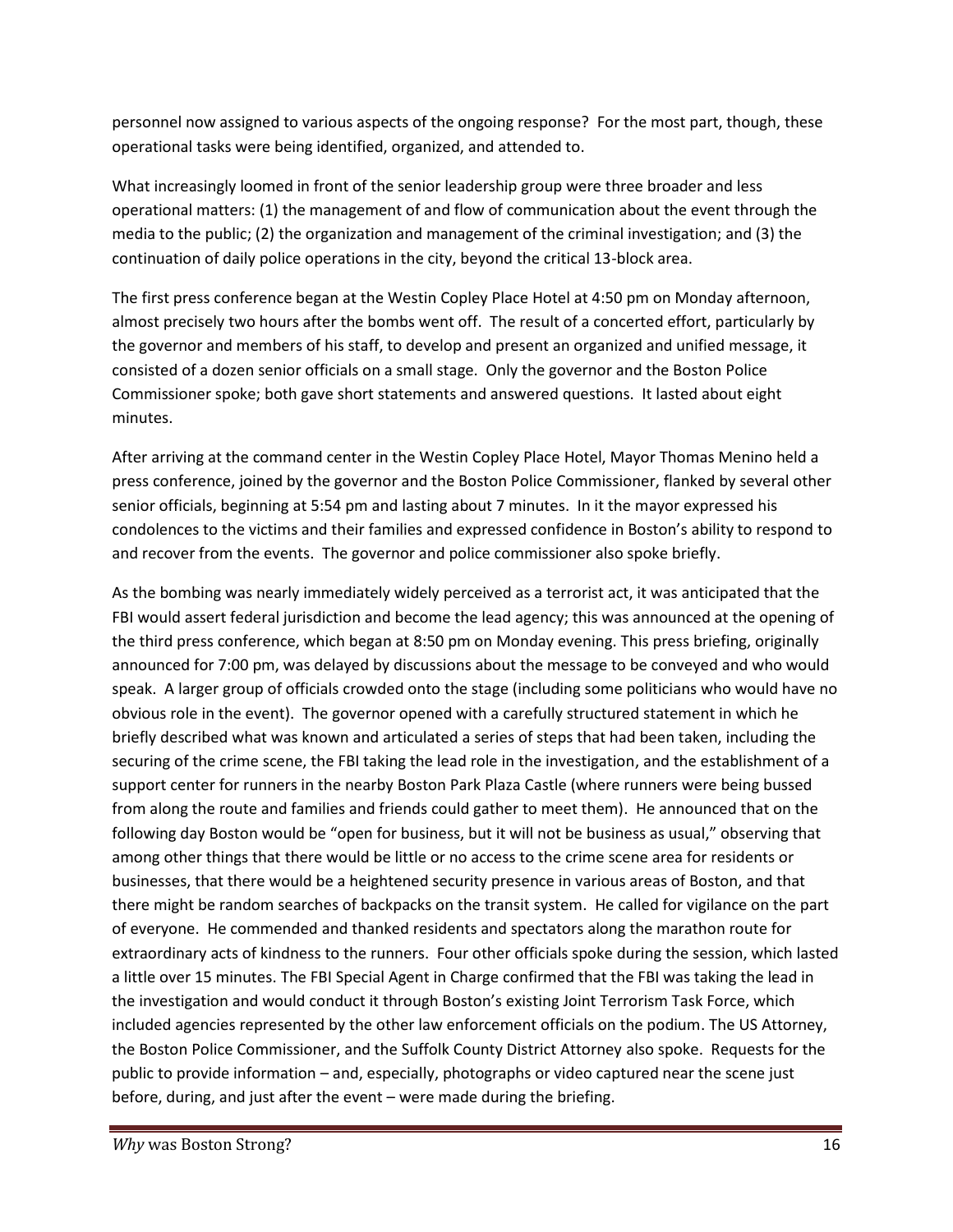personnel now assigned to various aspects of the ongoing response? For the most part, though, these operational tasks were being identified, organized, and attended to.

What increasingly loomed in front of the senior leadership group were three broader and less operational matters: (1) the management of and flow of communication about the event through the media to the public; (2) the organization and management of the criminal investigation; and (3) the continuation of daily police operations in the city, beyond the critical 13-block area.

The first press conference began at the Westin Copley Place Hotel at 4:50 pm on Monday afternoon, almost precisely two hours after the bombs went off. The result of a concerted effort, particularly by the governor and members of his staff, to develop and present an organized and unified message, it consisted of a dozen senior officials on a small stage. Only the governor and the Boston Police Commissioner spoke; both gave short statements and answered questions. It lasted about eight minutes.

After arriving at the command center in the Westin Copley Place Hotel, Mayor Thomas Menino held a press conference, joined by the governor and the Boston Police Commissioner, flanked by several other senior officials, beginning at 5:54 pm and lasting about 7 minutes. In it the mayor expressed his condolences to the victims and their families and expressed confidence in Boston's ability to respond to and recover from the events. The governor and police commissioner also spoke briefly.

As the bombing was nearly immediately widely perceived as a terrorist act, it was anticipated that the FBI would assert federal jurisdiction and become the lead agency; this was announced at the opening of the third press conference, which began at 8:50 pm on Monday evening. This press briefing, originally announced for 7:00 pm, was delayed by discussions about the message to be conveyed and who would speak. A larger group of officials crowded onto the stage (including some politicians who would have no obvious role in the event). The governor opened with a carefully structured statement in which he briefly described what was known and articulated a series of steps that had been taken, including the securing of the crime scene, the FBI taking the lead role in the investigation, and the establishment of a support center for runners in the nearby Boston Park Plaza Castle (where runners were being bussed from along the route and families and friends could gather to meet them). He announced that on the following day Boston would be "open for business, but it will not be business as usual," observing that among other things that there would be little or no access to the crime scene area for residents or businesses, that there would be a heightened security presence in various areas of Boston, and that there might be random searches of backpacks on the transit system. He called for vigilance on the part of everyone. He commended and thanked residents and spectators along the marathon route for extraordinary acts of kindness to the runners. Four other officials spoke during the session, which lasted a little over 15 minutes. The FBI Special Agent in Charge confirmed that the FBI was taking the lead in the investigation and would conduct it through Boston's existing Joint Terrorism Task Force, which included agencies represented by the other law enforcement officials on the podium. The US Attorney, the Boston Police Commissioner, and the Suffolk County District Attorney also spoke. Requests for the public to provide information – and, especially, photographs or video captured near the scene just before, during, and just after the event – were made during the briefing.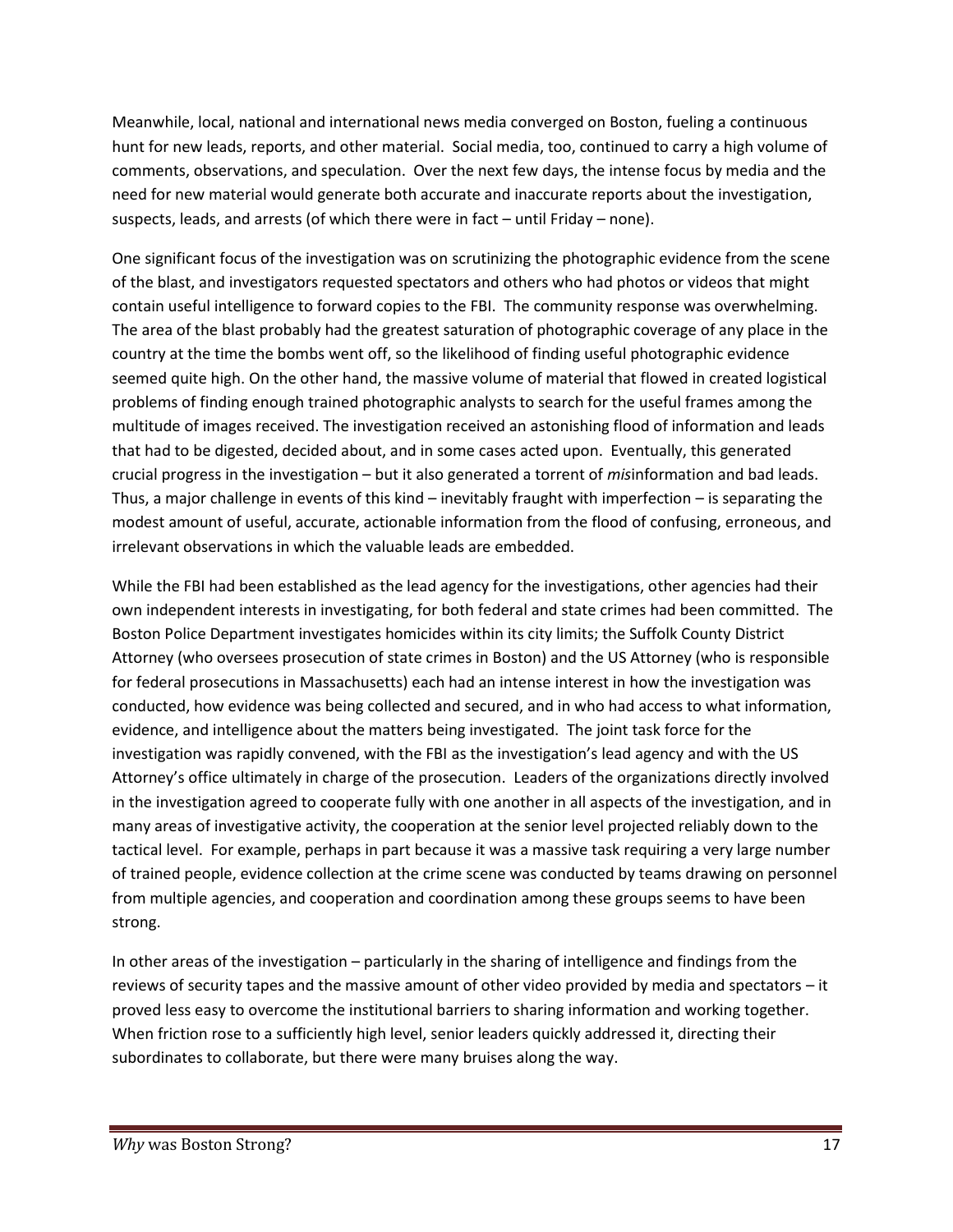Meanwhile, local, national and international news media converged on Boston, fueling a continuous hunt for new leads, reports, and other material. Social media, too, continued to carry a high volume of comments, observations, and speculation. Over the next few days, the intense focus by media and the need for new material would generate both accurate and inaccurate reports about the investigation, suspects, leads, and arrests (of which there were in fact – until Friday – none).

One significant focus of the investigation was on scrutinizing the photographic evidence from the scene of the blast, and investigators requested spectators and others who had photos or videos that might contain useful intelligence to forward copies to the FBI. The community response was overwhelming. The area of the blast probably had the greatest saturation of photographic coverage of any place in the country at the time the bombs went off, so the likelihood of finding useful photographic evidence seemed quite high. On the other hand, the massive volume of material that flowed in created logistical problems of finding enough trained photographic analysts to search for the useful frames among the multitude of images received. The investigation received an astonishing flood of information and leads that had to be digested, decided about, and in some cases acted upon. Eventually, this generated crucial progress in the investigation – but it also generated a torrent of *mis*information and bad leads. Thus, a major challenge in events of this kind – inevitably fraught with imperfection – is separating the modest amount of useful, accurate, actionable information from the flood of confusing, erroneous, and irrelevant observations in which the valuable leads are embedded.

While the FBI had been established as the lead agency for the investigations, other agencies had their own independent interests in investigating, for both federal and state crimes had been committed. The Boston Police Department investigates homicides within its city limits; the Suffolk County District Attorney (who oversees prosecution of state crimes in Boston) and the US Attorney (who is responsible for federal prosecutions in Massachusetts) each had an intense interest in how the investigation was conducted, how evidence was being collected and secured, and in who had access to what information, evidence, and intelligence about the matters being investigated. The joint task force for the investigation was rapidly convened, with the FBI as the investigation's lead agency and with the US Attorney's office ultimately in charge of the prosecution. Leaders of the organizations directly involved in the investigation agreed to cooperate fully with one another in all aspects of the investigation, and in many areas of investigative activity, the cooperation at the senior level projected reliably down to the tactical level. For example, perhaps in part because it was a massive task requiring a very large number of trained people, evidence collection at the crime scene was conducted by teams drawing on personnel from multiple agencies, and cooperation and coordination among these groups seems to have been strong.

In other areas of the investigation – particularly in the sharing of intelligence and findings from the reviews of security tapes and the massive amount of other video provided by media and spectators – it proved less easy to overcome the institutional barriers to sharing information and working together. When friction rose to a sufficiently high level, senior leaders quickly addressed it, directing their subordinates to collaborate, but there were many bruises along the way.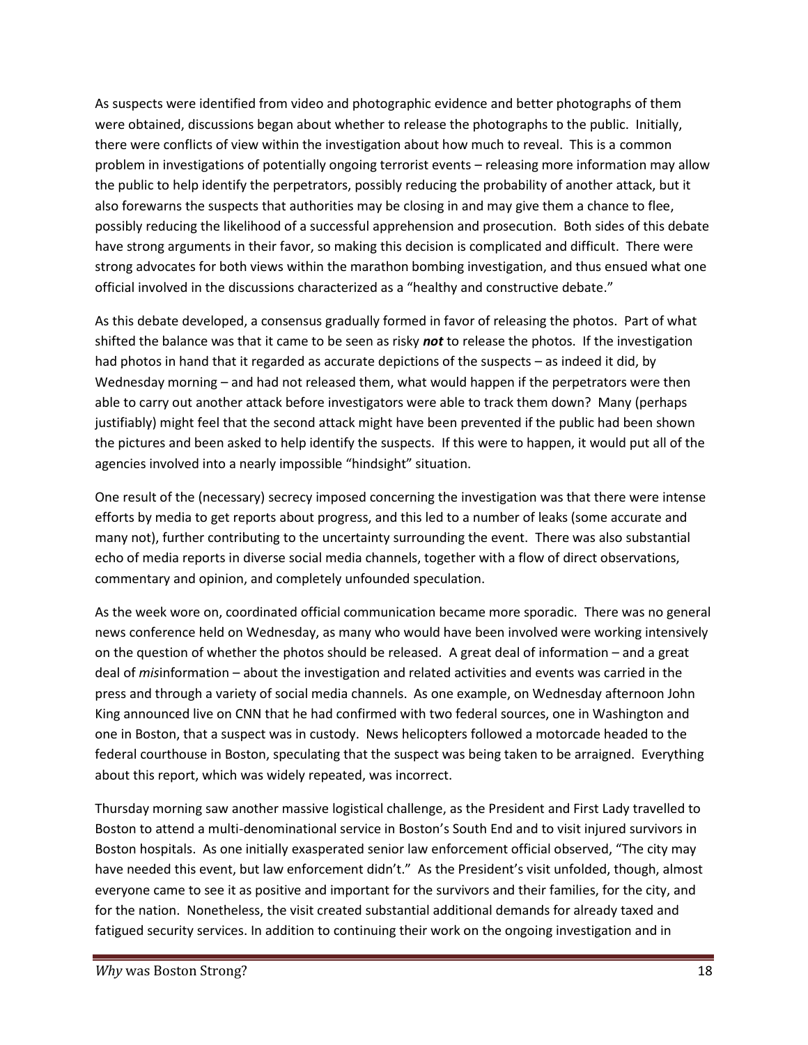As suspects were identified from video and photographic evidence and better photographs of them were obtained, discussions began about whether to release the photographs to the public. Initially, there were conflicts of view within the investigation about how much to reveal. This is a common problem in investigations of potentially ongoing terrorist events – releasing more information may allow the public to help identify the perpetrators, possibly reducing the probability of another attack, but it also forewarns the suspects that authorities may be closing in and may give them a chance to flee, possibly reducing the likelihood of a successful apprehension and prosecution. Both sides of this debate have strong arguments in their favor, so making this decision is complicated and difficult. There were strong advocates for both views within the marathon bombing investigation, and thus ensued what one official involved in the discussions characterized as a "healthy and constructive debate."

As this debate developed, a consensus gradually formed in favor of releasing the photos. Part of what shifted the balance was that it came to be seen as risky ***not*** to release the photos. If the investigation had photos in hand that it regarded as accurate depictions of the suspects – as indeed it did, by Wednesday morning – and had not released them, what would happen if the perpetrators were then able to carry out another attack before investigators were able to track them down? Many (perhaps justifiably) might feel that the second attack might have been prevented if the public had been shown the pictures and been asked to help identify the suspects. If this were to happen, it would put all of the agencies involved into a nearly impossible "hindsight" situation.

One result of the (necessary) secrecy imposed concerning the investigation was that there were intense efforts by media to get reports about progress, and this led to a number of leaks (some accurate and many not), further contributing to the uncertainty surrounding the event. There was also substantial echo of media reports in diverse social media channels, together with a flow of direct observations, commentary and opinion, and completely unfounded speculation.

As the week wore on, coordinated official communication became more sporadic. There was no general news conference held on Wednesday, as many who would have been involved were working intensively on the question of whether the photos should be released. A great deal of information – and a great deal of *mis*information – about the investigation and related activities and events was carried in the press and through a variety of social media channels. As one example, on Wednesday afternoon John King announced live on CNN that he had confirmed with two federal sources, one in Washington and one in Boston, that a suspect was in custody. News helicopters followed a motorcade headed to the federal courthouse in Boston, speculating that the suspect was being taken to be arraigned. Everything about this report, which was widely repeated, was incorrect.

Thursday morning saw another massive logistical challenge, as the President and First Lady travelled to Boston to attend a multi-denominational service in Boston's South End and to visit injured survivors in Boston hospitals. As one initially exasperated senior law enforcement official observed, "The city may have needed this event, but law enforcement didn't." As the President's visit unfolded, though, almost everyone came to see it as positive and important for the survivors and their families, for the city, and for the nation. Nonetheless, the visit created substantial additional demands for already taxed and fatigued security services. In addition to continuing their work on the ongoing investigation and in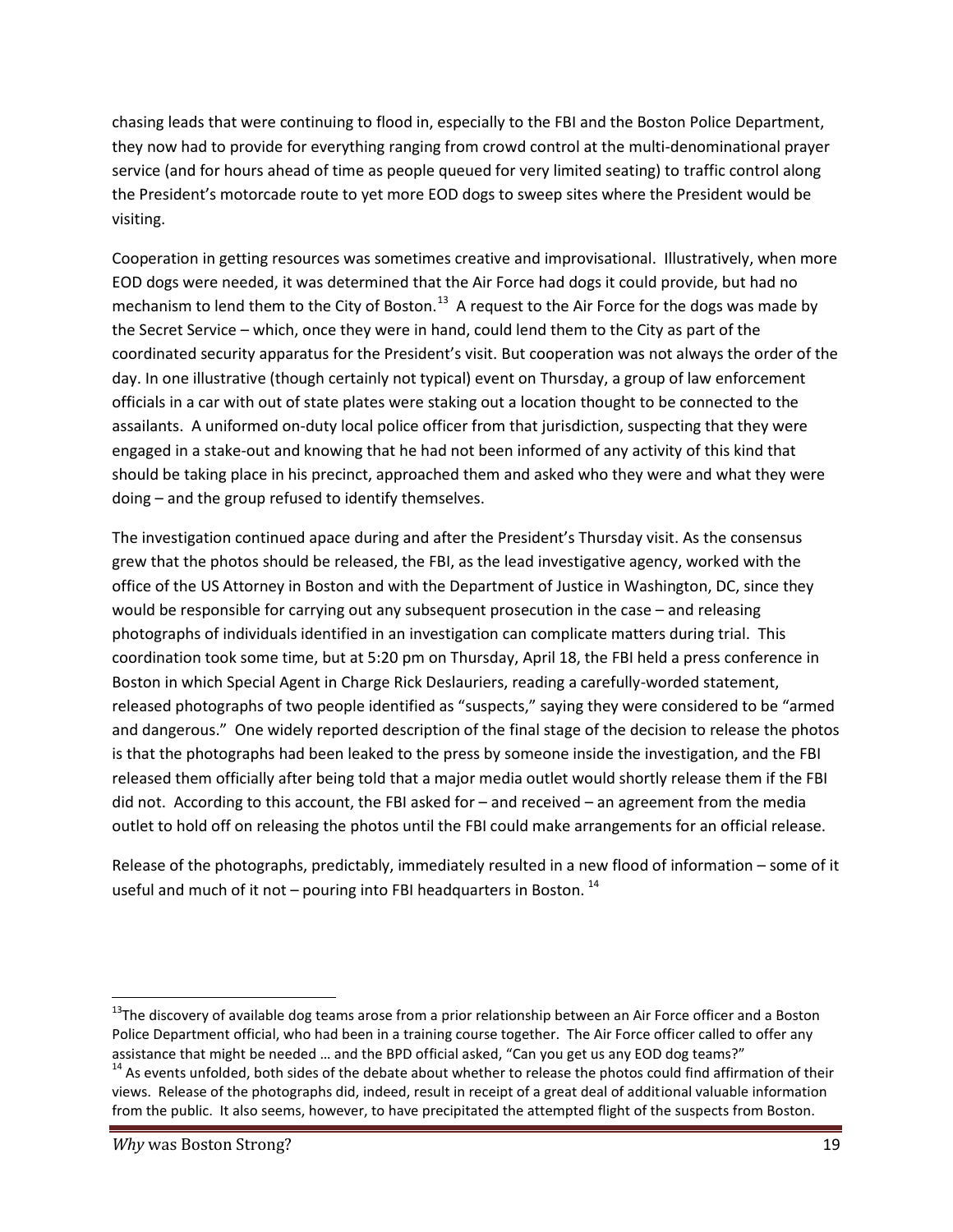chasing leads that were continuing to flood in, especially to the FBI and the Boston Police Department, they now had to provide for everything ranging from crowd control at the multi-denominational prayer service (and for hours ahead of time as people queued for very limited seating) to traffic control along the President's motorcade route to yet more EOD dogs to sweep sites where the President would be visiting.

Cooperation in getting resources was sometimes creative and improvisational. Illustratively, when more EOD dogs were needed, it was determined that the Air Force had dogs it could provide, but had no mechanism to lend them to the City of Boston.[13] A request to the Air Force for the dogs was made by the Secret Service – which, once they were in hand, could lend them to the City as part of the coordinated security apparatus for the President's visit. But cooperation was not always the order of the day. In one illustrative (though certainly not typical) event on Thursday, a group of law enforcement officials in a car with out of state plates were staking out a location thought to be connected to the assailants. A uniformed on-duty local police officer from that jurisdiction, suspecting that they were engaged in a stake-out and knowing that he had not been informed of any activity of this kind that should be taking place in his precinct, approached them and asked who they were and what they were doing – and the group refused to identify themselves.

The investigation continued apace during and after the President's Thursday visit. As the consensus grew that the photos should be released, the FBI, as the lead investigative agency, worked with the office of the US Attorney in Boston and with the Department of Justice in Washington, DC, since they would be responsible for carrying out any subsequent prosecution in the case – and releasing photographs of individuals identified in an investigation can complicate matters during trial. This coordination took some time, but at 5:20 pm on Thursday, April 18, the FBI held a press conference in Boston in which Special Agent in Charge Rick Deslauriers, reading a carefully-worded statement, released photographs of two people identified as "suspects," saying they were considered to be "armed and dangerous." One widely reported description of the final stage of the decision to release the photos is that the photographs had been leaked to the press by someone inside the investigation, and the FBI released them officially after being told that a major media outlet would shortly release them if the FBI did not. According to this account, the FBI asked for – and received – an agreement from the media outlet to hold off on releasing the photos until the FBI could make arrangements for an official release.

Release of the photographs, predictably, immediately resulted in a new flood of information – some of it useful and much of it not – pouring into FBI headquarters in Boston.[14]

---

[13] The discovery of available dog teams arose from a prior relationship between an Air Force officer and a Boston Police Department official, who had been in a training course together. The Air Force officer called to offer any assistance that might be needed … and the BPD official asked, "Can you get us any EOD dog teams?"

[14] As events unfolded, both sides of the debate about whether to release the photos could find affirmation of their views. Release of the photographs did, indeed, result in receipt of a great deal of additional valuable information from the public. It also seems, however, to have precipitated the attempted flight of the suspects from Boston.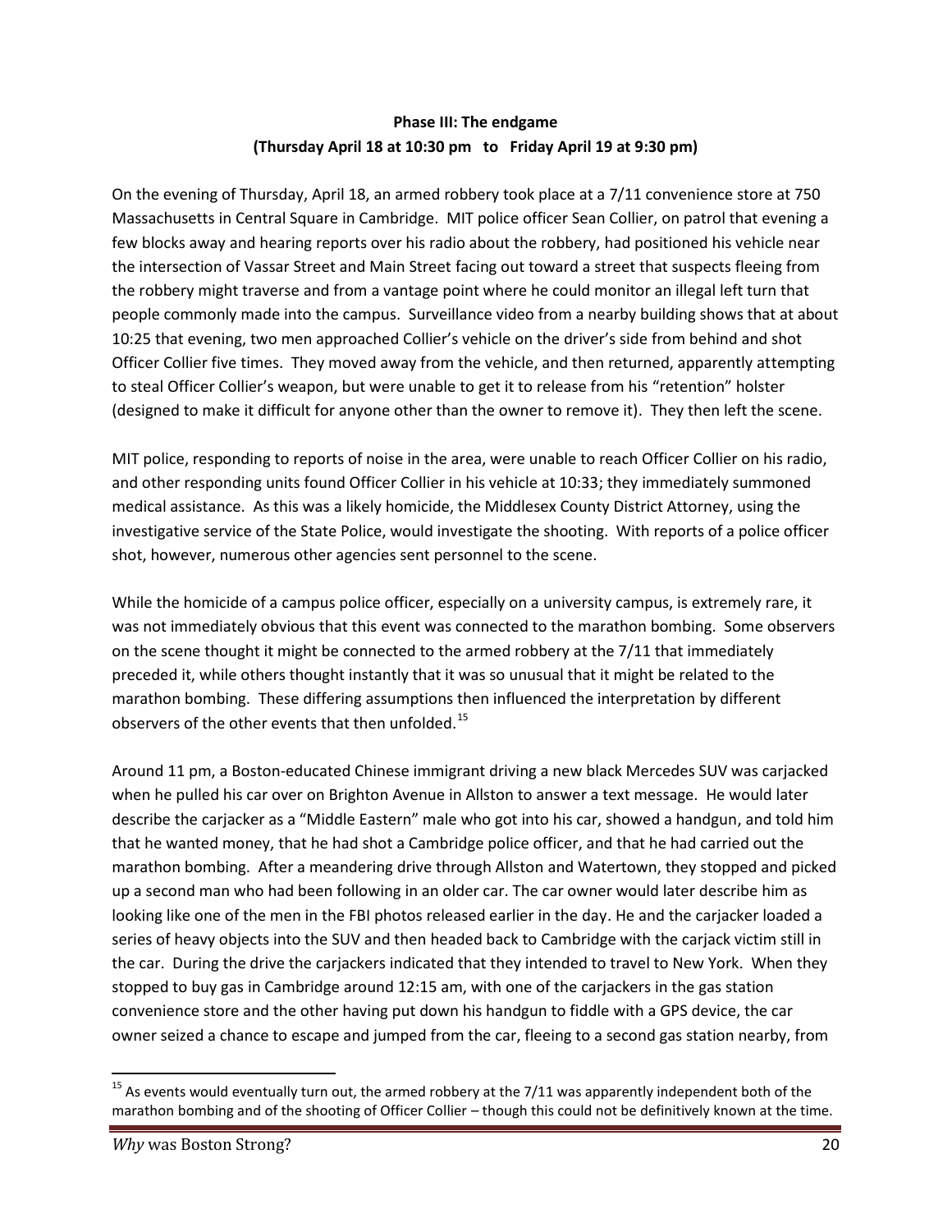**Phase III: The endgame**
**(Thursday April 18 at 10:30 pm to Friday April 19 at 9:30 pm)**

On the evening of Thursday, April 18, an armed robbery took place at a 7/11 convenience store at 750 Massachusetts in Central Square in Cambridge. MIT police officer Sean Collier, on patrol that evening a few blocks away and hearing reports over his radio about the robbery, had positioned his vehicle near the intersection of Vassar Street and Main Street facing out toward a street that suspects fleeing from the robbery might traverse and from a vantage point where he could monitor an illegal left turn that people commonly made into the campus. Surveillance video from a nearby building shows that at about 10:25 that evening, two men approached Collier's vehicle on the driver's side from behind and shot Officer Collier five times. They moved away from the vehicle, and then returned, apparently attempting to steal Officer Collier's weapon, but were unable to get it to release from his "retention" holster (designed to make it difficult for anyone other than the owner to remove it). They then left the scene.

MIT police, responding to reports of noise in the area, were unable to reach Officer Collier on his radio, and other responding units found Officer Collier in his vehicle at 10:33; they immediately summoned medical assistance. As this was a likely homicide, the Middlesex County District Attorney, using the investigative service of the State Police, would investigate the shooting. With reports of a police officer shot, however, numerous other agencies sent personnel to the scene.

While the homicide of a campus police officer, especially on a university campus, is extremely rare, it was not immediately obvious that this event was connected to the marathon bombing. Some observers on the scene thought it might be connected to the armed robbery at the 7/11 that immediately preceded it, while others thought instantly that it was so unusual that it might be related to the marathon bombing. These differing assumptions then influenced the interpretation by different observers of the other events that then unfolded.[15]

Around 11 pm, a Boston-educated Chinese immigrant driving a new black Mercedes SUV was carjacked when he pulled his car over on Brighton Avenue in Allston to answer a text message. He would later describe the carjacker as a "Middle Eastern" male who got into his car, showed a handgun, and told him that he wanted money, that he had shot a Cambridge police officer, and that he had carried out the marathon bombing. After a meandering drive through Allston and Watertown, they stopped and picked up a second man who had been following in an older car. The car owner would later describe him as looking like one of the men in the FBI photos released earlier in the day. He and the carjacker loaded a series of heavy objects into the SUV and then headed back to Cambridge with the carjack victim still in the car. During the drive the carjackers indicated that they intended to travel to New York. When they stopped to buy gas in Cambridge around 12:15 am, with one of the carjackers in the gas station convenience store and the other having put down his handgun to fiddle with a GPS device, the car owner seized a chance to escape and jumped from the car, fleeing to a second gas station nearby, from

[15] As events would eventually turn out, the armed robbery at the 7/11 was apparently independent both of the marathon bombing and of the shooting of Officer Collier – though this could not be definitively known at the time.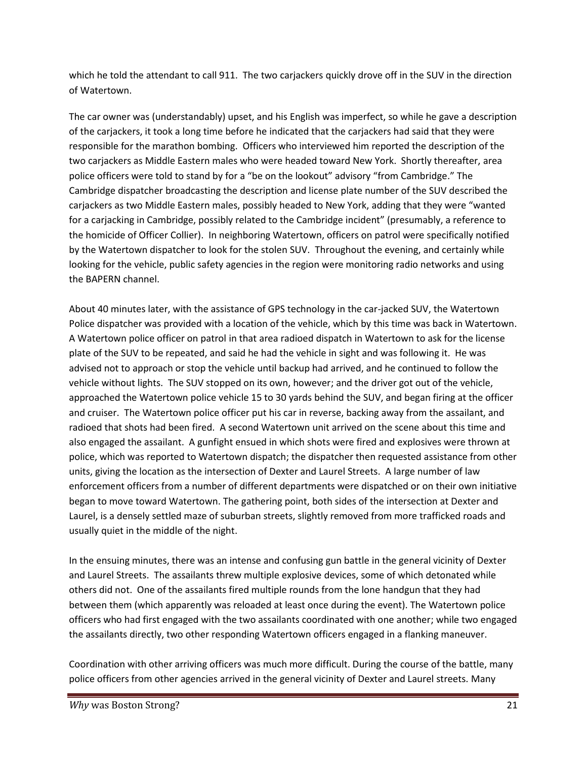which he told the attendant to call 911. The two carjackers quickly drove off in the SUV in the direction of Watertown.

The car owner was (understandably) upset, and his English was imperfect, so while he gave a description of the carjackers, it took a long time before he indicated that the carjackers had said that they were responsible for the marathon bombing. Officers who interviewed him reported the description of the two carjackers as Middle Eastern males who were headed toward New York. Shortly thereafter, area police officers were told to stand by for a "be on the lookout" advisory "from Cambridge." The Cambridge dispatcher broadcasting the description and license plate number of the SUV described the carjackers as two Middle Eastern males, possibly headed to New York, adding that they were "wanted for a carjacking in Cambridge, possibly related to the Cambridge incident" (presumably, a reference to the homicide of Officer Collier). In neighboring Watertown, officers on patrol were specifically notified by the Watertown dispatcher to look for the stolen SUV. Throughout the evening, and certainly while looking for the vehicle, public safety agencies in the region were monitoring radio networks and using the BAPERN channel.

About 40 minutes later, with the assistance of GPS technology in the car-jacked SUV, the Watertown Police dispatcher was provided with a location of the vehicle, which by this time was back in Watertown. A Watertown police officer on patrol in that area radioed dispatch in Watertown to ask for the license plate of the SUV to be repeated, and said he had the vehicle in sight and was following it. He was advised not to approach or stop the vehicle until backup had arrived, and he continued to follow the vehicle without lights. The SUV stopped on its own, however; and the driver got out of the vehicle, approached the Watertown police vehicle 15 to 30 yards behind the SUV, and began firing at the officer and cruiser. The Watertown police officer put his car in reverse, backing away from the assailant, and radioed that shots had been fired. A second Watertown unit arrived on the scene about this time and also engaged the assailant. A gunfight ensued in which shots were fired and explosives were thrown at police, which was reported to Watertown dispatch; the dispatcher then requested assistance from other units, giving the location as the intersection of Dexter and Laurel Streets. A large number of law enforcement officers from a number of different departments were dispatched or on their own initiative began to move toward Watertown. The gathering point, both sides of the intersection at Dexter and Laurel, is a densely settled maze of suburban streets, slightly removed from more trafficked roads and usually quiet in the middle of the night.

In the ensuing minutes, there was an intense and confusing gun battle in the general vicinity of Dexter and Laurel Streets. The assailants threw multiple explosive devices, some of which detonated while others did not. One of the assailants fired multiple rounds from the lone handgun that they had between them (which apparently was reloaded at least once during the event). The Watertown police officers who had first engaged with the two assailants coordinated with one another; while two engaged the assailants directly, two other responding Watertown officers engaged in a flanking maneuver.

Coordination with other arriving officers was much more difficult. During the course of the battle, many police officers from other agencies arrived in the general vicinity of Dexter and Laurel streets. Many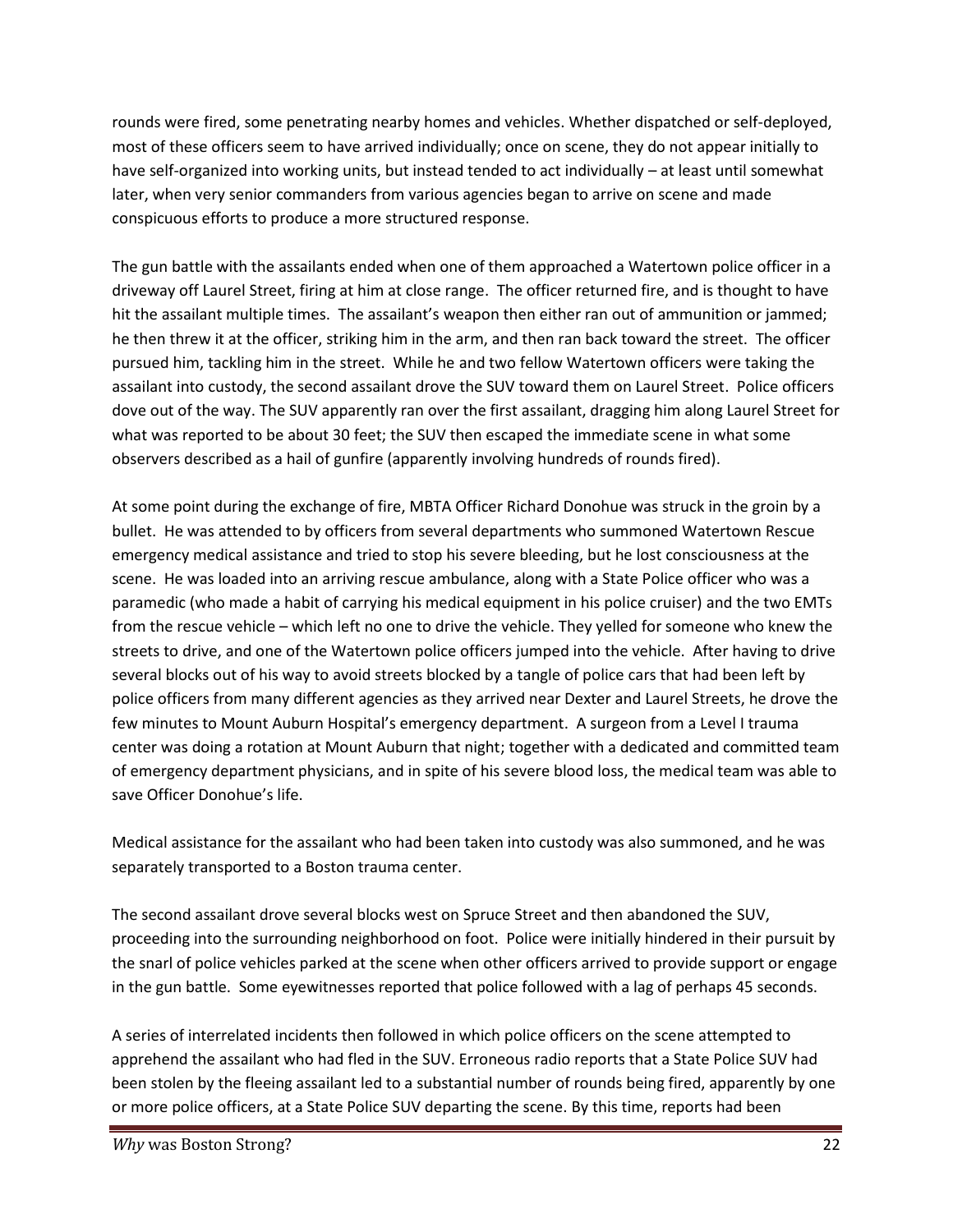rounds were fired, some penetrating nearby homes and vehicles. Whether dispatched or self-deployed, most of these officers seem to have arrived individually; once on scene, they do not appear initially to have self-organized into working units, but instead tended to act individually – at least until somewhat later, when very senior commanders from various agencies began to arrive on scene and made conspicuous efforts to produce a more structured response.

The gun battle with the assailants ended when one of them approached a Watertown police officer in a driveway off Laurel Street, firing at him at close range. The officer returned fire, and is thought to have hit the assailant multiple times. The assailant's weapon then either ran out of ammunition or jammed; he then threw it at the officer, striking him in the arm, and then ran back toward the street. The officer pursued him, tackling him in the street. While he and two fellow Watertown officers were taking the assailant into custody, the second assailant drove the SUV toward them on Laurel Street. Police officers dove out of the way. The SUV apparently ran over the first assailant, dragging him along Laurel Street for what was reported to be about 30 feet; the SUV then escaped the immediate scene in what some observers described as a hail of gunfire (apparently involving hundreds of rounds fired).

At some point during the exchange of fire, MBTA Officer Richard Donohue was struck in the groin by a bullet. He was attended to by officers from several departments who summoned Watertown Rescue emergency medical assistance and tried to stop his severe bleeding, but he lost consciousness at the scene. He was loaded into an arriving rescue ambulance, along with a State Police officer who was a paramedic (who made a habit of carrying his medical equipment in his police cruiser) and the two EMTs from the rescue vehicle – which left no one to drive the vehicle. They yelled for someone who knew the streets to drive, and one of the Watertown police officers jumped into the vehicle. After having to drive several blocks out of his way to avoid streets blocked by a tangle of police cars that had been left by police officers from many different agencies as they arrived near Dexter and Laurel Streets, he drove the few minutes to Mount Auburn Hospital's emergency department. A surgeon from a Level I trauma center was doing a rotation at Mount Auburn that night; together with a dedicated and committed team of emergency department physicians, and in spite of his severe blood loss, the medical team was able to save Officer Donohue's life.

Medical assistance for the assailant who had been taken into custody was also summoned, and he was separately transported to a Boston trauma center.

The second assailant drove several blocks west on Spruce Street and then abandoned the SUV, proceeding into the surrounding neighborhood on foot. Police were initially hindered in their pursuit by the snarl of police vehicles parked at the scene when other officers arrived to provide support or engage in the gun battle. Some eyewitnesses reported that police followed with a lag of perhaps 45 seconds.

A series of interrelated incidents then followed in which police officers on the scene attempted to apprehend the assailant who had fled in the SUV. Erroneous radio reports that a State Police SUV had been stolen by the fleeing assailant led to a substantial number of rounds being fired, apparently by one or more police officers, at a State Police SUV departing the scene. By this time, reports had been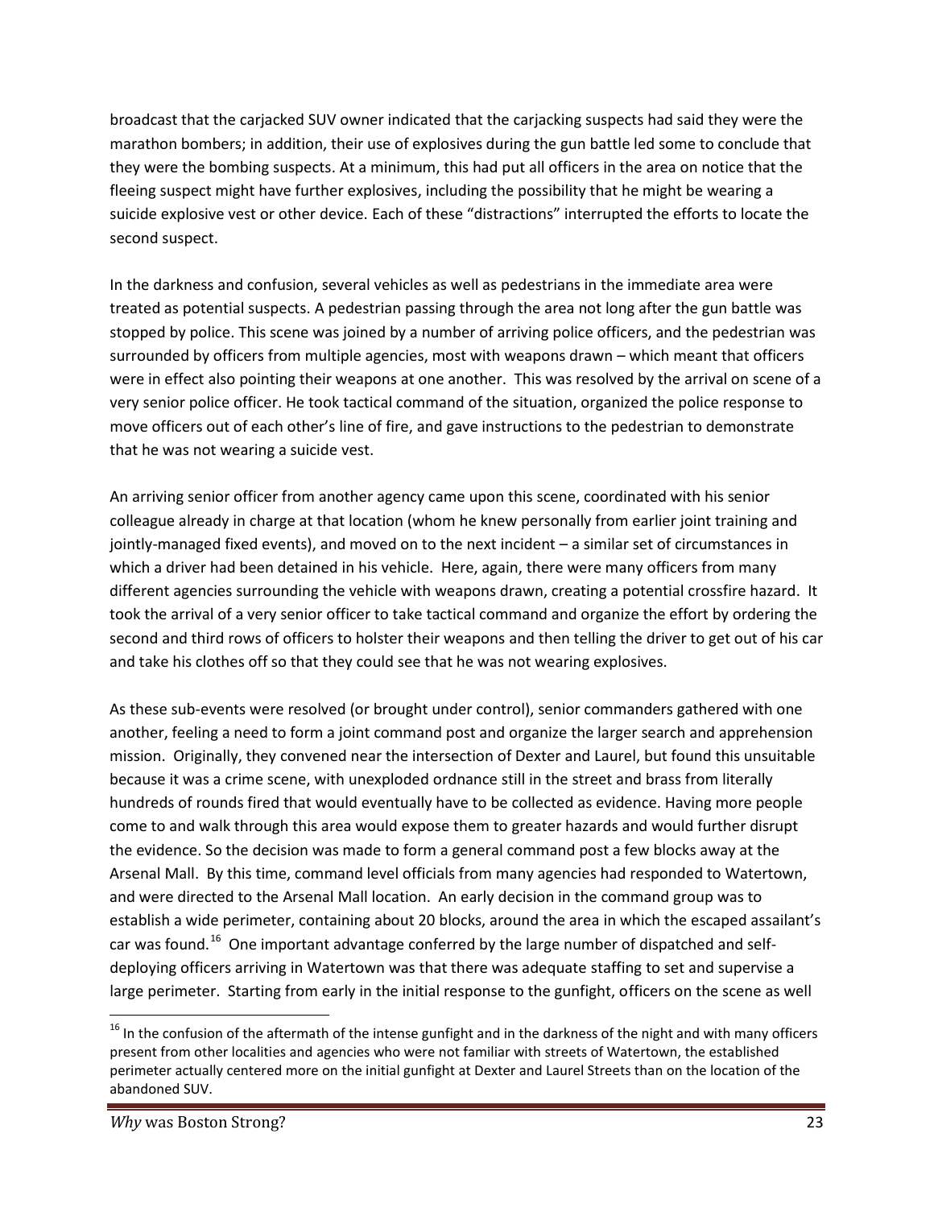broadcast that the carjacked SUV owner indicated that the carjacking suspects had said they were the marathon bombers; in addition, their use of explosives during the gun battle led some to conclude that they were the bombing suspects. At a minimum, this had put all officers in the area on notice that the fleeing suspect might have further explosives, including the possibility that he might be wearing a suicide explosive vest or other device. Each of these "distractions" interrupted the efforts to locate the second suspect.

In the darkness and confusion, several vehicles as well as pedestrians in the immediate area were treated as potential suspects. A pedestrian passing through the area not long after the gun battle was stopped by police. This scene was joined by a number of arriving police officers, and the pedestrian was surrounded by officers from multiple agencies, most with weapons drawn – which meant that officers were in effect also pointing their weapons at one another. This was resolved by the arrival on scene of a very senior police officer. He took tactical command of the situation, organized the police response to move officers out of each other's line of fire, and gave instructions to the pedestrian to demonstrate that he was not wearing a suicide vest.

An arriving senior officer from another agency came upon this scene, coordinated with his senior colleague already in charge at that location (whom he knew personally from earlier joint training and jointly-managed fixed events), and moved on to the next incident – a similar set of circumstances in which a driver had been detained in his vehicle. Here, again, there were many officers from many different agencies surrounding the vehicle with weapons drawn, creating a potential crossfire hazard. It took the arrival of a very senior officer to take tactical command and organize the effort by ordering the second and third rows of officers to holster their weapons and then telling the driver to get out of his car and take his clothes off so that they could see that he was not wearing explosives.

As these sub-events were resolved (or brought under control), senior commanders gathered with one another, feeling a need to form a joint command post and organize the larger search and apprehension mission. Originally, they convened near the intersection of Dexter and Laurel, but found this unsuitable because it was a crime scene, with unexploded ordnance still in the street and brass from literally hundreds of rounds fired that would eventually have to be collected as evidence. Having more people come to and walk through this area would expose them to greater hazards and would further disrupt the evidence. So the decision was made to form a general command post a few blocks away at the Arsenal Mall. By this time, command level officials from many agencies had responded to Watertown, and were directed to the Arsenal Mall location. An early decision in the command group was to establish a wide perimeter, containing about 20 blocks, around the area in which the escaped assailant's car was found.[16] One important advantage conferred by the large number of dispatched and self-deploying officers arriving in Watertown was that there was adequate staffing to set and supervise a large perimeter. Starting from early in the initial response to the gunfight, officers on the scene as well

[16] In the confusion of the aftermath of the intense gunfight and in the darkness of the night and with many officers present from other localities and agencies who were not familiar with streets of Watertown, the established perimeter actually centered more on the initial gunfight at Dexter and Laurel Streets than on the location of the abandoned SUV.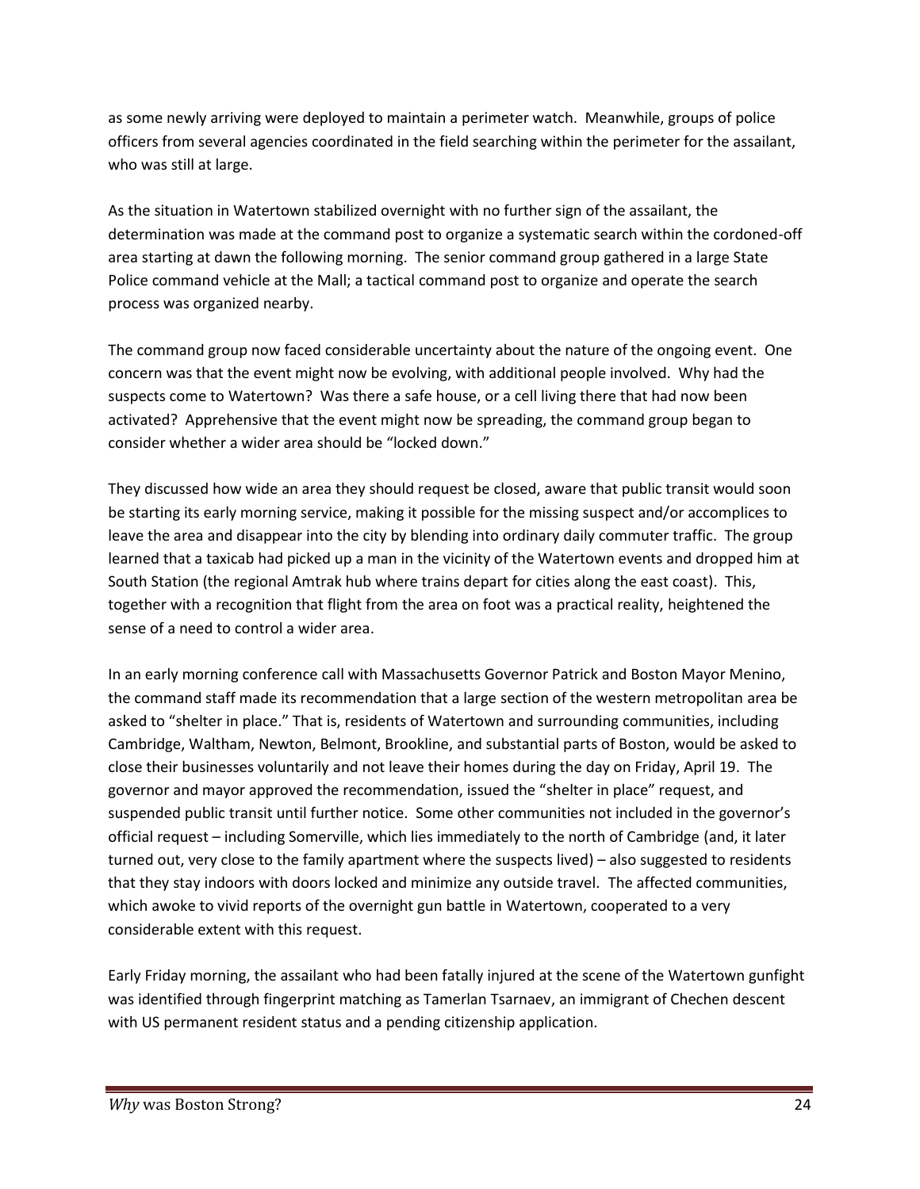as some newly arriving were deployed to maintain a perimeter watch. Meanwhile, groups of police officers from several agencies coordinated in the field searching within the perimeter for the assailant, who was still at large.

As the situation in Watertown stabilized overnight with no further sign of the assailant, the determination was made at the command post to organize a systematic search within the cordoned-off area starting at dawn the following morning. The senior command group gathered in a large State Police command vehicle at the Mall; a tactical command post to organize and operate the search process was organized nearby.

The command group now faced considerable uncertainty about the nature of the ongoing event. One concern was that the event might now be evolving, with additional people involved. Why had the suspects come to Watertown? Was there a safe house, or a cell living there that had now been activated? Apprehensive that the event might now be spreading, the command group began to consider whether a wider area should be "locked down."

They discussed how wide an area they should request be closed, aware that public transit would soon be starting its early morning service, making it possible for the missing suspect and/or accomplices to leave the area and disappear into the city by blending into ordinary daily commuter traffic. The group learned that a taxicab had picked up a man in the vicinity of the Watertown events and dropped him at South Station (the regional Amtrak hub where trains depart for cities along the east coast). This, together with a recognition that flight from the area on foot was a practical reality, heightened the sense of a need to control a wider area.

In an early morning conference call with Massachusetts Governor Patrick and Boston Mayor Menino, the command staff made its recommendation that a large section of the western metropolitan area be asked to "shelter in place." That is, residents of Watertown and surrounding communities, including Cambridge, Waltham, Newton, Belmont, Brookline, and substantial parts of Boston, would be asked to close their businesses voluntarily and not leave their homes during the day on Friday, April 19. The governor and mayor approved the recommendation, issued the "shelter in place" request, and suspended public transit until further notice. Some other communities not included in the governor's official request – including Somerville, which lies immediately to the north of Cambridge (and, it later turned out, very close to the family apartment where the suspects lived) – also suggested to residents that they stay indoors with doors locked and minimize any outside travel. The affected communities, which awoke to vivid reports of the overnight gun battle in Watertown, cooperated to a very considerable extent with this request.

Early Friday morning, the assailant who had been fatally injured at the scene of the Watertown gunfight was identified through fingerprint matching as Tamerlan Tsarnaev, an immigrant of Chechen descent with US permanent resident status and a pending citizenship application.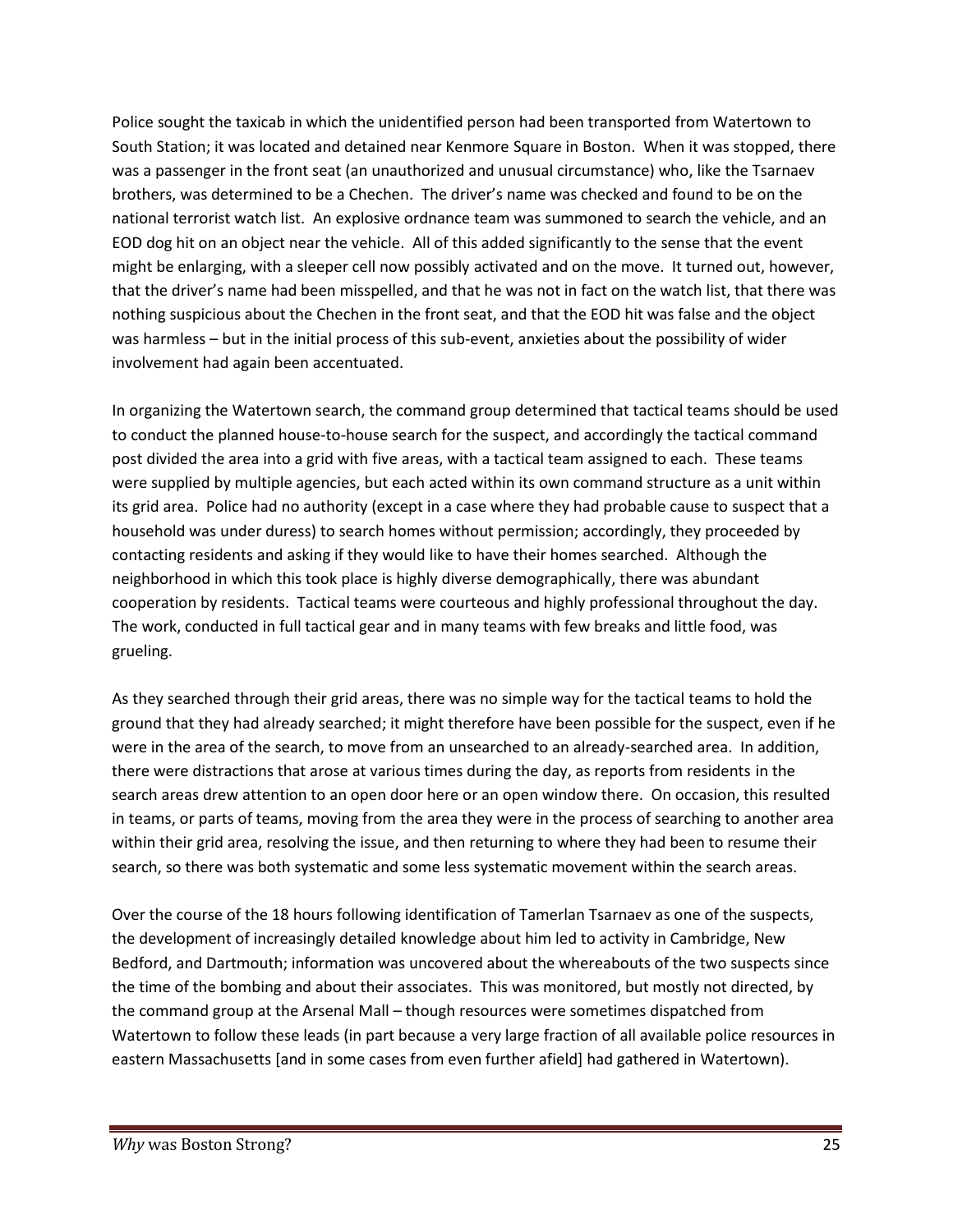Police sought the taxicab in which the unidentified person had been transported from Watertown to South Station; it was located and detained near Kenmore Square in Boston. When it was stopped, there was a passenger in the front seat (an unauthorized and unusual circumstance) who, like the Tsarnaev brothers, was determined to be a Chechen. The driver's name was checked and found to be on the national terrorist watch list. An explosive ordnance team was summoned to search the vehicle, and an EOD dog hit on an object near the vehicle. All of this added significantly to the sense that the event might be enlarging, with a sleeper cell now possibly activated and on the move. It turned out, however, that the driver's name had been misspelled, and that he was not in fact on the watch list, that there was nothing suspicious about the Chechen in the front seat, and that the EOD hit was false and the object was harmless – but in the initial process of this sub-event, anxieties about the possibility of wider involvement had again been accentuated.

In organizing the Watertown search, the command group determined that tactical teams should be used to conduct the planned house-to-house search for the suspect, and accordingly the tactical command post divided the area into a grid with five areas, with a tactical team assigned to each. These teams were supplied by multiple agencies, but each acted within its own command structure as a unit within its grid area. Police had no authority (except in a case where they had probable cause to suspect that a household was under duress) to search homes without permission; accordingly, they proceeded by contacting residents and asking if they would like to have their homes searched. Although the neighborhood in which this took place is highly diverse demographically, there was abundant cooperation by residents. Tactical teams were courteous and highly professional throughout the day. The work, conducted in full tactical gear and in many teams with few breaks and little food, was grueling.

As they searched through their grid areas, there was no simple way for the tactical teams to hold the ground that they had already searched; it might therefore have been possible for the suspect, even if he were in the area of the search, to move from an unsearched to an already-searched area. In addition, there were distractions that arose at various times during the day, as reports from residents in the search areas drew attention to an open door here or an open window there. On occasion, this resulted in teams, or parts of teams, moving from the area they were in the process of searching to another area within their grid area, resolving the issue, and then returning to where they had been to resume their search, so there was both systematic and some less systematic movement within the search areas.

Over the course of the 18 hours following identification of Tamerlan Tsarnaev as one of the suspects, the development of increasingly detailed knowledge about him led to activity in Cambridge, New Bedford, and Dartmouth; information was uncovered about the whereabouts of the two suspects since the time of the bombing and about their associates. This was monitored, but mostly not directed, by the command group at the Arsenal Mall – though resources were sometimes dispatched from Watertown to follow these leads (in part because a very large fraction of all available police resources in eastern Massachusetts [and in some cases from even further afield] had gathered in Watertown).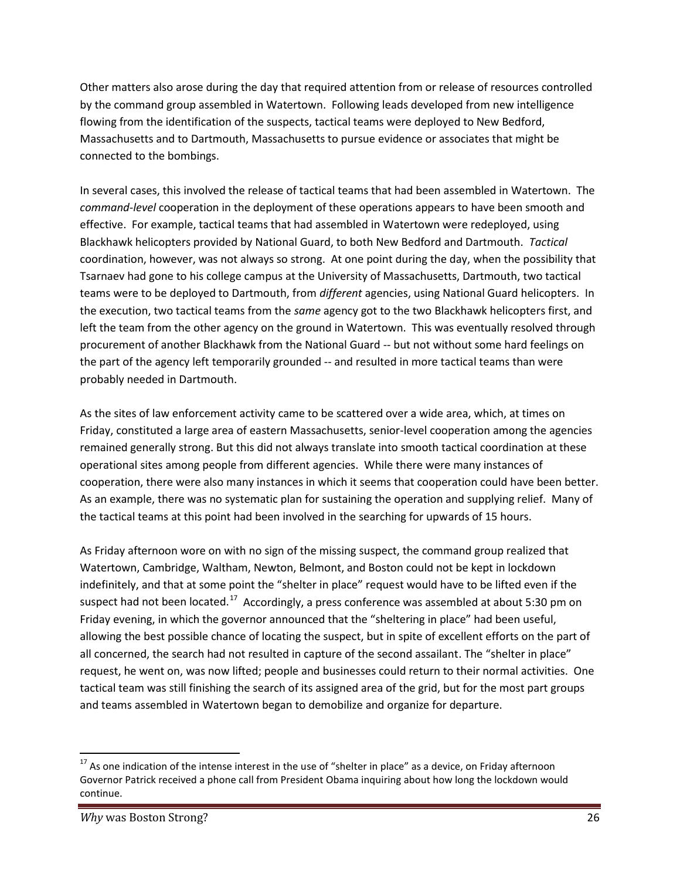Other matters also arose during the day that required attention from or release of resources controlled by the command group assembled in Watertown. Following leads developed from new intelligence flowing from the identification of the suspects, tactical teams were deployed to New Bedford, Massachusetts and to Dartmouth, Massachusetts to pursue evidence or associates that might be connected to the bombings.

In several cases, this involved the release of tactical teams that had been assembled in Watertown. The *command-level* cooperation in the deployment of these operations appears to have been smooth and effective. For example, tactical teams that had assembled in Watertown were redeployed, using Blackhawk helicopters provided by National Guard, to both New Bedford and Dartmouth. *Tactical* coordination, however, was not always so strong. At one point during the day, when the possibility that Tsarnaev had gone to his college campus at the University of Massachusetts, Dartmouth, two tactical teams were to be deployed to Dartmouth, from *different* agencies, using National Guard helicopters. In the execution, two tactical teams from the *same* agency got to the two Blackhawk helicopters first, and left the team from the other agency on the ground in Watertown. This was eventually resolved through procurement of another Blackhawk from the National Guard -- but not without some hard feelings on the part of the agency left temporarily grounded -- and resulted in more tactical teams than were probably needed in Dartmouth.

As the sites of law enforcement activity came to be scattered over a wide area, which, at times on Friday, constituted a large area of eastern Massachusetts, senior-level cooperation among the agencies remained generally strong. But this did not always translate into smooth tactical coordination at these operational sites among people from different agencies. While there were many instances of cooperation, there were also many instances in which it seems that cooperation could have been better. As an example, there was no systematic plan for sustaining the operation and supplying relief. Many of the tactical teams at this point had been involved in the searching for upwards of 15 hours.

As Friday afternoon wore on with no sign of the missing suspect, the command group realized that Watertown, Cambridge, Waltham, Newton, Belmont, and Boston could not be kept in lockdown indefinitely, and that at some point the "shelter in place" request would have to be lifted even if the suspect had not been located.[17] Accordingly, a press conference was assembled at about 5:30 pm on Friday evening, in which the governor announced that the "sheltering in place" had been useful, allowing the best possible chance of locating the suspect, but in spite of excellent efforts on the part of all concerned, the search had not resulted in capture of the second assailant. The "shelter in place" request, he went on, was now lifted; people and businesses could return to their normal activities. One tactical team was still finishing the search of its assigned area of the grid, but for the most part groups and teams assembled in Watertown began to demobilize and organize for departure.

[17] As one indication of the intense interest in the use of "shelter in place" as a device, on Friday afternoon Governor Patrick received a phone call from President Obama inquiring about how long the lockdown would continue.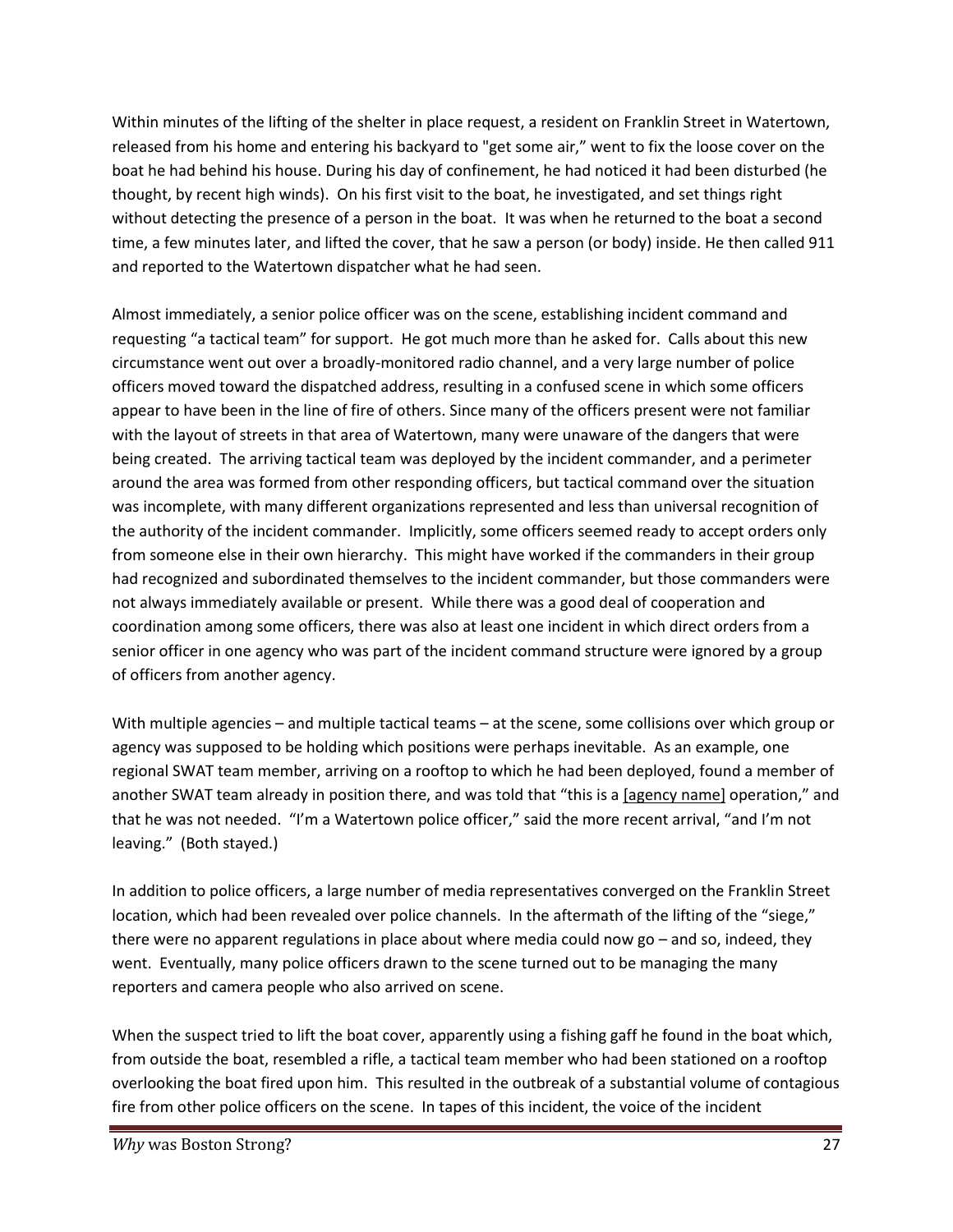Within minutes of the lifting of the shelter in place request, a resident on Franklin Street in Watertown, released from his home and entering his backyard to "get some air," went to fix the loose cover on the boat he had behind his house. During his day of confinement, he had noticed it had been disturbed (he thought, by recent high winds). On his first visit to the boat, he investigated, and set things right without detecting the presence of a person in the boat. It was when he returned to the boat a second time, a few minutes later, and lifted the cover, that he saw a person (or body) inside. He then called 911 and reported to the Watertown dispatcher what he had seen.

Almost immediately, a senior police officer was on the scene, establishing incident command and requesting "a tactical team" for support. He got much more than he asked for. Calls about this new circumstance went out over a broadly-monitored radio channel, and a very large number of police officers moved toward the dispatched address, resulting in a confused scene in which some officers appear to have been in the line of fire of others. Since many of the officers present were not familiar with the layout of streets in that area of Watertown, many were unaware of the dangers that were being created. The arriving tactical team was deployed by the incident commander, and a perimeter around the area was formed from other responding officers, but tactical command over the situation was incomplete, with many different organizations represented and less than universal recognition of the authority of the incident commander. Implicitly, some officers seemed ready to accept orders only from someone else in their own hierarchy. This might have worked if the commanders in their group had recognized and subordinated themselves to the incident commander, but those commanders were not always immediately available or present. While there was a good deal of cooperation and coordination among some officers, there was also at least one incident in which direct orders from a senior officer in one agency who was part of the incident command structure were ignored by a group of officers from another agency.

With multiple agencies – and multiple tactical teams – at the scene, some collisions over which group or agency was supposed to be holding which positions were perhaps inevitable. As an example, one regional SWAT team member, arriving on a rooftop to which he had been deployed, found a member of another SWAT team already in position there, and was told that "this is a [agency name] operation," and that he was not needed. "I'm a Watertown police officer," said the more recent arrival, "and I'm not leaving." (Both stayed.)

In addition to police officers, a large number of media representatives converged on the Franklin Street location, which had been revealed over police channels. In the aftermath of the lifting of the "siege," there were no apparent regulations in place about where media could now go – and so, indeed, they went. Eventually, many police officers drawn to the scene turned out to be managing the many reporters and camera people who also arrived on scene.

When the suspect tried to lift the boat cover, apparently using a fishing gaff he found in the boat which, from outside the boat, resembled a rifle, a tactical team member who had been stationed on a rooftop overlooking the boat fired upon him. This resulted in the outbreak of a substantial volume of contagious fire from other police officers on the scene. In tapes of this incident, the voice of the incident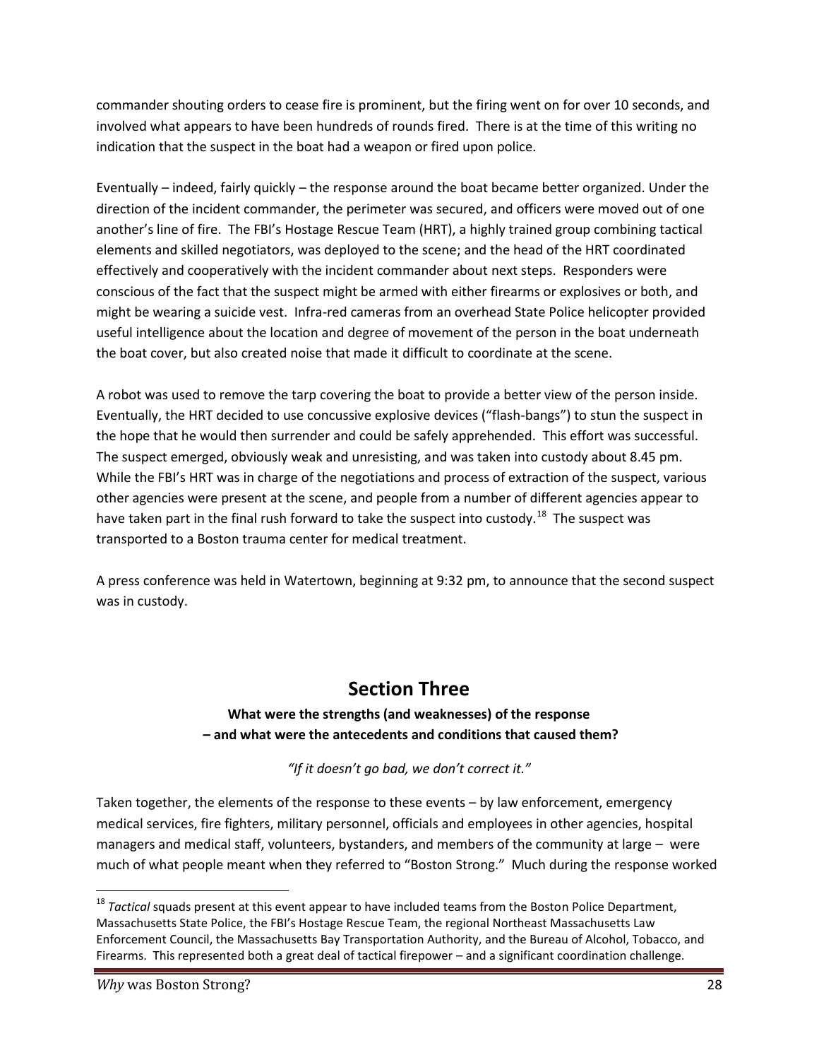commander shouting orders to cease fire is prominent, but the firing went on for over 10 seconds, and involved what appears to have been hundreds of rounds fired. There is at the time of this writing no indication that the suspect in the boat had a weapon or fired upon police.

Eventually – indeed, fairly quickly – the response around the boat became better organized. Under the direction of the incident commander, the perimeter was secured, and officers were moved out of one another's line of fire. The FBI's Hostage Rescue Team (HRT), a highly trained group combining tactical elements and skilled negotiators, was deployed to the scene; and the head of the HRT coordinated effectively and cooperatively with the incident commander about next steps. Responders were conscious of the fact that the suspect might be armed with either firearms or explosives or both, and might be wearing a suicide vest. Infra-red cameras from an overhead State Police helicopter provided useful intelligence about the location and degree of movement of the person in the boat underneath the boat cover, but also created noise that made it difficult to coordinate at the scene.

A robot was used to remove the tarp covering the boat to provide a better view of the person inside. Eventually, the HRT decided to use concussive explosive devices ("flash-bangs") to stun the suspect in the hope that he would then surrender and could be safely apprehended. This effort was successful. The suspect emerged, obviously weak and unresisting, and was taken into custody about 8.45 pm. While the FBI's HRT was in charge of the negotiations and process of extraction of the suspect, various other agencies were present at the scene, and people from a number of different agencies appear to have taken part in the final rush forward to take the suspect into custody.[18] The suspect was transported to a Boston trauma center for medical treatment.

A press conference was held in Watertown, beginning at 9:32 pm, to announce that the second suspect was in custody.

# Section Three

**What were the strengths (and weaknesses) of the response – and what were the antecedents and conditions that caused them?**

*"If it doesn't go bad, we don't correct it."*

Taken together, the elements of the response to these events – by law enforcement, emergency medical services, fire fighters, military personnel, officials and employees in other agencies, hospital managers and medical staff, volunteers, bystanders, and members of the community at large – were much of what people meant when they referred to "Boston Strong." Much during the response worked

---

[18] *Tactical* squads present at this event appear to have included teams from the Boston Police Department, Massachusetts State Police, the FBI's Hostage Rescue Team, the regional Northeast Massachusetts Law Enforcement Council, the Massachusetts Bay Transportation Authority, and the Bureau of Alcohol, Tobacco, and Firearms. This represented both a great deal of tactical firepower – and a significant coordination challenge.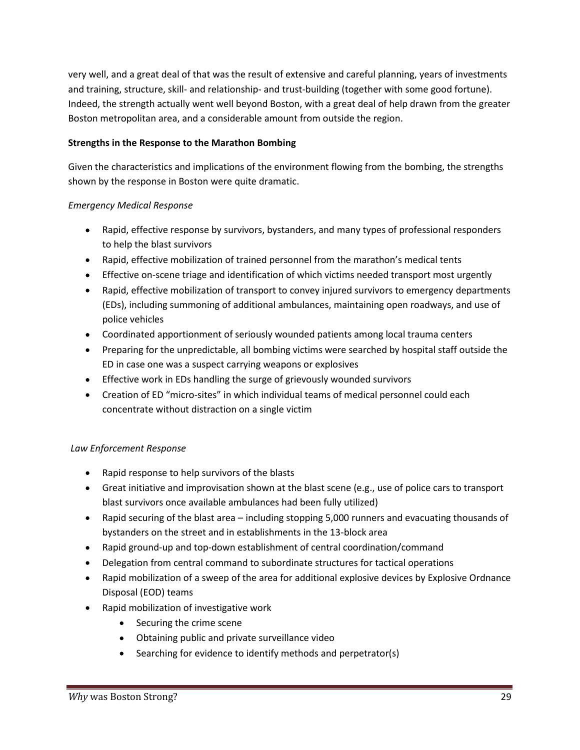very well, and a great deal of that was the result of extensive and careful planning, years of investments and training, structure, skill- and relationship- and trust-building (together with some good fortune). Indeed, the strength actually went well beyond Boston, with a great deal of help drawn from the greater Boston metropolitan area, and a considerable amount from outside the region.

**Strengths in the Response to the Marathon Bombing**

Given the characteristics and implications of the environment flowing from the bombing, the strengths shown by the response in Boston were quite dramatic.

*Emergency Medical Response*

- Rapid, effective response by survivors, bystanders, and many types of professional responders to help the blast survivors
- Rapid, effective mobilization of trained personnel from the marathon's medical tents
- Effective on-scene triage and identification of which victims needed transport most urgently
- Rapid, effective mobilization of transport to convey injured survivors to emergency departments (EDs), including summoning of additional ambulances, maintaining open roadways, and use of police vehicles
- Coordinated apportionment of seriously wounded patients among local trauma centers
- Preparing for the unpredictable, all bombing victims were searched by hospital staff outside the ED in case one was a suspect carrying weapons or explosives
- Effective work in EDs handling the surge of grievously wounded survivors
- Creation of ED "micro-sites" in which individual teams of medical personnel could each concentrate without distraction on a single victim

*Law Enforcement Response*

- Rapid response to help survivors of the blasts
- Great initiative and improvisation shown at the blast scene (e.g., use of police cars to transport blast survivors once available ambulances had been fully utilized)
- Rapid securing of the blast area – including stopping 5,000 runners and evacuating thousands of bystanders on the street and in establishments in the 13-block area
- Rapid ground-up and top-down establishment of central coordination/command
- Delegation from central command to subordinate structures for tactical operations
- Rapid mobilization of a sweep of the area for additional explosive devices by Explosive Ordnance Disposal (EOD) teams
- Rapid mobilization of investigative work
    - Securing the crime scene
    - Obtaining public and private surveillance video
    - Searching for evidence to identify methods and perpetrator(s)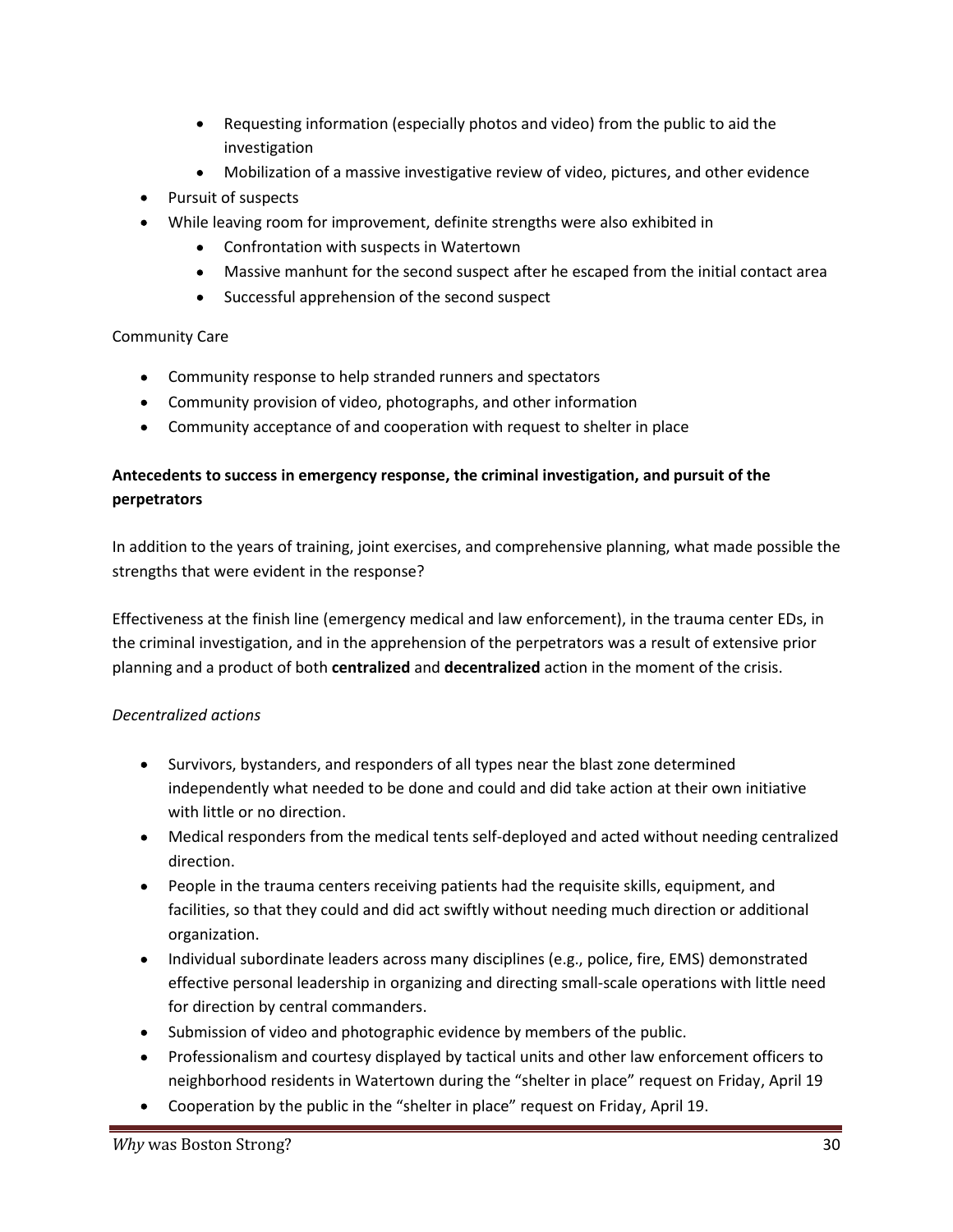- Requesting information (especially photos and video) from the public to aid the investigation
    - Mobilization of a massive investigative review of video, pictures, and other evidence
- Pursuit of suspects
- While leaving room for improvement, definite strengths were also exhibited in
    - Confrontation with suspects in Watertown
    - Massive manhunt for the second suspect after he escaped from the initial contact area
    - Successful apprehension of the second suspect

Community Care

- Community response to help stranded runners and spectators
- Community provision of video, photographs, and other information
- Community acceptance of and cooperation with request to shelter in place

**Antecedents to success in emergency response, the criminal investigation, and pursuit of the perpetrators**

In addition to the years of training, joint exercises, and comprehensive planning, what made possible the strengths that were evident in the response?

Effectiveness at the finish line (emergency medical and law enforcement), in the trauma center EDs, in the criminal investigation, and in the apprehension of the perpetrators was a result of extensive prior planning and a product of both **centralized** and **decentralized** action in the moment of the crisis.

*Decentralized actions*

- Survivors, bystanders, and responders of all types near the blast zone determined independently what needed to be done and could and did take action at their own initiative with little or no direction.
- Medical responders from the medical tents self-deployed and acted without needing centralized direction.
- People in the trauma centers receiving patients had the requisite skills, equipment, and facilities, so that they could and did act swiftly without needing much direction or additional organization.
- Individual subordinate leaders across many disciplines (e.g., police, fire, EMS) demonstrated effective personal leadership in organizing and directing small-scale operations with little need for direction by central commanders.
- Submission of video and photographic evidence by members of the public.
- Professionalism and courtesy displayed by tactical units and other law enforcement officers to neighborhood residents in Watertown during the "shelter in place" request on Friday, April 19
- Cooperation by the public in the "shelter in place" request on Friday, April 19.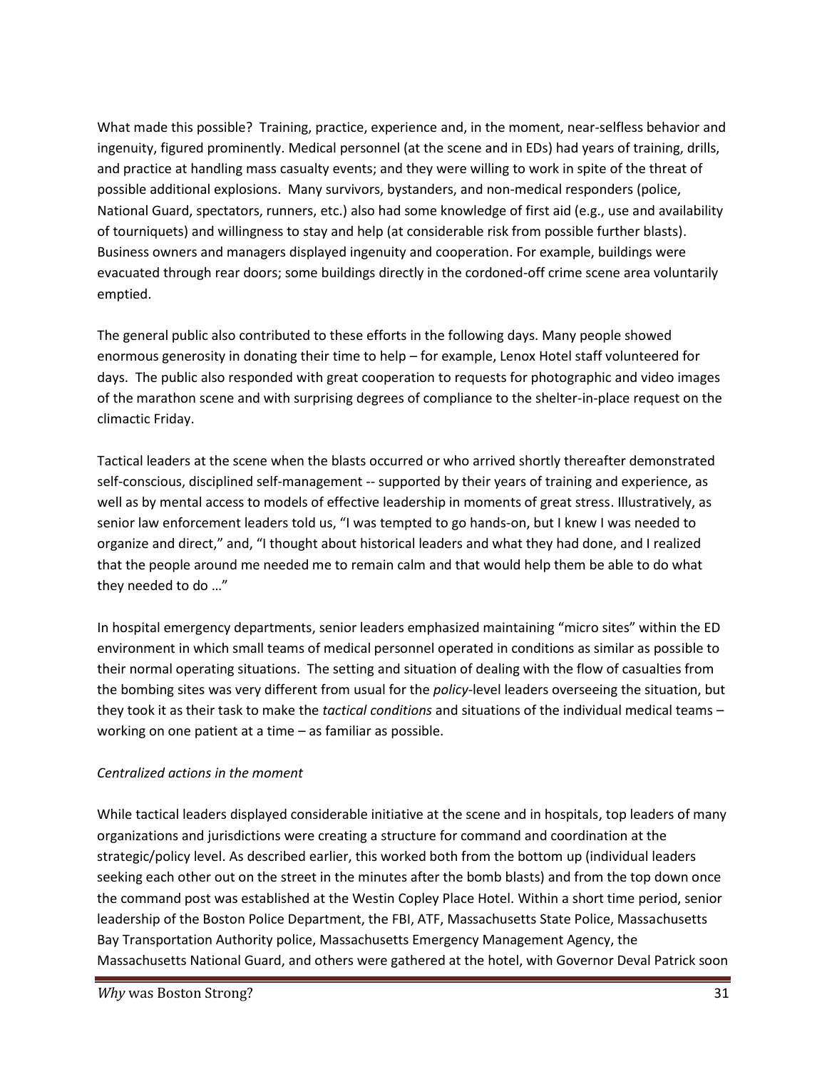What made this possible? Training, practice, experience and, in the moment, near-selfless behavior and ingenuity, figured prominently. Medical personnel (at the scene and in EDs) had years of training, drills, and practice at handling mass casualty events; and they were willing to work in spite of the threat of possible additional explosions. Many survivors, bystanders, and non-medical responders (police, National Guard, spectators, runners, etc.) also had some knowledge of first aid (e.g., use and availability of tourniquets) and willingness to stay and help (at considerable risk from possible further blasts). Business owners and managers displayed ingenuity and cooperation. For example, buildings were evacuated through rear doors; some buildings directly in the cordoned-off crime scene area voluntarily emptied.

The general public also contributed to these efforts in the following days. Many people showed enormous generosity in donating their time to help – for example, Lenox Hotel staff volunteered for days. The public also responded with great cooperation to requests for photographic and video images of the marathon scene and with surprising degrees of compliance to the shelter-in-place request on the climactic Friday.

Tactical leaders at the scene when the blasts occurred or who arrived shortly thereafter demonstrated self-conscious, disciplined self-management -- supported by their years of training and experience, as well as by mental access to models of effective leadership in moments of great stress. Illustratively, as senior law enforcement leaders told us, "I was tempted to go hands-on, but I knew I was needed to organize and direct," and, "I thought about historical leaders and what they had done, and I realized that the people around me needed me to remain calm and that would help them be able to do what they needed to do …"

In hospital emergency departments, senior leaders emphasized maintaining "micro sites" within the ED environment in which small teams of medical personnel operated in conditions as similar as possible to their normal operating situations. The setting and situation of dealing with the flow of casualties from the bombing sites was very different from usual for the *policy*-level leaders overseeing the situation, but they took it as their task to make the *tactical conditions* and situations of the individual medical teams – working on one patient at a time – as familiar as possible.

*Centralized actions in the moment*

While tactical leaders displayed considerable initiative at the scene and in hospitals, top leaders of many organizations and jurisdictions were creating a structure for command and coordination at the strategic/policy level. As described earlier, this worked both from the bottom up (individual leaders seeking each other out on the street in the minutes after the bomb blasts) and from the top down once the command post was established at the Westin Copley Place Hotel. Within a short time period, senior leadership of the Boston Police Department, the FBI, ATF, Massachusetts State Police, Massachusetts Bay Transportation Authority police, Massachusetts Emergency Management Agency, the Massachusetts National Guard, and others were gathered at the hotel, with Governor Deval Patrick soon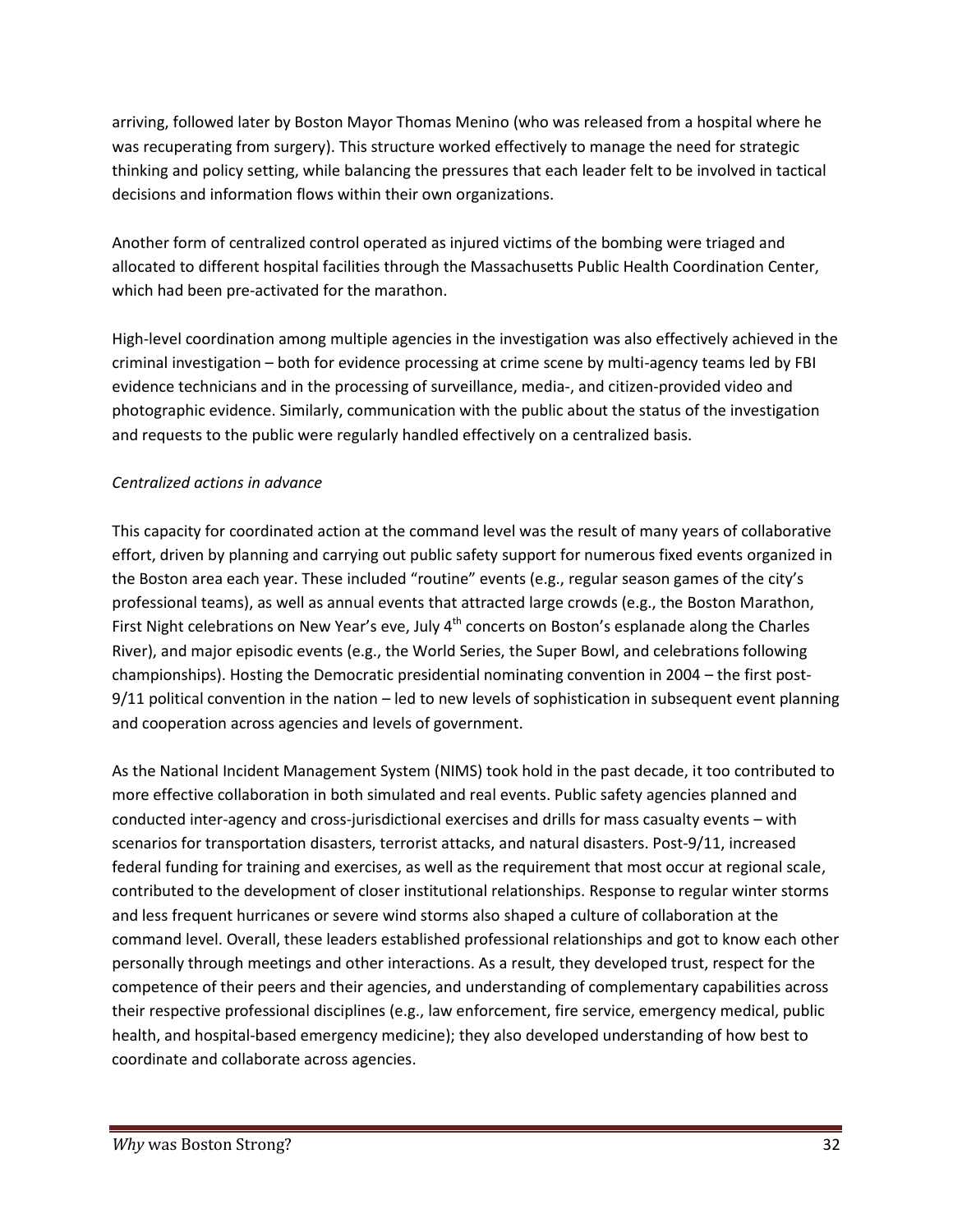arriving, followed later by Boston Mayor Thomas Menino (who was released from a hospital where he was recuperating from surgery). This structure worked effectively to manage the need for strategic thinking and policy setting, while balancing the pressures that each leader felt to be involved in tactical decisions and information flows within their own organizations.

Another form of centralized control operated as injured victims of the bombing were triaged and allocated to different hospital facilities through the Massachusetts Public Health Coordination Center, which had been pre-activated for the marathon.

High-level coordination among multiple agencies in the investigation was also effectively achieved in the criminal investigation – both for evidence processing at crime scene by multi-agency teams led by FBI evidence technicians and in the processing of surveillance, media-, and citizen-provided video and photographic evidence. Similarly, communication with the public about the status of the investigation and requests to the public were regularly handled effectively on a centralized basis.

*Centralized actions in advance*

This capacity for coordinated action at the command level was the result of many years of collaborative effort, driven by planning and carrying out public safety support for numerous fixed events organized in the Boston area each year. These included "routine" events (e.g., regular season games of the city's professional teams), as well as annual events that attracted large crowds (e.g., the Boston Marathon, First Night celebrations on New Year's eve, July 4th concerts on Boston's esplanade along the Charles River), and major episodic events (e.g., the World Series, the Super Bowl, and celebrations following championships). Hosting the Democratic presidential nominating convention in 2004 – the first post-9/11 political convention in the nation – led to new levels of sophistication in subsequent event planning and cooperation across agencies and levels of government.

As the National Incident Management System (NIMS) took hold in the past decade, it too contributed to more effective collaboration in both simulated and real events. Public safety agencies planned and conducted inter-agency and cross-jurisdictional exercises and drills for mass casualty events – with scenarios for transportation disasters, terrorist attacks, and natural disasters. Post-9/11, increased federal funding for training and exercises, as well as the requirement that most occur at regional scale, contributed to the development of closer institutional relationships. Response to regular winter storms and less frequent hurricanes or severe wind storms also shaped a culture of collaboration at the command level. Overall, these leaders established professional relationships and got to know each other personally through meetings and other interactions. As a result, they developed trust, respect for the competence of their peers and their agencies, and understanding of complementary capabilities across their respective professional disciplines (e.g., law enforcement, fire service, emergency medical, public health, and hospital-based emergency medicine); they also developed understanding of how best to coordinate and collaborate across agencies.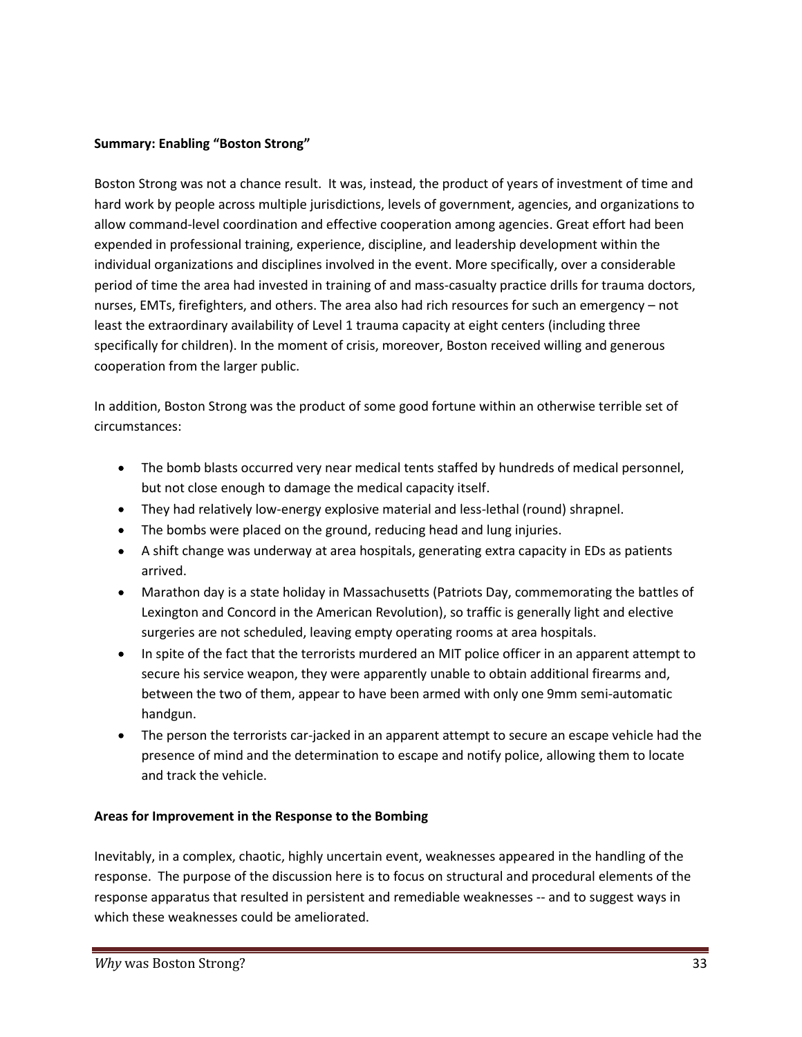**Summary: Enabling "Boston Strong"**

Boston Strong was not a chance result. It was, instead, the product of years of investment of time and hard work by people across multiple jurisdictions, levels of government, agencies, and organizations to allow command-level coordination and effective cooperation among agencies. Great effort had been expended in professional training, experience, discipline, and leadership development within the individual organizations and disciplines involved in the event. More specifically, over a considerable period of time the area had invested in training of and mass-casualty practice drills for trauma doctors, nurses, EMTs, firefighters, and others. The area also had rich resources for such an emergency – not least the extraordinary availability of Level 1 trauma capacity at eight centers (including three specifically for children). In the moment of crisis, moreover, Boston received willing and generous cooperation from the larger public.

In addition, Boston Strong was the product of some good fortune within an otherwise terrible set of circumstances:

- The bomb blasts occurred very near medical tents staffed by hundreds of medical personnel, but not close enough to damage the medical capacity itself.
- They had relatively low-energy explosive material and less-lethal (round) shrapnel.
- The bombs were placed on the ground, reducing head and lung injuries.
- A shift change was underway at area hospitals, generating extra capacity in EDs as patients arrived.
- Marathon day is a state holiday in Massachusetts (Patriots Day, commemorating the battles of Lexington and Concord in the American Revolution), so traffic is generally light and elective surgeries are not scheduled, leaving empty operating rooms at area hospitals.
- In spite of the fact that the terrorists murdered an MIT police officer in an apparent attempt to secure his service weapon, they were apparently unable to obtain additional firearms and, between the two of them, appear to have been armed with only one 9mm semi-automatic handgun.
- The person the terrorists car-jacked in an apparent attempt to secure an escape vehicle had the presence of mind and the determination to escape and notify police, allowing them to locate and track the vehicle.

**Areas for Improvement in the Response to the Bombing**

Inevitably, in a complex, chaotic, highly uncertain event, weaknesses appeared in the handling of the response. The purpose of the discussion here is to focus on structural and procedural elements of the response apparatus that resulted in persistent and remediable weaknesses -- and to suggest ways in which these weaknesses could be ameliorated.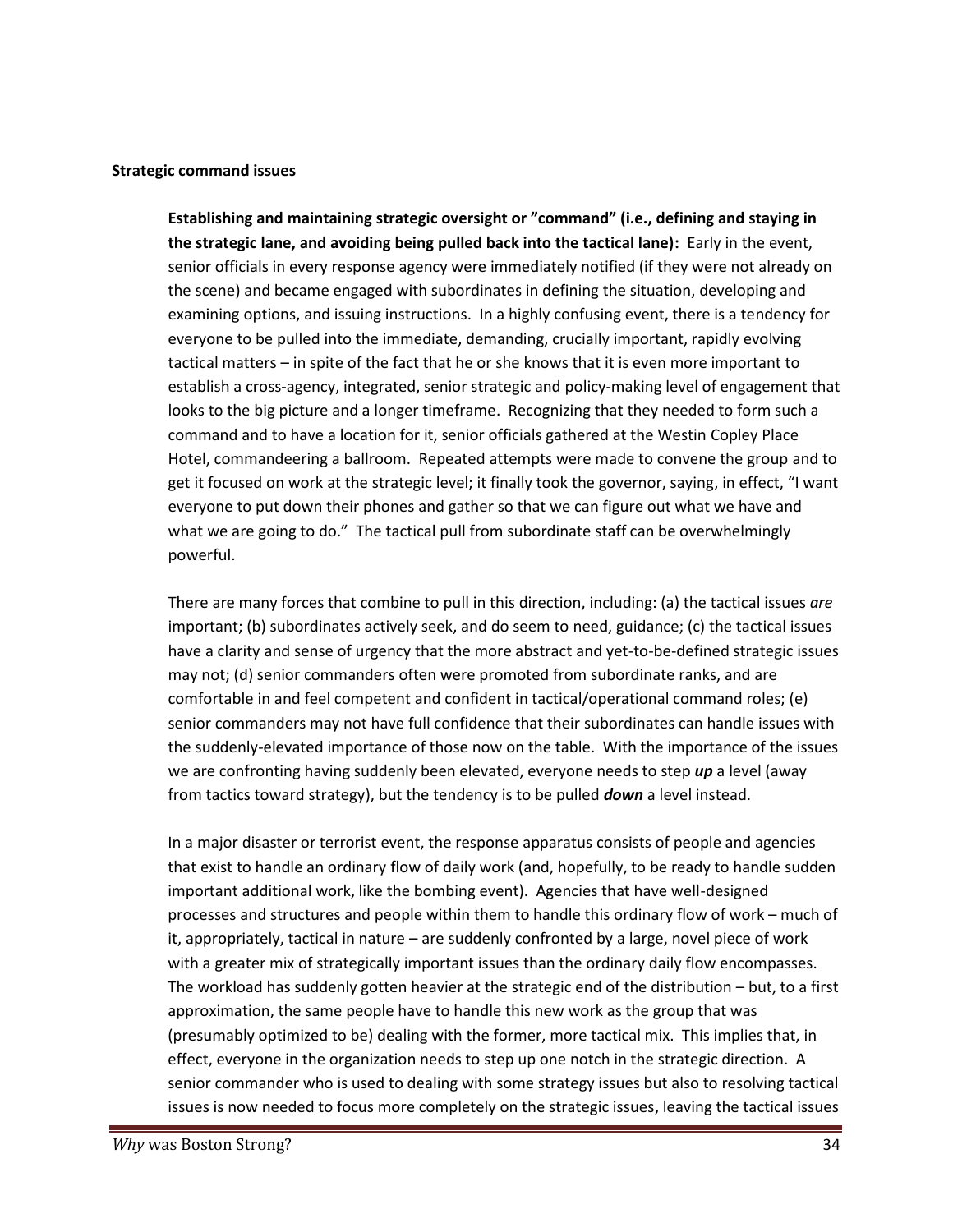**Strategic command issues**

**Establishing and maintaining strategic oversight or "command" (i.e., defining and staying in the strategic lane, and avoiding being pulled back into the tactical lane):** Early in the event, senior officials in every response agency were immediately notified (if they were not already on the scene) and became engaged with subordinates in defining the situation, developing and examining options, and issuing instructions. In a highly confusing event, there is a tendency for everyone to be pulled into the immediate, demanding, crucially important, rapidly evolving tactical matters – in spite of the fact that he or she knows that it is even more important to establish a cross-agency, integrated, senior strategic and policy-making level of engagement that looks to the big picture and a longer timeframe. Recognizing that they needed to form such a command and to have a location for it, senior officials gathered at the Westin Copley Place Hotel, commandeering a ballroom. Repeated attempts were made to convene the group and to get it focused on work at the strategic level; it finally took the governor, saying, in effect, "I want everyone to put down their phones and gather so that we can figure out what we have and what we are going to do." The tactical pull from subordinate staff can be overwhelmingly powerful.

There are many forces that combine to pull in this direction, including: (a) the tactical issues *are* important; (b) subordinates actively seek, and do seem to need, guidance; (c) the tactical issues have a clarity and sense of urgency that the more abstract and yet-to-be-defined strategic issues may not; (d) senior commanders often were promoted from subordinate ranks, and are comfortable in and feel competent and confident in tactical/operational command roles; (e) senior commanders may not have full confidence that their subordinates can handle issues with the suddenly-elevated importance of those now on the table. With the importance of the issues we are confronting having suddenly been elevated, everyone needs to step ***up*** a level (away from tactics toward strategy), but the tendency is to be pulled ***down*** a level instead.

In a major disaster or terrorist event, the response apparatus consists of people and agencies that exist to handle an ordinary flow of daily work (and, hopefully, to be ready to handle sudden important additional work, like the bombing event). Agencies that have well-designed processes and structures and people within them to handle this ordinary flow of work – much of it, appropriately, tactical in nature – are suddenly confronted by a large, novel piece of work with a greater mix of strategically important issues than the ordinary daily flow encompasses. The workload has suddenly gotten heavier at the strategic end of the distribution – but, to a first approximation, the same people have to handle this new work as the group that was (presumably optimized to be) dealing with the former, more tactical mix. This implies that, in effect, everyone in the organization needs to step up one notch in the strategic direction. A senior commander who is used to dealing with some strategy issues but also to resolving tactical issues is now needed to focus more completely on the strategic issues, leaving the tactical issues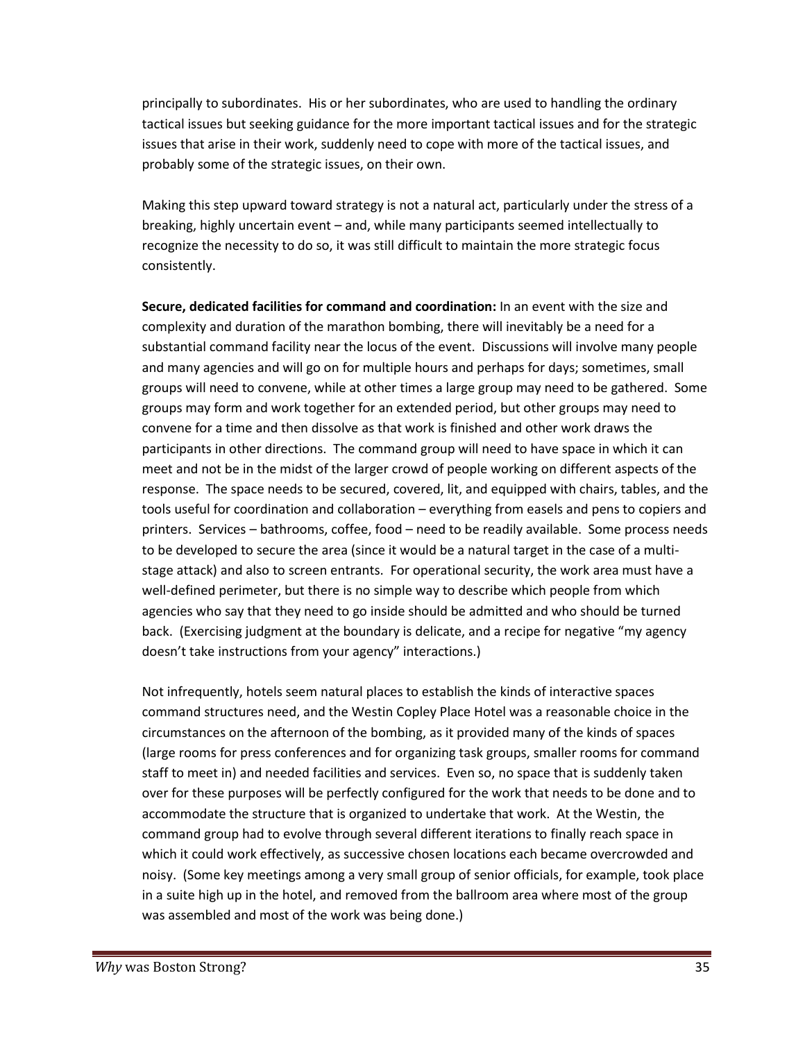principally to subordinates. His or her subordinates, who are used to handling the ordinary tactical issues but seeking guidance for the more important tactical issues and for the strategic issues that arise in their work, suddenly need to cope with more of the tactical issues, and probably some of the strategic issues, on their own.

Making this step upward toward strategy is not a natural act, particularly under the stress of a breaking, highly uncertain event – and, while many participants seemed intellectually to recognize the necessity to do so, it was still difficult to maintain the more strategic focus consistently.

**Secure, dedicated facilities for command and coordination:** In an event with the size and complexity and duration of the marathon bombing, there will inevitably be a need for a substantial command facility near the locus of the event. Discussions will involve many people and many agencies and will go on for multiple hours and perhaps for days; sometimes, small groups will need to convene, while at other times a large group may need to be gathered. Some groups may form and work together for an extended period, but other groups may need to convene for a time and then dissolve as that work is finished and other work draws the participants in other directions. The command group will need to have space in which it can meet and not be in the midst of the larger crowd of people working on different aspects of the response. The space needs to be secured, covered, lit, and equipped with chairs, tables, and the tools useful for coordination and collaboration – everything from easels and pens to copiers and printers. Services – bathrooms, coffee, food – need to be readily available. Some process needs to be developed to secure the area (since it would be a natural target in the case of a multi-stage attack) and also to screen entrants. For operational security, the work area must have a well-defined perimeter, but there is no simple way to describe which people from which agencies who say that they need to go inside should be admitted and who should be turned back. (Exercising judgment at the boundary is delicate, and a recipe for negative "my agency doesn't take instructions from your agency" interactions.)

Not infrequently, hotels seem natural places to establish the kinds of interactive spaces command structures need, and the Westin Copley Place Hotel was a reasonable choice in the circumstances on the afternoon of the bombing, as it provided many of the kinds of spaces (large rooms for press conferences and for organizing task groups, smaller rooms for command staff to meet in) and needed facilities and services. Even so, no space that is suddenly taken over for these purposes will be perfectly configured for the work that needs to be done and to accommodate the structure that is organized to undertake that work. At the Westin, the command group had to evolve through several different iterations to finally reach space in which it could work effectively, as successive chosen locations each became overcrowded and noisy. (Some key meetings among a very small group of senior officials, for example, took place in a suite high up in the hotel, and removed from the ballroom area where most of the group was assembled and most of the work was being done.)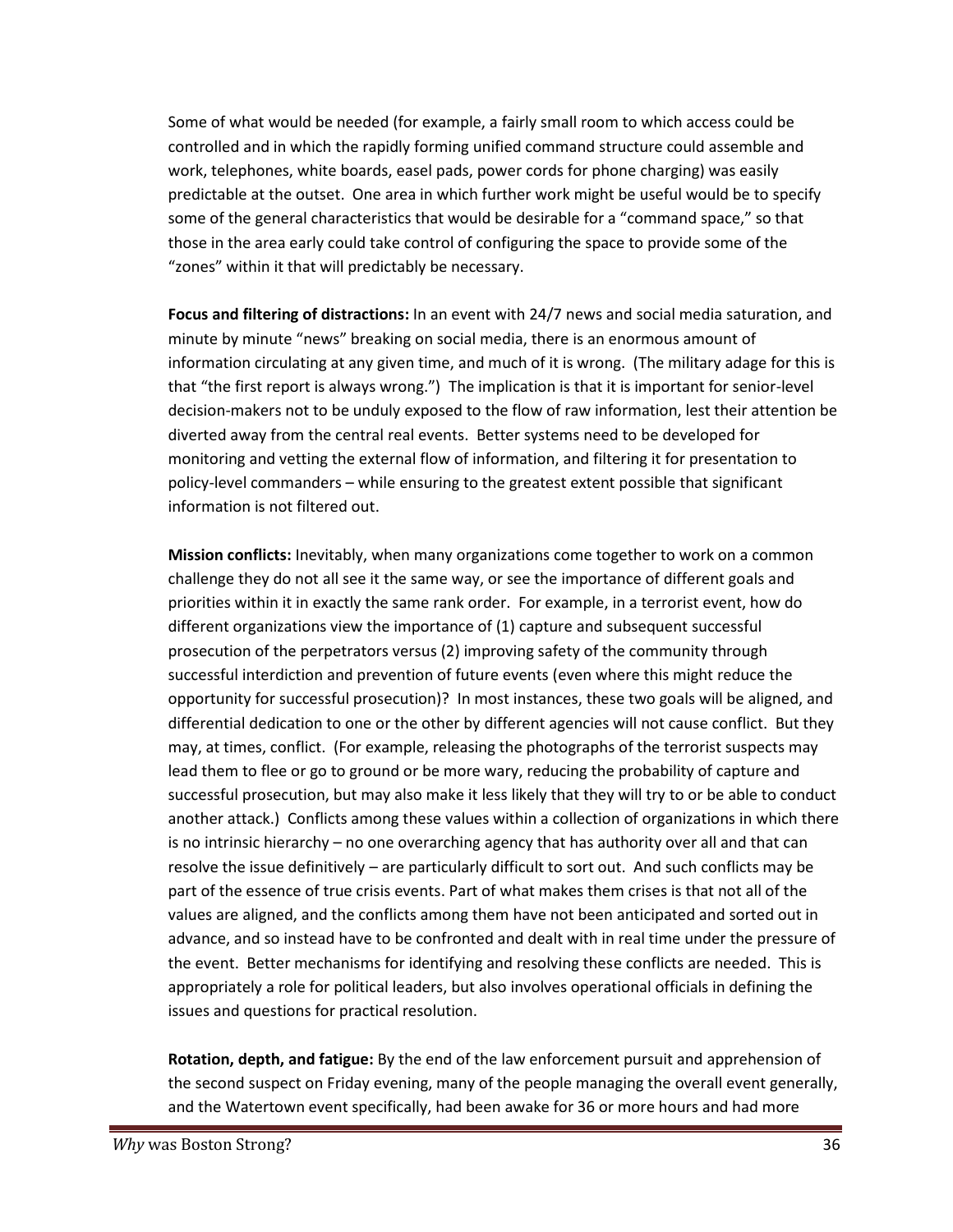Some of what would be needed (for example, a fairly small room to which access could be controlled and in which the rapidly forming unified command structure could assemble and work, telephones, white boards, easel pads, power cords for phone charging) was easily predictable at the outset. One area in which further work might be useful would be to specify some of the general characteristics that would be desirable for a "command space," so that those in the area early could take control of configuring the space to provide some of the "zones" within it that will predictably be necessary.

**Focus and filtering of distractions:** In an event with 24/7 news and social media saturation, and minute by minute "news" breaking on social media, there is an enormous amount of information circulating at any given time, and much of it is wrong. (The military adage for this is that "the first report is always wrong.") The implication is that it is important for senior-level decision-makers not to be unduly exposed to the flow of raw information, lest their attention be diverted away from the central real events. Better systems need to be developed for monitoring and vetting the external flow of information, and filtering it for presentation to policy-level commanders – while ensuring to the greatest extent possible that significant information is not filtered out.

**Mission conflicts:** Inevitably, when many organizations come together to work on a common challenge they do not all see it the same way, or see the importance of different goals and priorities within it in exactly the same rank order. For example, in a terrorist event, how do different organizations view the importance of (1) capture and subsequent successful prosecution of the perpetrators versus (2) improving safety of the community through successful interdiction and prevention of future events (even where this might reduce the opportunity for successful prosecution)? In most instances, these two goals will be aligned, and differential dedication to one or the other by different agencies will not cause conflict. But they may, at times, conflict. (For example, releasing the photographs of the terrorist suspects may lead them to flee or go to ground or be more wary, reducing the probability of capture and successful prosecution, but may also make it less likely that they will try to or be able to conduct another attack.) Conflicts among these values within a collection of organizations in which there is no intrinsic hierarchy – no one overarching agency that has authority over all and that can resolve the issue definitively – are particularly difficult to sort out. And such conflicts may be part of the essence of true crisis events. Part of what makes them crises is that not all of the values are aligned, and the conflicts among them have not been anticipated and sorted out in advance, and so instead have to be confronted and dealt with in real time under the pressure of the event. Better mechanisms for identifying and resolving these conflicts are needed. This is appropriately a role for political leaders, but also involves operational officials in defining the issues and questions for practical resolution.

**Rotation, depth, and fatigue:** By the end of the law enforcement pursuit and apprehension of the second suspect on Friday evening, many of the people managing the overall event generally, and the Watertown event specifically, had been awake for 36 or more hours and had more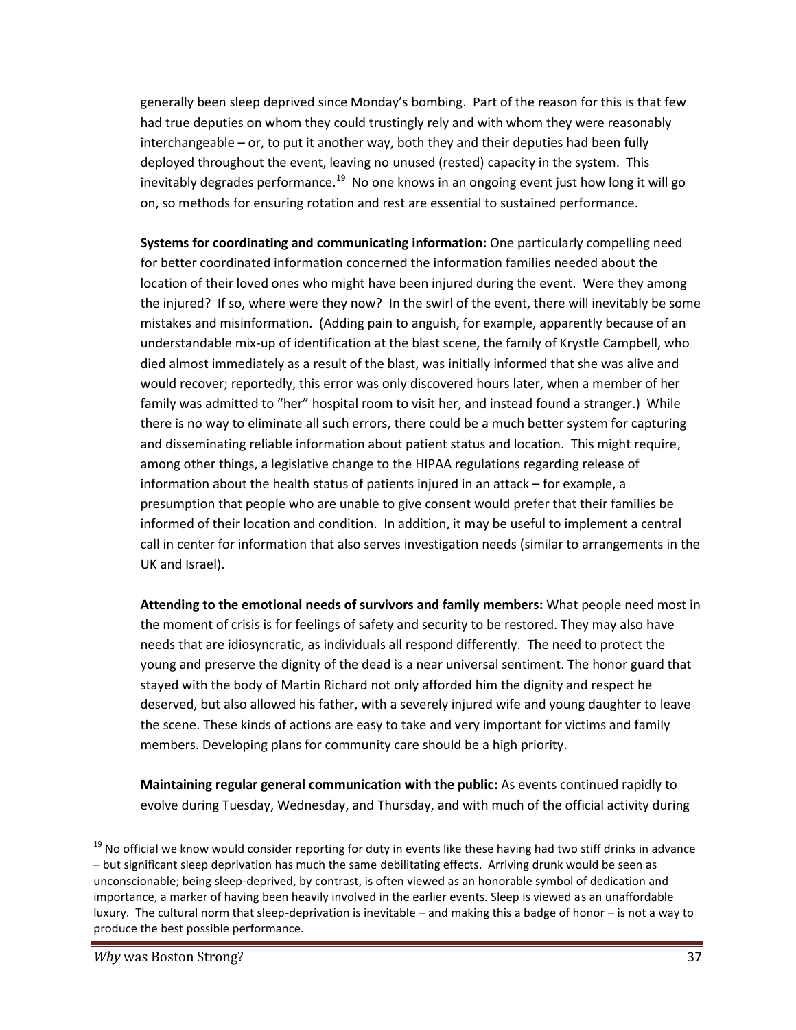generally been sleep deprived since Monday's bombing. Part of the reason for this is that few had true deputies on whom they could trustingly rely and with whom they were reasonably interchangeable – or, to put it another way, both they and their deputies had been fully deployed throughout the event, leaving no unused (rested) capacity in the system. This inevitably degrades performance.[19] No one knows in an ongoing event just how long it will go on, so methods for ensuring rotation and rest are essential to sustained performance.

**Systems for coordinating and communicating information:** One particularly compelling need for better coordinated information concerned the information families needed about the location of their loved ones who might have been injured during the event. Were they among the injured? If so, where were they now? In the swirl of the event, there will inevitably be some mistakes and misinformation. (Adding pain to anguish, for example, apparently because of an understandable mix-up of identification at the blast scene, the family of Krystle Campbell, who died almost immediately as a result of the blast, was initially informed that she was alive and would recover; reportedly, this error was only discovered hours later, when a member of her family was admitted to "her" hospital room to visit her, and instead found a stranger.) While there is no way to eliminate all such errors, there could be a much better system for capturing and disseminating reliable information about patient status and location. This might require, among other things, a legislative change to the HIPAA regulations regarding release of information about the health status of patients injured in an attack – for example, a presumption that people who are unable to give consent would prefer that their families be informed of their location and condition. In addition, it may be useful to implement a central call in center for information that also serves investigation needs (similar to arrangements in the UK and Israel).

**Attending to the emotional needs of survivors and family members:** What people need most in the moment of crisis is for feelings of safety and security to be restored. They may also have needs that are idiosyncratic, as individuals all respond differently. The need to protect the young and preserve the dignity of the dead is a near universal sentiment. The honor guard that stayed with the body of Martin Richard not only afforded him the dignity and respect he deserved, but also allowed his father, with a severely injured wife and young daughter to leave the scene. These kinds of actions are easy to take and very important for victims and family members. Developing plans for community care should be a high priority.

**Maintaining regular general communication with the public:** As events continued rapidly to evolve during Tuesday, Wednesday, and Thursday, and with much of the official activity during

[19] No official we know would consider reporting for duty in events like these having had two stiff drinks in advance – but significant sleep deprivation has much the same debilitating effects. Arriving drunk would be seen as unconscionable; being sleep-deprived, by contrast, is often viewed as an honorable symbol of dedication and importance, a marker of having been heavily involved in the earlier events. Sleep is viewed as an unaffordable luxury. The cultural norm that sleep-deprivation is inevitable – and making this a badge of honor – is not a way to produce the best possible performance.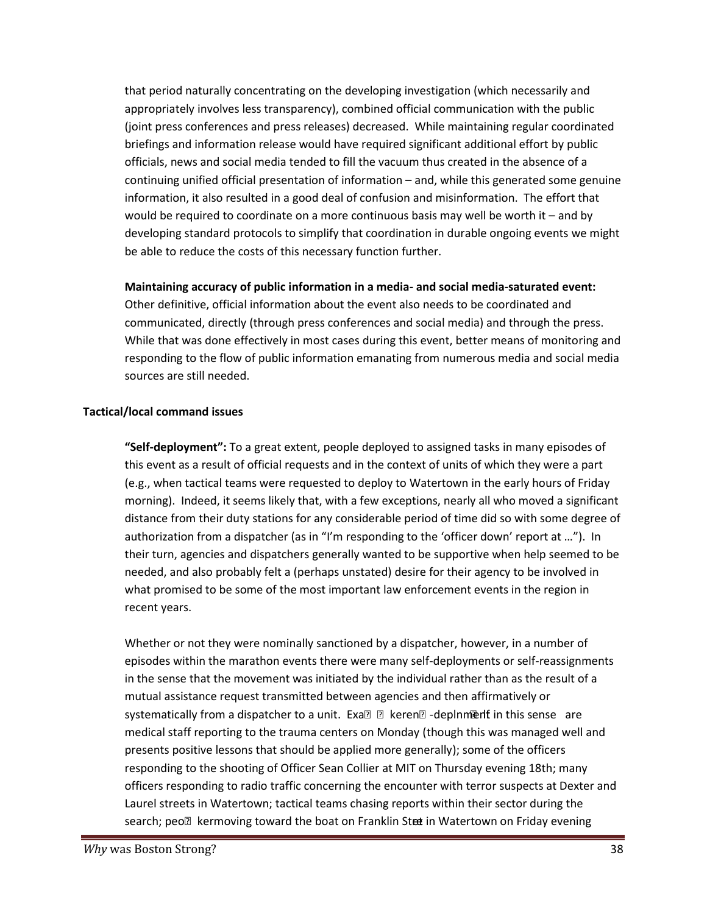that period naturally concentrating on the developing investigation (which necessarily and appropriately involves less transparency), combined official communication with the public (joint press conferences and press releases) decreased. While maintaining regular coordinated briefings and information release would have required significant additional effort by public officials, news and social media tended to fill the vacuum thus created in the absence of a continuing unified official presentation of information – and, while this generated some genuine information, it also resulted in a good deal of confusion and misinformation. The effort that would be required to coordinate on a more continuous basis may well be worth it – and by developing standard protocols to simplify that coordination in durable ongoing events we might be able to reduce the costs of this necessary function further.

**Maintaining accuracy of public information in a media- and social media-saturated event:** Other definitive, official information about the event also needs to be coordinated and communicated, directly (through press conferences and social media) and through the press. While that was done effectively in most cases during this event, better means of monitoring and responding to the flow of public information emanating from numerous media and social media sources are still needed.

### Tactical/local command issues

**"Self-deployment":** To a great extent, people deployed to assigned tasks in many episodes of this event as a result of official requests and in the context of units of which they were a part (e.g., when tactical teams were requested to deploy to Watertown in the early hours of Friday morning). Indeed, it seems likely that, with a few exceptions, nearly all who moved a significant distance from their duty stations for any considerable period of time did so with some degree of authorization from a dispatcher (as in "I'm responding to the 'officer down' report at …"). In their turn, agencies and dispatchers generally wanted to be supportive when help seemed to be needed, and also probably felt a (perhaps unstated) desire for their agency to be involved in what promised to be some of the most important law enforcement events in the region in recent years.

Whether or not they were nominally sanctioned by a dispatcher, however, in a number of episodes within the marathon events there were many self-deployments or self-reassignments in the sense that the movement was initiated by the individual rather than as the result of a mutual assistance request transmitted between agencies and then affirmatively or systematically from a dispatcher to a unit. Examples of self-deployment in this sense are medical staff reporting to the trauma centers on Monday (though this was managed well and presents positive lessons that should be applied more generally); some of the officers responding to the shooting of Officer Sean Collier at MIT on Thursday evening 18th; many officers responding to radio traffic concerning the encounter with terror suspects at Dexter and Laurel streets in Watertown; tactical teams chasing reports within their sector during the search; people moving toward the boat on Franklin Street in Watertown on Friday evening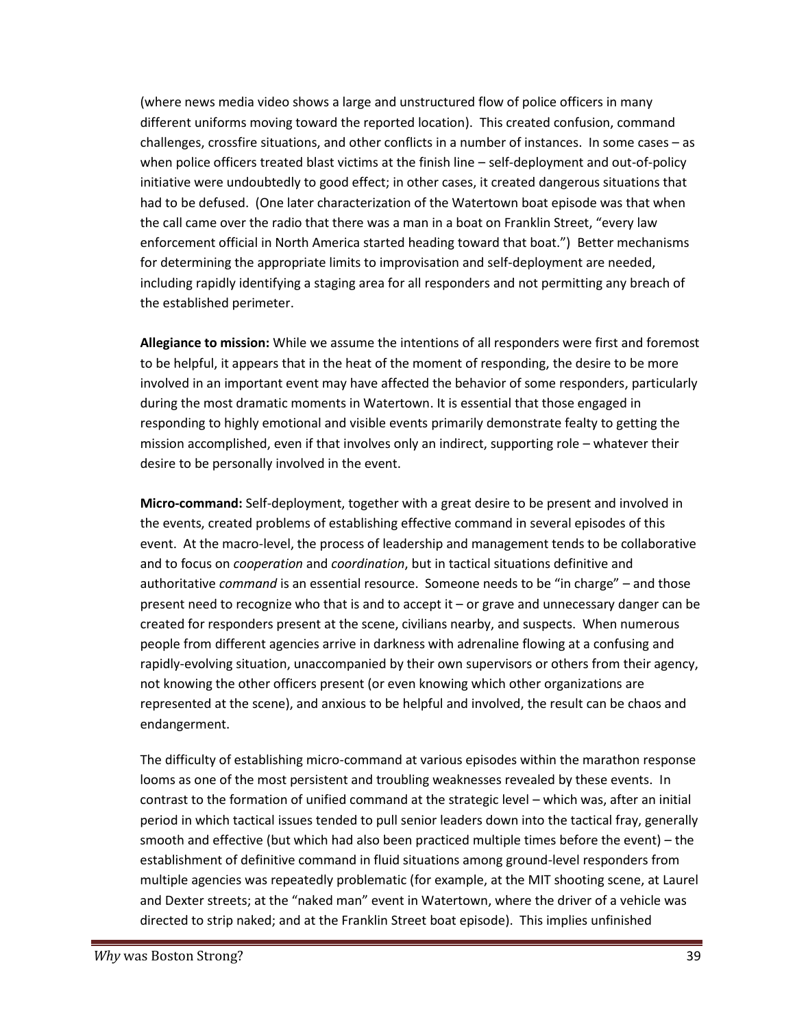(where news media video shows a large and unstructured flow of police officers in many different uniforms moving toward the reported location). This created confusion, command challenges, crossfire situations, and other conflicts in a number of instances. In some cases – as when police officers treated blast victims at the finish line – self-deployment and out-of-policy initiative were undoubtedly to good effect; in other cases, it created dangerous situations that had to be defused. (One later characterization of the Watertown boat episode was that when the call came over the radio that there was a man in a boat on Franklin Street, "every law enforcement official in North America started heading toward that boat.") Better mechanisms for determining the appropriate limits to improvisation and self-deployment are needed, including rapidly identifying a staging area for all responders and not permitting any breach of the established perimeter.

**Allegiance to mission:** While we assume the intentions of all responders were first and foremost to be helpful, it appears that in the heat of the moment of responding, the desire to be more involved in an important event may have affected the behavior of some responders, particularly during the most dramatic moments in Watertown. It is essential that those engaged in responding to highly emotional and visible events primarily demonstrate fealty to getting the mission accomplished, even if that involves only an indirect, supporting role – whatever their desire to be personally involved in the event.

**Micro-command:** Self-deployment, together with a great desire to be present and involved in the events, created problems of establishing effective command in several episodes of this event. At the macro-level, the process of leadership and management tends to be collaborative and to focus on *cooperation* and *coordination*, but in tactical situations definitive and authoritative *command* is an essential resource. Someone needs to be "in charge" – and those present need to recognize who that is and to accept it – or grave and unnecessary danger can be created for responders present at the scene, civilians nearby, and suspects. When numerous people from different agencies arrive in darkness with adrenaline flowing at a confusing and rapidly-evolving situation, unaccompanied by their own supervisors or others from their agency, not knowing the other officers present (or even knowing which other organizations are represented at the scene), and anxious to be helpful and involved, the result can be chaos and endangerment.

The difficulty of establishing micro-command at various episodes within the marathon response looms as one of the most persistent and troubling weaknesses revealed by these events. In contrast to the formation of unified command at the strategic level – which was, after an initial period in which tactical issues tended to pull senior leaders down into the tactical fray, generally smooth and effective (but which had also been practiced multiple times before the event) – the establishment of definitive command in fluid situations among ground-level responders from multiple agencies was repeatedly problematic (for example, at the MIT shooting scene, at Laurel and Dexter streets; at the "naked man" event in Watertown, where the driver of a vehicle was directed to strip naked; and at the Franklin Street boat episode). This implies unfinished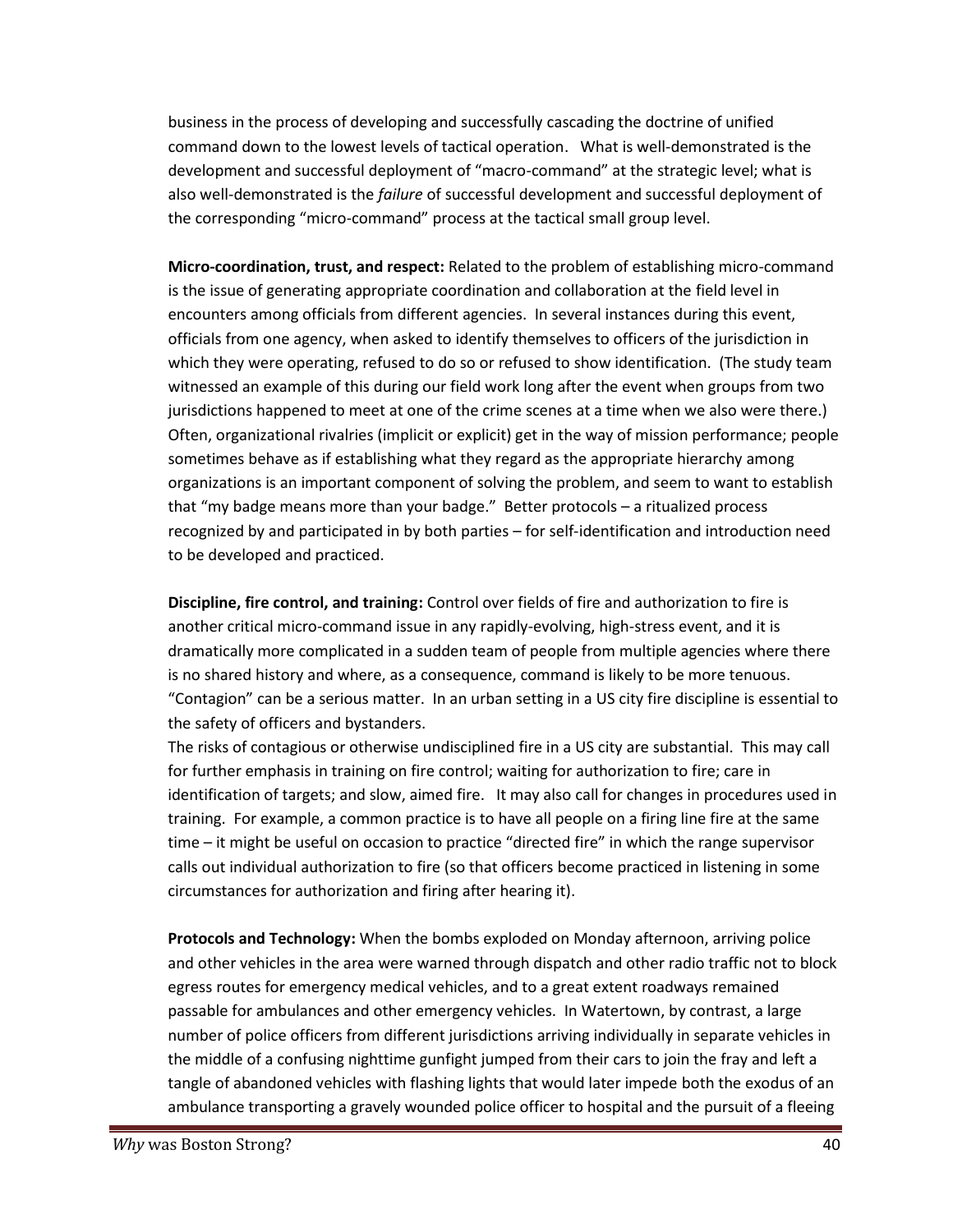business in the process of developing and successfully cascading the doctrine of unified command down to the lowest levels of tactical operation. What is well-demonstrated is the development and successful deployment of "macro-command" at the strategic level; what is also well-demonstrated is the *failure* of successful development and successful deployment of the corresponding "micro-command" process at the tactical small group level.

**Micro-coordination, trust, and respect:** Related to the problem of establishing micro-command is the issue of generating appropriate coordination and collaboration at the field level in encounters among officials from different agencies. In several instances during this event, officials from one agency, when asked to identify themselves to officers of the jurisdiction in which they were operating, refused to do so or refused to show identification. (The study team witnessed an example of this during our field work long after the event when groups from two jurisdictions happened to meet at one of the crime scenes at a time when we also were there.) Often, organizational rivalries (implicit or explicit) get in the way of mission performance; people sometimes behave as if establishing what they regard as the appropriate hierarchy among organizations is an important component of solving the problem, and seem to want to establish that "my badge means more than your badge." Better protocols – a ritualized process recognized by and participated in by both parties – for self-identification and introduction need to be developed and practiced.

**Discipline, fire control, and training:** Control over fields of fire and authorization to fire is another critical micro-command issue in any rapidly-evolving, high-stress event, and it is dramatically more complicated in a sudden team of people from multiple agencies where there is no shared history and where, as a consequence, command is likely to be more tenuous. "Contagion" can be a serious matter. In an urban setting in a US city fire discipline is essential to the safety of officers and bystanders.

The risks of contagious or otherwise undisciplined fire in a US city are substantial. This may call for further emphasis in training on fire control; waiting for authorization to fire; care in identification of targets; and slow, aimed fire. It may also call for changes in procedures used in training. For example, a common practice is to have all people on a firing line fire at the same time – it might be useful on occasion to practice "directed fire" in which the range supervisor calls out individual authorization to fire (so that officers become practiced in listening in some circumstances for authorization and firing after hearing it).

**Protocols and Technology:** When the bombs exploded on Monday afternoon, arriving police and other vehicles in the area were warned through dispatch and other radio traffic not to block egress routes for emergency medical vehicles, and to a great extent roadways remained passable for ambulances and other emergency vehicles. In Watertown, by contrast, a large number of police officers from different jurisdictions arriving individually in separate vehicles in the middle of a confusing nighttime gunfight jumped from their cars to join the fray and left a tangle of abandoned vehicles with flashing lights that would later impede both the exodus of an ambulance transporting a gravely wounded police officer to hospital and the pursuit of a fleeing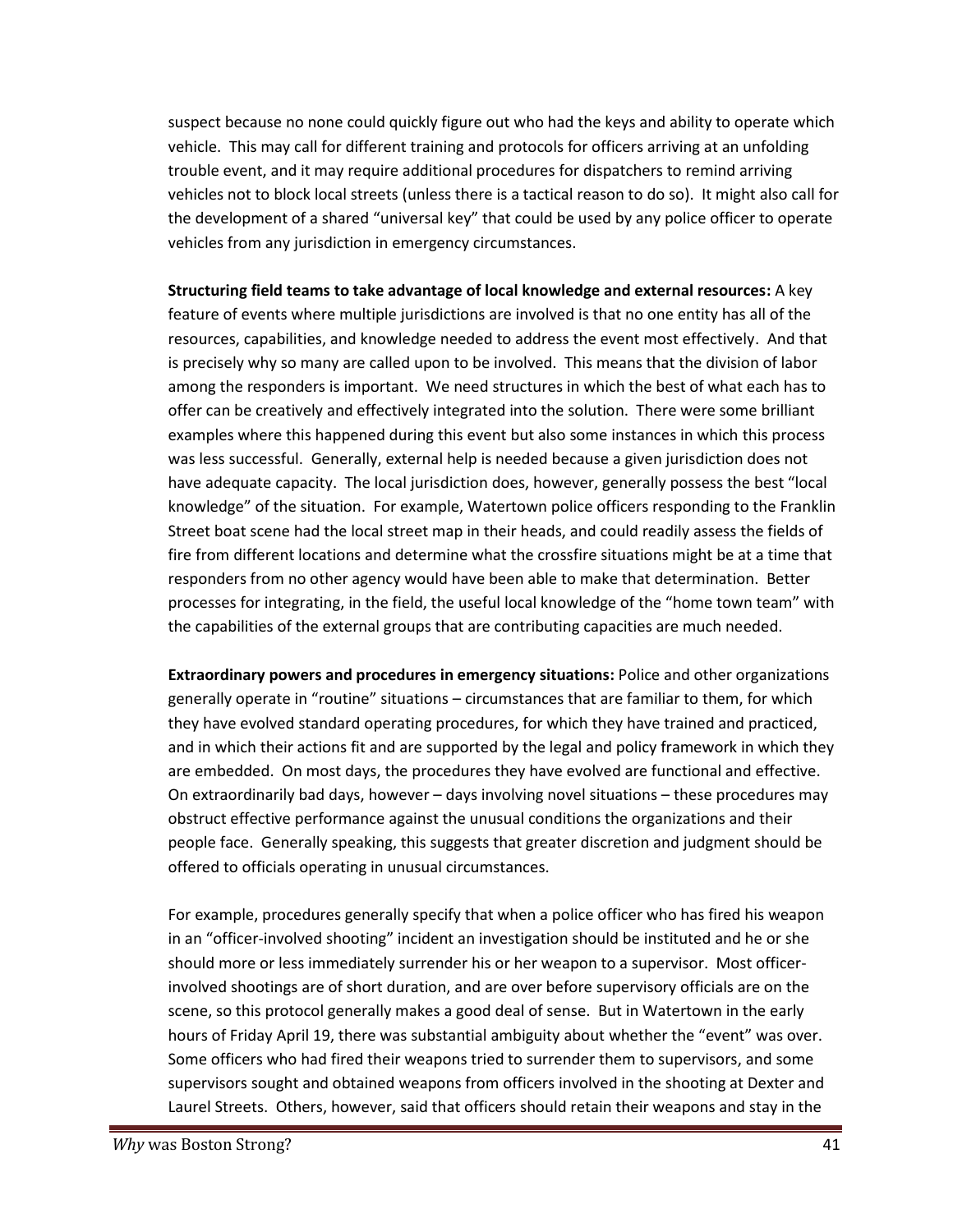suspect because no none could quickly figure out who had the keys and ability to operate which vehicle. This may call for different training and protocols for officers arriving at an unfolding trouble event, and it may require additional procedures for dispatchers to remind arriving vehicles not to block local streets (unless there is a tactical reason to do so). It might also call for the development of a shared "universal key" that could be used by any police officer to operate vehicles from any jurisdiction in emergency circumstances.

**Structuring field teams to take advantage of local knowledge and external resources:** A key feature of events where multiple jurisdictions are involved is that no one entity has all of the resources, capabilities, and knowledge needed to address the event most effectively. And that is precisely why so many are called upon to be involved. This means that the division of labor among the responders is important. We need structures in which the best of what each has to offer can be creatively and effectively integrated into the solution. There were some brilliant examples where this happened during this event but also some instances in which this process was less successful. Generally, external help is needed because a given jurisdiction does not have adequate capacity. The local jurisdiction does, however, generally possess the best "local knowledge" of the situation. For example, Watertown police officers responding to the Franklin Street boat scene had the local street map in their heads, and could readily assess the fields of fire from different locations and determine what the crossfire situations might be at a time that responders from no other agency would have been able to make that determination. Better processes for integrating, in the field, the useful local knowledge of the "home town team" with the capabilities of the external groups that are contributing capacities are much needed.

**Extraordinary powers and procedures in emergency situations:** Police and other organizations generally operate in "routine" situations – circumstances that are familiar to them, for which they have evolved standard operating procedures, for which they have trained and practiced, and in which their actions fit and are supported by the legal and policy framework in which they are embedded. On most days, the procedures they have evolved are functional and effective. On extraordinarily bad days, however – days involving novel situations – these procedures may obstruct effective performance against the unusual conditions the organizations and their people face. Generally speaking, this suggests that greater discretion and judgment should be offered to officials operating in unusual circumstances.

For example, procedures generally specify that when a police officer who has fired his weapon in an "officer-involved shooting" incident an investigation should be instituted and he or she should more or less immediately surrender his or her weapon to a supervisor. Most officer-involved shootings are of short duration, and are over before supervisory officials are on the scene, so this protocol generally makes a good deal of sense. But in Watertown in the early hours of Friday April 19, there was substantial ambiguity about whether the "event" was over. Some officers who had fired their weapons tried to surrender them to supervisors, and some supervisors sought and obtained weapons from officers involved in the shooting at Dexter and Laurel Streets. Others, however, said that officers should retain their weapons and stay in the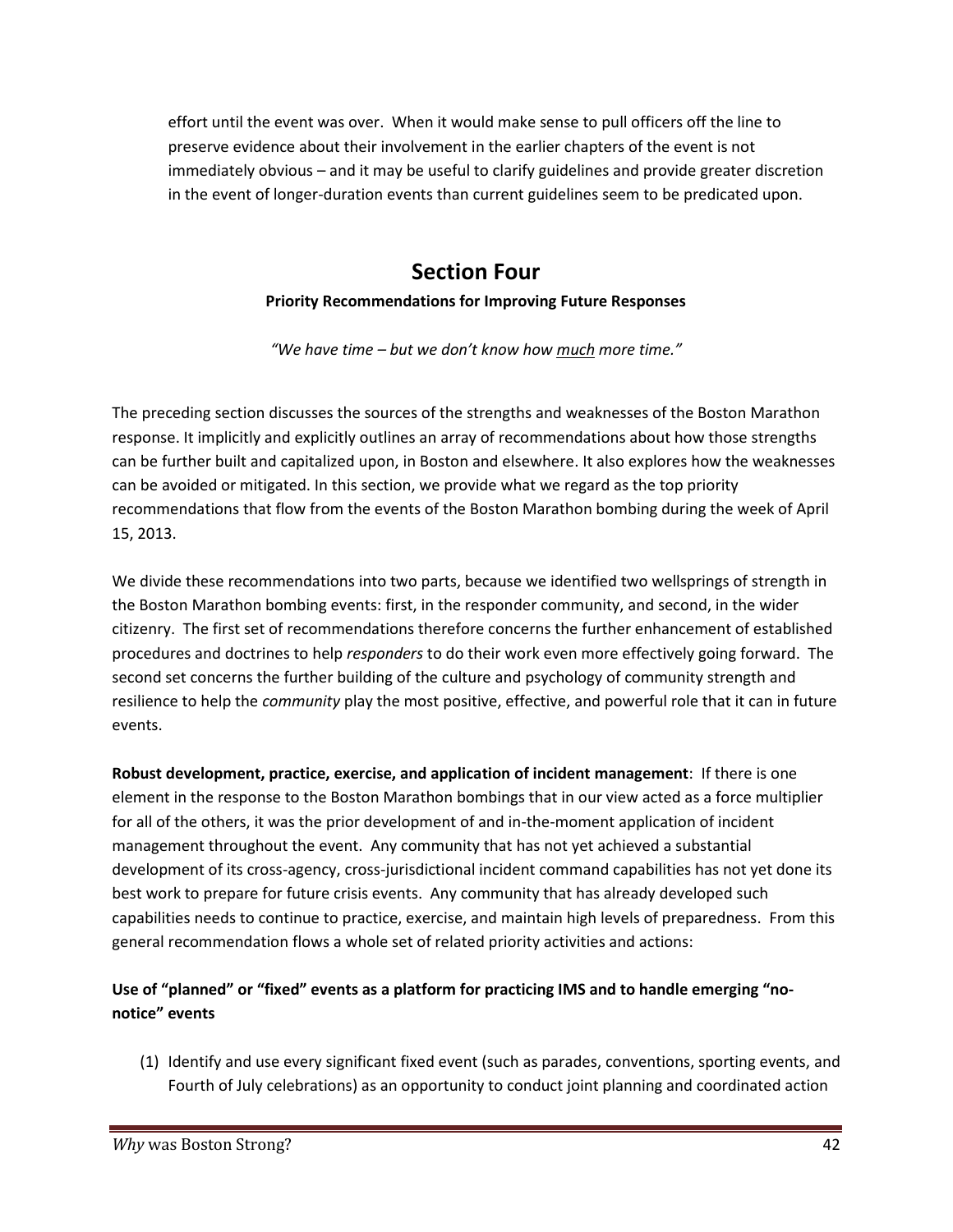effort until the event was over. When it would make sense to pull officers off the line to preserve evidence about their involvement in the earlier chapters of the event is not immediately obvious – and it may be useful to clarify guidelines and provide greater discretion in the event of longer-duration events than current guidelines seem to be predicated upon.

# Section Four

**Priority Recommendations for Improving Future Responses**

*"We have time – but we don't know how much more time."*

The preceding section discusses the sources of the strengths and weaknesses of the Boston Marathon response. It implicitly and explicitly outlines an array of recommendations about how those strengths can be further built and capitalized upon, in Boston and elsewhere. It also explores how the weaknesses can be avoided or mitigated. In this section, we provide what we regard as the top priority recommendations that flow from the events of the Boston Marathon bombing during the week of April 15, 2013.

We divide these recommendations into two parts, because we identified two wellsprings of strength in the Boston Marathon bombing events: first, in the responder community, and second, in the wider citizenry. The first set of recommendations therefore concerns the further enhancement of established procedures and doctrines to help *responders* to do their work even more effectively going forward. The second set concerns the further building of the culture and psychology of community strength and resilience to help the *community* play the most positive, effective, and powerful role that it can in future events.

**Robust development, practice, exercise, and application of incident management**: If there is one element in the response to the Boston Marathon bombings that in our view acted as a force multiplier for all of the others, it was the prior development of and in-the-moment application of incident management throughout the event. Any community that has not yet achieved a substantial development of its cross-agency, cross-jurisdictional incident command capabilities has not yet done its best work to prepare for future crisis events. Any community that has already developed such capabilities needs to continue to practice, exercise, and maintain high levels of preparedness. From this general recommendation flows a whole set of related priority activities and actions:

**Use of "planned" or "fixed" events as a platform for practicing IMS and to handle emerging "no-notice" events**

(1) Identify and use every significant fixed event (such as parades, conventions, sporting events, and Fourth of July celebrations) as an opportunity to conduct joint planning and coordinated action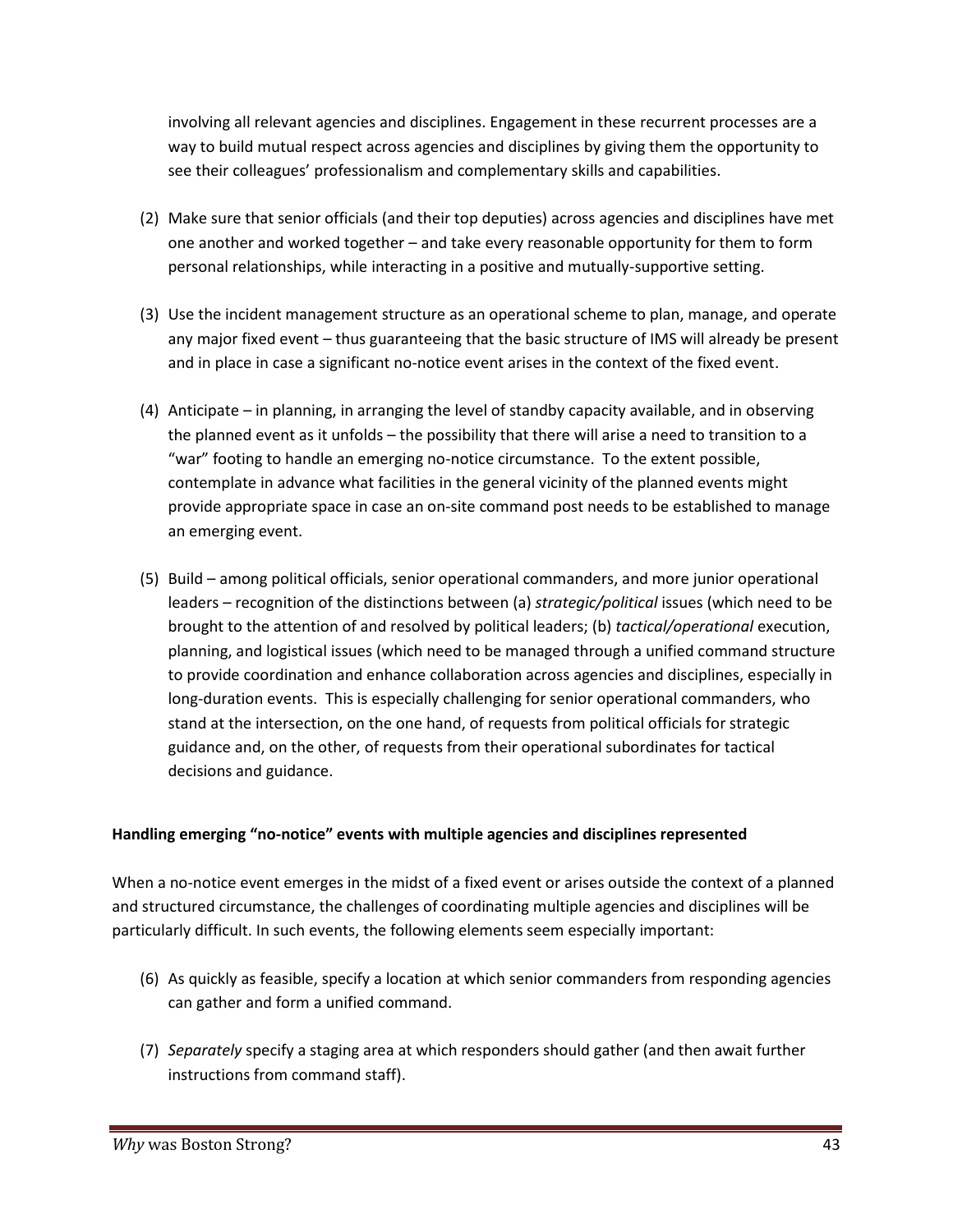involving all relevant agencies and disciplines. Engagement in these recurrent processes are a way to build mutual respect across agencies and disciplines by giving them the opportunity to see their colleagues' professionalism and complementary skills and capabilities.

(2) Make sure that senior officials (and their top deputies) across agencies and disciplines have met one another and worked together – and take every reasonable opportunity for them to form personal relationships, while interacting in a positive and mutually-supportive setting.

(3) Use the incident management structure as an operational scheme to plan, manage, and operate any major fixed event – thus guaranteeing that the basic structure of IMS will already be present and in place in case a significant no-notice event arises in the context of the fixed event.

(4) Anticipate – in planning, in arranging the level of standby capacity available, and in observing the planned event as it unfolds – the possibility that there will arise a need to transition to a "war" footing to handle an emerging no-notice circumstance. To the extent possible, contemplate in advance what facilities in the general vicinity of the planned events might provide appropriate space in case an on-site command post needs to be established to manage an emerging event.

(5) Build – among political officials, senior operational commanders, and more junior operational leaders – recognition of the distinctions between (a) *strategic/political* issues (which need to be brought to the attention of and resolved by political leaders; (b) *tactical/operational* execution, planning, and logistical issues (which need to be managed through a unified command structure to provide coordination and enhance collaboration across agencies and disciplines, especially in long-duration events. This is especially challenging for senior operational commanders, who stand at the intersection, on the one hand, of requests from political officials for strategic guidance and, on the other, of requests from their operational subordinates for tactical decisions and guidance.

**Handling emerging "no-notice" events with multiple agencies and disciplines represented**

When a no-notice event emerges in the midst of a fixed event or arises outside the context of a planned and structured circumstance, the challenges of coordinating multiple agencies and disciplines will be particularly difficult. In such events, the following elements seem especially important:

(6) As quickly as feasible, specify a location at which senior commanders from responding agencies can gather and form a unified command.

(7) *Separately* specify a staging area at which responders should gather (and then await further instructions from command staff).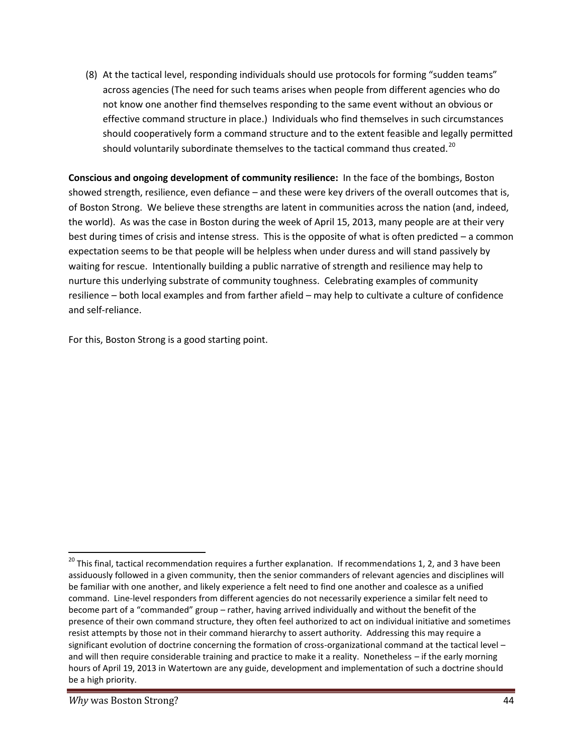(8) At the tactical level, responding individuals should use protocols for forming “sudden teams” across agencies (The need for such teams arises when people from different agencies who do not know one another find themselves responding to the same event without an obvious or effective command structure in place.) Individuals who find themselves in such circumstances should cooperatively form a command structure and to the extent feasible and legally permitted should voluntarily subordinate themselves to the tactical command thus created.[20]

**Conscious and ongoing development of community resilience:** In the face of the bombings, Boston showed strength, resilience, even defiance – and these were key drivers of the overall outcomes that is, of Boston Strong. We believe these strengths are latent in communities across the nation (and, indeed, the world). As was the case in Boston during the week of April 15, 2013, many people are at their very best during times of crisis and intense stress. This is the opposite of what is often predicted – a common expectation seems to be that people will be helpless when under duress and will stand passively by waiting for rescue. Intentionally building a public narrative of strength and resilience may help to nurture this underlying substrate of community toughness. Celebrating examples of community resilience – both local examples and from farther afield – may help to cultivate a culture of confidence and self-reliance.

For this, Boston Strong is a good starting point.

[20] This final, tactical recommendation requires a further explanation. If recommendations 1, 2, and 3 have been assiduously followed in a given community, then the senior commanders of relevant agencies and disciplines will be familiar with one another, and likely experience a felt need to find one another and coalesce as a unified command. Line-level responders from different agencies do not necessarily experience a similar felt need to become part of a “commanded” group – rather, having arrived individually and without the benefit of the presence of their own command structure, they often feel authorized to act on individual initiative and sometimes resist attempts by those not in their command hierarchy to assert authority. Addressing this may require a significant evolution of doctrine concerning the formation of cross-organizational command at the tactical level – and will then require considerable training and practice to make it a reality. Nonetheless – if the early morning hours of April 19, 2013 in Watertown are any guide, development and implementation of such a doctrine should be a high priority.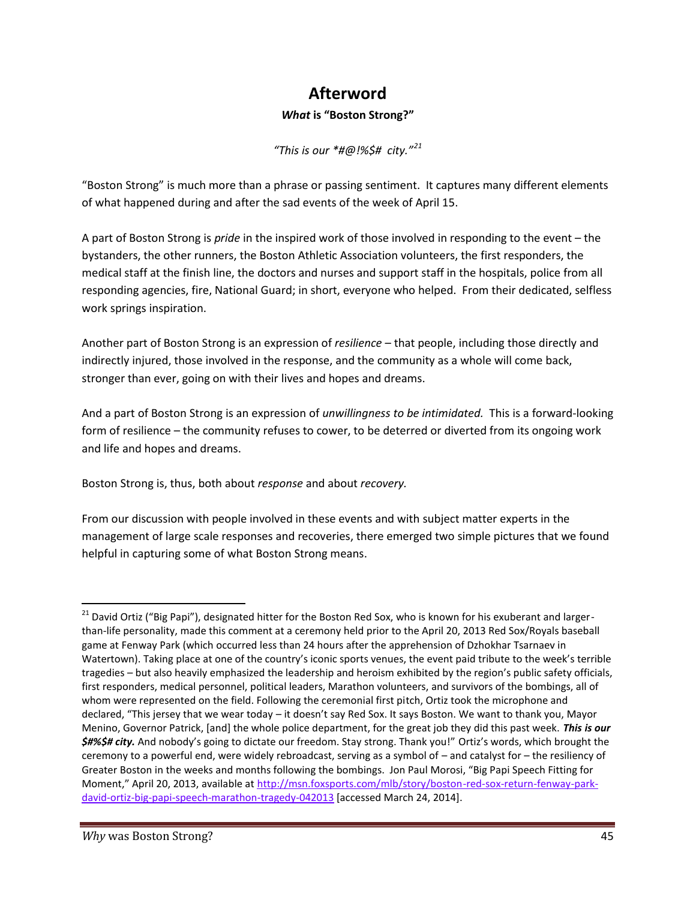# Afterword

### ***What* is "Boston Strong?"**

*"This is our \*#@!%$# city."*[21]

"Boston Strong" is much more than a phrase or passing sentiment. It captures many different elements of what happened during and after the sad events of the week of April 15.

A part of Boston Strong is *pride* in the inspired work of those involved in responding to the event – the bystanders, the other runners, the Boston Athletic Association volunteers, the first responders, the medical staff at the finish line, the doctors and nurses and support staff in the hospitals, police from all responding agencies, fire, National Guard; in short, everyone who helped. From their dedicated, selfless work springs inspiration.

Another part of Boston Strong is an expression of *resilience* – that people, including those directly and indirectly injured, those involved in the response, and the community as a whole will come back, stronger than ever, going on with their lives and hopes and dreams.

And a part of Boston Strong is an expression of *unwillingness to be intimidated.* This is a forward-looking form of resilience – the community refuses to cower, to be deterred or diverted from its ongoing work and life and hopes and dreams.

Boston Strong is, thus, both about *response* and about *recovery.*

From our discussion with people involved in these events and with subject matter experts in the management of large scale responses and recoveries, there emerged two simple pictures that we found helpful in capturing some of what Boston Strong means.

---

[21] David Ortiz ("Big Papi"), designated hitter for the Boston Red Sox, who is known for his exuberant and larger-than-life personality, made this comment at a ceremony held prior to the April 20, 2013 Red Sox/Royals baseball game at Fenway Park (which occurred less than 24 hours after the apprehension of Dzhokhar Tsarnaev in Watertown). Taking place at one of the country's iconic sports venues, the event paid tribute to the week's terrible tragedies – but also heavily emphasized the leadership and heroism exhibited by the region's public safety officials, first responders, medical personnel, political leaders, Marathon volunteers, and survivors of the bombings, all of whom were represented on the field. Following the ceremonial first pitch, Ortiz took the microphone and declared, "This jersey that we wear today – it doesn't say Red Sox. It says Boston. We want to thank you, Mayor Menino, Governor Patrick, [and] the whole police department, for the great job they did this past week. ***This is our $#%$# city.*** And nobody's going to dictate our freedom. Stay strong. Thank you!" Ortiz's words, which brought the ceremony to a powerful end, were widely rebroadcast, serving as a symbol of – and catalyst for – the resiliency of Greater Boston in the weeks and months following the bombings. Jon Paul Morosi, "Big Papi Speech Fitting for Moment," April 20, 2013, available at http://msn.foxsports.com/mlb/story/boston-red-sox-return-fenway-park-david-ortiz-big-papi-speech-marathon-tragedy-042013 [accessed March 24, 2014].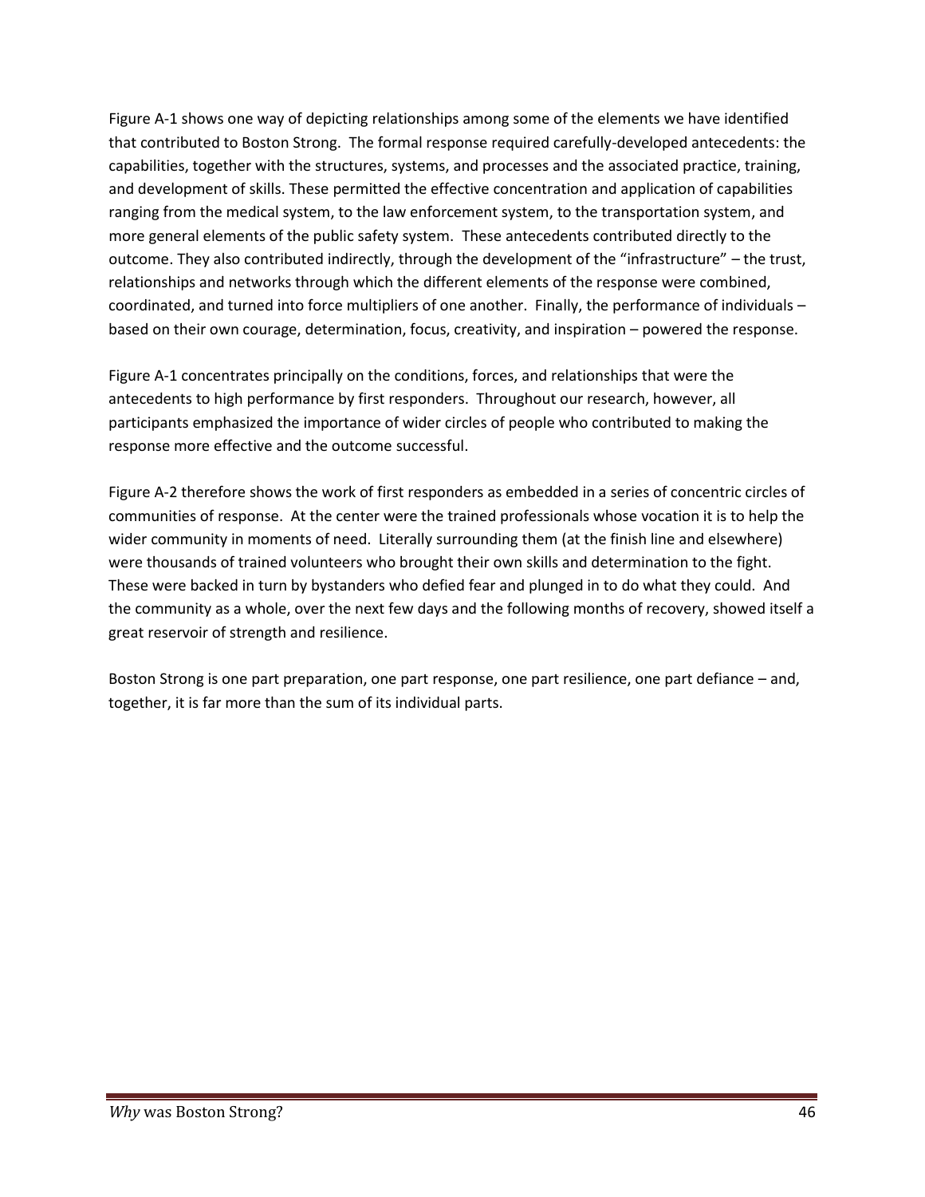Figure A-1 shows one way of depicting relationships among some of the elements we have identified that contributed to Boston Strong. The formal response required carefully-developed antecedents: the capabilities, together with the structures, systems, and processes and the associated practice, training, and development of skills. These permitted the effective concentration and application of capabilities ranging from the medical system, to the law enforcement system, to the transportation system, and more general elements of the public safety system. These antecedents contributed directly to the outcome. They also contributed indirectly, through the development of the "infrastructure" – the trust, relationships and networks through which the different elements of the response were combined, coordinated, and turned into force multipliers of one another. Finally, the performance of individuals – based on their own courage, determination, focus, creativity, and inspiration – powered the response.

Figure A-1 concentrates principally on the conditions, forces, and relationships that were the antecedents to high performance by first responders. Throughout our research, however, all participants emphasized the importance of wider circles of people who contributed to making the response more effective and the outcome successful.

Figure A-2 therefore shows the work of first responders as embedded in a series of concentric circles of communities of response. At the center were the trained professionals whose vocation it is to help the wider community in moments of need. Literally surrounding them (at the finish line and elsewhere) were thousands of trained volunteers who brought their own skills and determination to the fight. These were backed in turn by bystanders who defied fear and plunged in to do what they could. And the community as a whole, over the next few days and the following months of recovery, showed itself a great reservoir of strength and resilience.

Boston Strong is one part preparation, one part response, one part resilience, one part defiance – and, together, it is far more than the sum of its individual parts.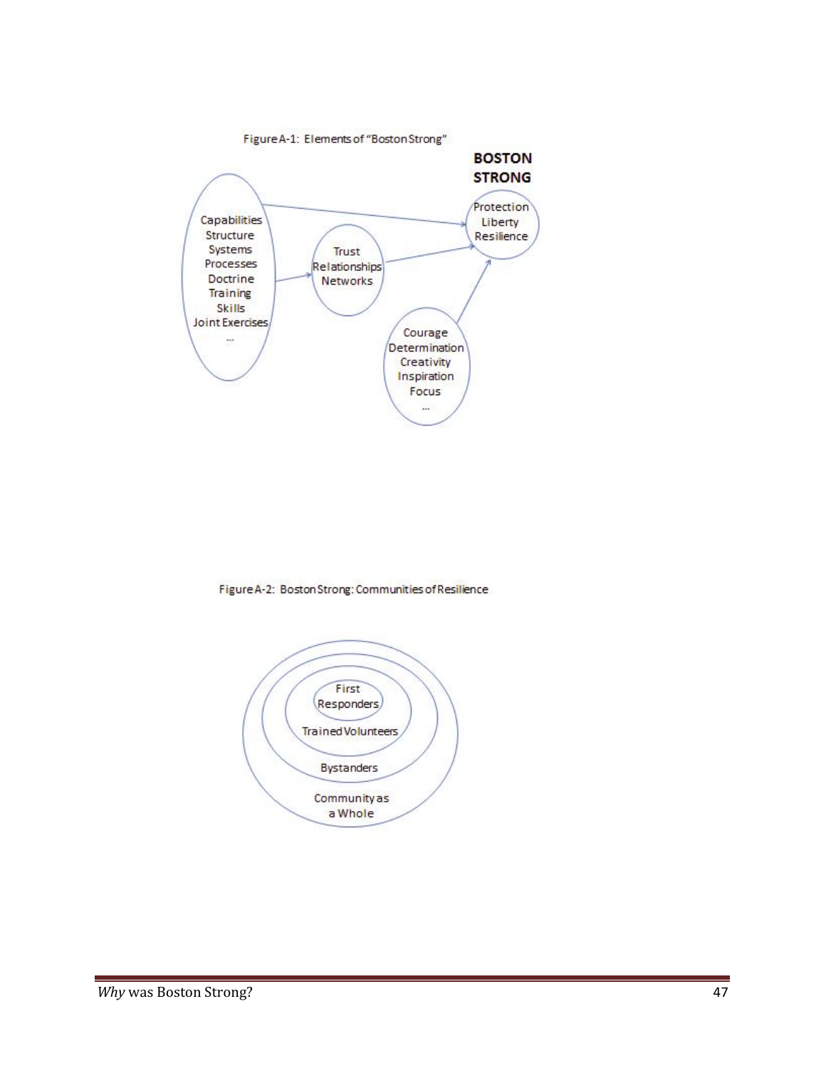Figure A-1: Elements of "Boston Strong"

**BOSTON STRONG**

Capabilities
Structure
Systems
Processes
Doctrine
Training
Skills
Joint Exercises
...

Trust
Relationships
Networks

Courage
Determination
Creativity
Inspiration
Focus
...

Protection
Liberty
Resilience

Figure A-2: Boston Strong: Communities of Resilience

First Responders

Trained Volunteers

Bystanders

Community as a Whole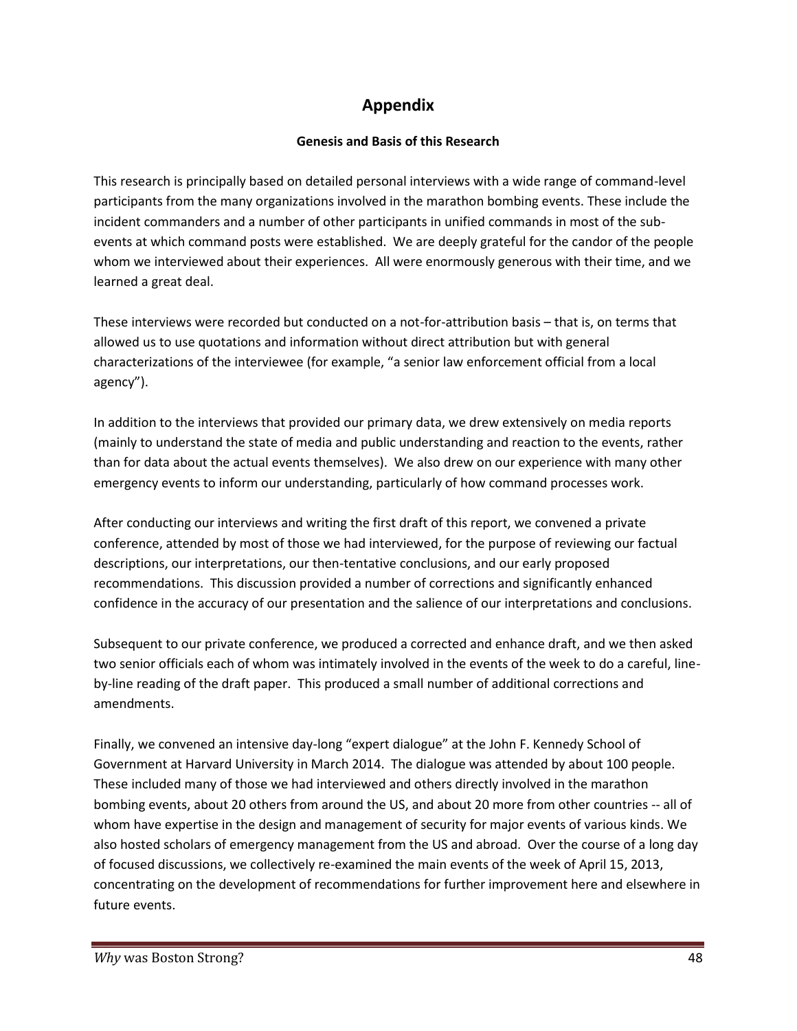# Appendix

### Genesis and Basis of this Research

This research is principally based on detailed personal interviews with a wide range of command-level participants from the many organizations involved in the marathon bombing events. These include the incident commanders and a number of other participants in unified commands in most of the sub-events at which command posts were established. We are deeply grateful for the candor of the people whom we interviewed about their experiences. All were enormously generous with their time, and we learned a great deal.

These interviews were recorded but conducted on a not-for-attribution basis – that is, on terms that allowed us to use quotations and information without direct attribution but with general characterizations of the interviewee (for example, "a senior law enforcement official from a local agency").

In addition to the interviews that provided our primary data, we drew extensively on media reports (mainly to understand the state of media and public understanding and reaction to the events, rather than for data about the actual events themselves). We also drew on our experience with many other emergency events to inform our understanding, particularly of how command processes work.

After conducting our interviews and writing the first draft of this report, we convened a private conference, attended by most of those we had interviewed, for the purpose of reviewing our factual descriptions, our interpretations, our then-tentative conclusions, and our early proposed recommendations. This discussion provided a number of corrections and significantly enhanced confidence in the accuracy of our presentation and the salience of our interpretations and conclusions.

Subsequent to our private conference, we produced a corrected and enhance draft, and we then asked two senior officials each of whom was intimately involved in the events of the week to do a careful, line-by-line reading of the draft paper. This produced a small number of additional corrections and amendments.

Finally, we convened an intensive day-long "expert dialogue" at the John F. Kennedy School of Government at Harvard University in March 2014. The dialogue was attended by about 100 people. These included many of those we had interviewed and others directly involved in the marathon bombing events, about 20 others from around the US, and about 20 more from other countries -- all of whom have expertise in the design and management of security for major events of various kinds. We also hosted scholars of emergency management from the US and abroad. Over the course of a long day of focused discussions, we collectively re-examined the main events of the week of April 15, 2013, concentrating on the development of recommendations for further improvement here and elsewhere in future events.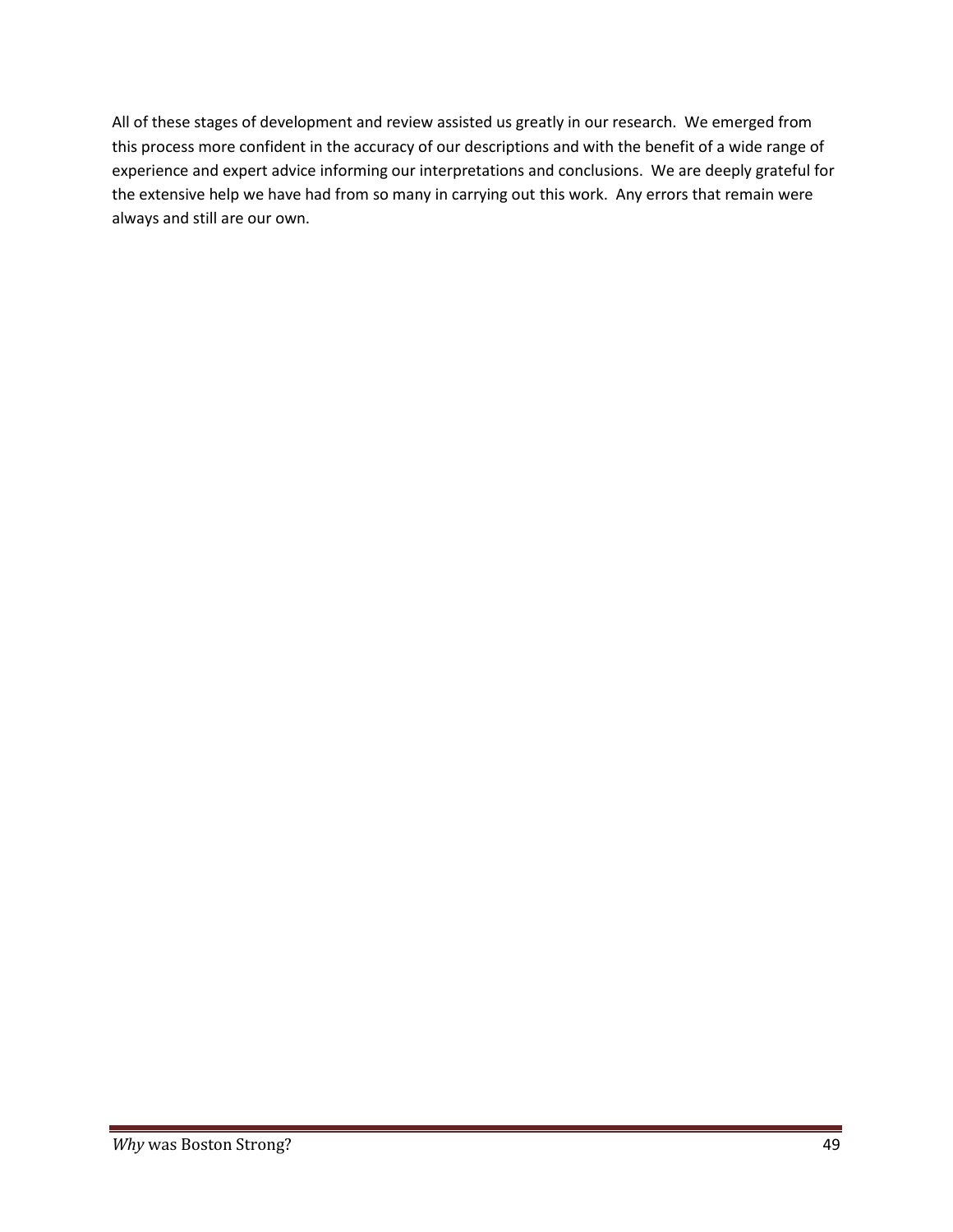All of these stages of development and review assisted us greatly in our research. We emerged from this process more confident in the accuracy of our descriptions and with the benefit of a wide range of experience and expert advice informing our interpretations and conclusions. We are deeply grateful for the extensive help we have had from so many in carrying out this work. Any errors that remain were always and still are our own.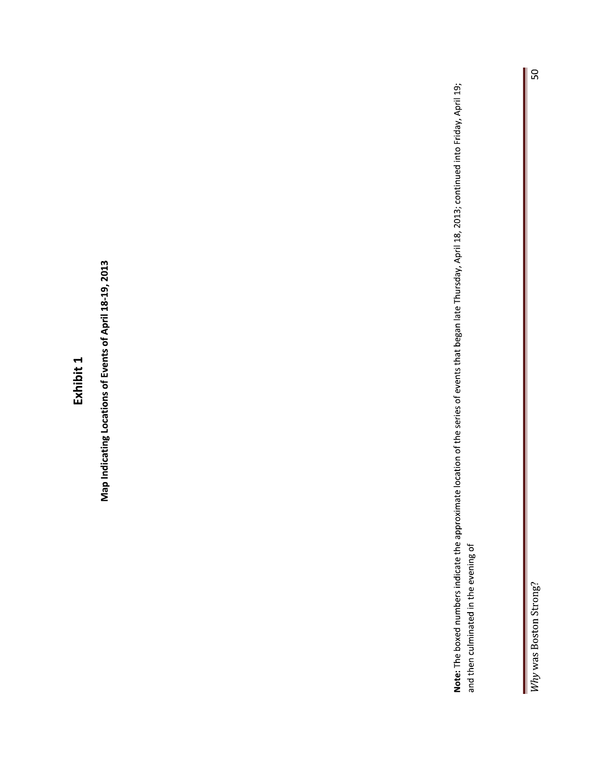# Exhibit 1

## Map Indicating Locations of Events of April 18-19, 2013

**Note**: The boxed numbers indicate the approximate location of the series of events that began late Thursday, April 18, 2013; continued into Friday, April 19; and then culminated in the evening of